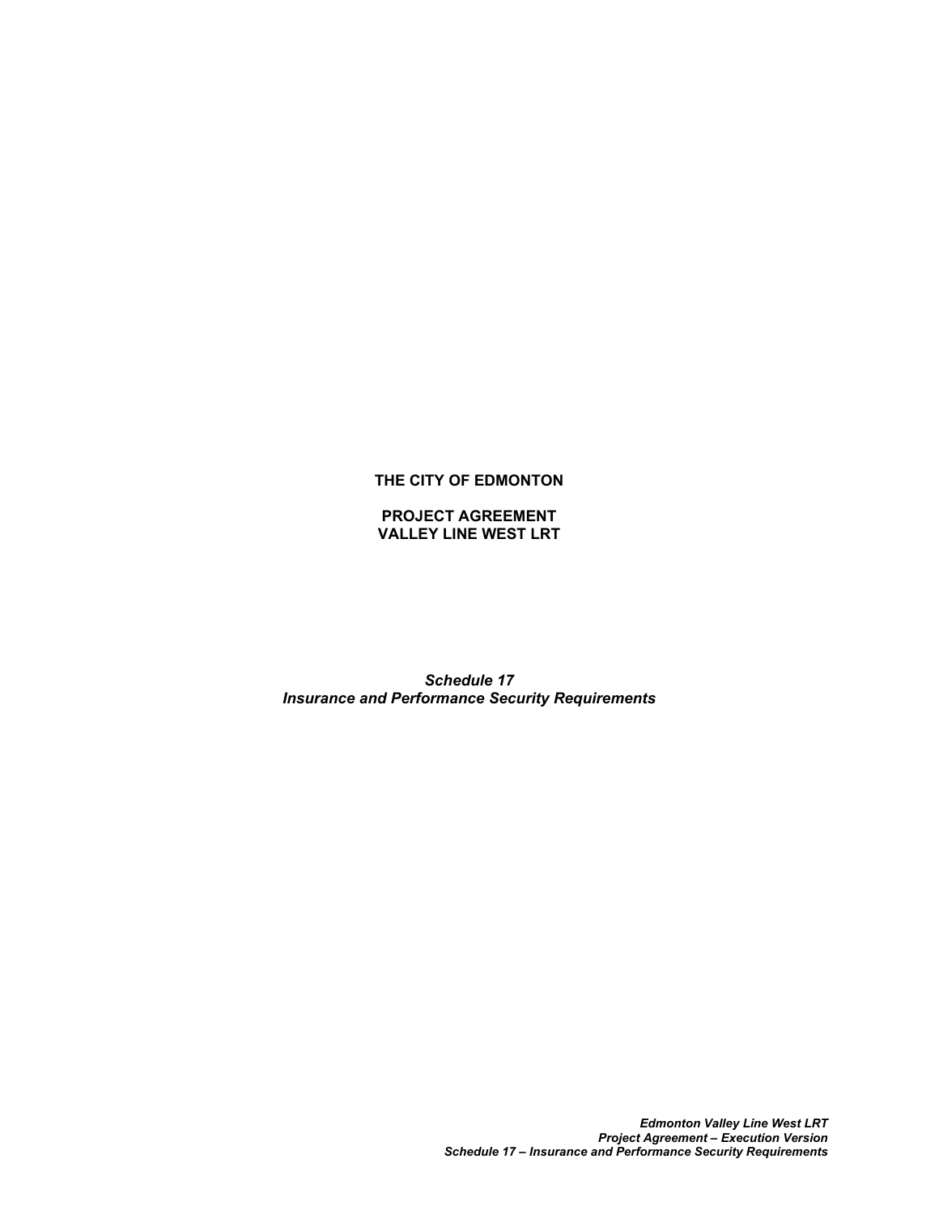**THE CITY OF EDMONTON**

**PROJECT AGREEMENT**
**VALLEY LINE WEST LRT**

***Schedule 17***
***Insurance and Performance Security Requirements***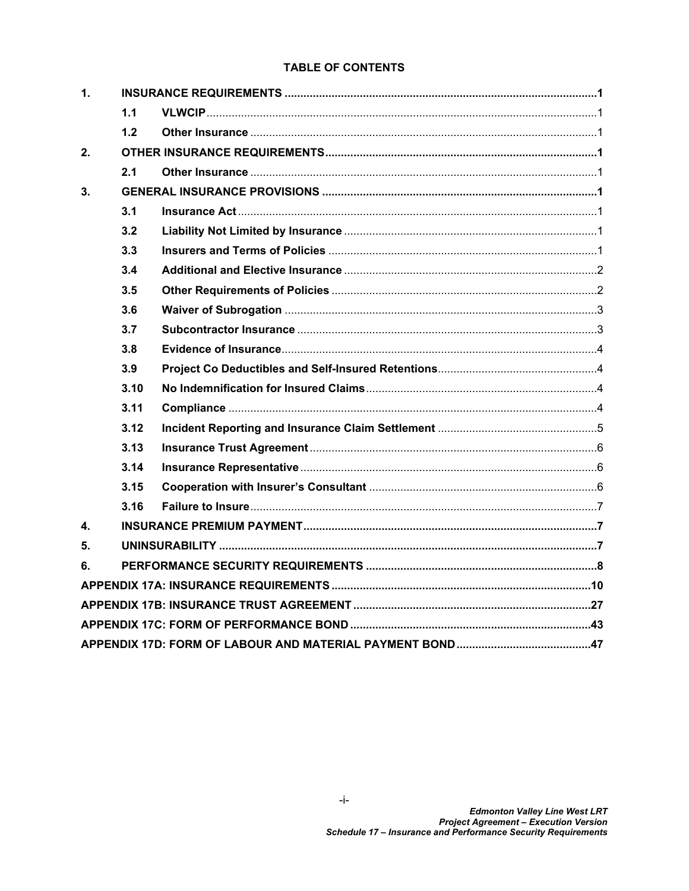# TABLE OF CONTENTS

| | | | |
|---|---|---|---|
| **1.** | **INSURANCE REQUIREMENTS** | | **1** |
| | **1.1** | **VLWCIP** | 1 |
| | **1.2** | **Other Insurance** | 1 |
| **2.** | **OTHER INSURANCE REQUIREMENTS** | | **1** |
| | **2.1** | **Other Insurance** | 1 |
| **3.** | **GENERAL INSURANCE PROVISIONS** | | **1** |
| | **3.1** | **Insurance Act** | 1 |
| | **3.2** | **Liability Not Limited by Insurance** | 1 |
| | **3.3** | **Insurers and Terms of Policies** | 1 |
| | **3.4** | **Additional and Elective Insurance** | 2 |
| | **3.5** | **Other Requirements of Policies** | 2 |
| | **3.6** | **Waiver of Subrogation** | 3 |
| | **3.7** | **Subcontractor Insurance** | 3 |
| | **3.8** | **Evidence of Insurance** | 4 |
| | **3.9** | **Project Co Deductibles and Self-Insured Retentions** | 4 |
| | **3.10** | **No Indemnification for Insured Claims** | 4 |
| | **3.11** | **Compliance** | 4 |
| | **3.12** | **Incident Reporting and Insurance Claim Settlement** | 5 |
| | **3.13** | **Insurance Trust Agreement** | 6 |
| | **3.14** | **Insurance Representative** | 6 |
| | **3.15** | **Cooperation with Insurer's Consultant** | 6 |
| | **3.16** | **Failure to Insure** | 7 |
| **4.** | **INSURANCE PREMIUM PAYMENT** | | **7** |
| **5.** | **UNINSURABILITY** | | **7** |
| **6.** | **PERFORMANCE SECURITY REQUIREMENTS** | | **8** |
| **APPENDIX 17A: INSURANCE REQUIREMENTS** | | | **10** |
| **APPENDIX 17B: INSURANCE TRUST AGREEMENT** | | | **27** |
| **APPENDIX 17C: FORM OF PERFORMANCE BOND** | | | **43** |
| **APPENDIX 17D: FORM OF LABOUR AND MATERIAL PAYMENT BOND** | | | **47** |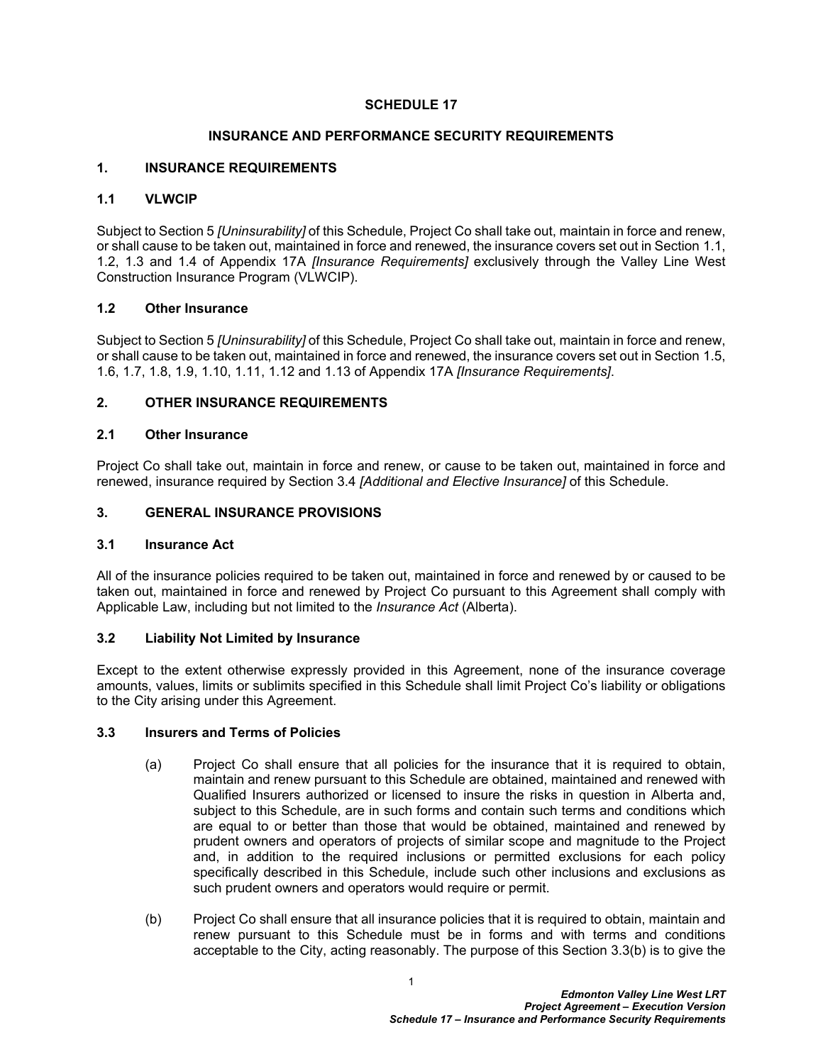# SCHEDULE 17

## INSURANCE AND PERFORMANCE SECURITY REQUIREMENTS

### 1. INSURANCE REQUIREMENTS

#### 1.1 VLWCIP

Subject to Section 5 *[Uninsurability]* of this Schedule, Project Co shall take out, maintain in force and renew, or shall cause to be taken out, maintained in force and renewed, the insurance covers set out in Section 1.1, 1.2, 1.3 and 1.4 of Appendix 17A *[Insurance Requirements]* exclusively through the Valley Line West Construction Insurance Program (VLWCIP).

#### 1.2 Other Insurance

Subject to Section 5 *[Uninsurability]* of this Schedule, Project Co shall take out, maintain in force and renew, or shall cause to be taken out, maintained in force and renewed, the insurance covers set out in Section 1.5, 1.6, 1.7, 1.8, 1.9, 1.10, 1.11, 1.12 and 1.13 of Appendix 17A *[Insurance Requirements]*.

### 2. OTHER INSURANCE REQUIREMENTS

#### 2.1 Other Insurance

Project Co shall take out, maintain in force and renew, or cause to be taken out, maintained in force and renewed, insurance required by Section 3.4 *[Additional and Elective Insurance]* of this Schedule.

### 3. GENERAL INSURANCE PROVISIONS

#### 3.1 Insurance Act

All of the insurance policies required to be taken out, maintained in force and renewed by or caused to be taken out, maintained in force and renewed by Project Co pursuant to this Agreement shall comply with Applicable Law, including but not limited to the *Insurance Act* (Alberta).

#### 3.2 Liability Not Limited by Insurance

Except to the extent otherwise expressly provided in this Agreement, none of the insurance coverage amounts, values, limits or sublimits specified in this Schedule shall limit Project Co's liability or obligations to the City arising under this Agreement.

#### 3.3 Insurers and Terms of Policies

(a) Project Co shall ensure that all policies for the insurance that it is required to obtain, maintain and renew pursuant to this Schedule are obtained, maintained and renewed with Qualified Insurers authorized or licensed to insure the risks in question in Alberta and, subject to this Schedule, are in such forms and contain such terms and conditions which are equal to or better than those that would be obtained, maintained and renewed by prudent owners and operators of projects of similar scope and magnitude to the Project and, in addition to the required inclusions or permitted exclusions for each policy specifically described in this Schedule, include such other inclusions and exclusions as such prudent owners and operators would require or permit.

(b) Project Co shall ensure that all insurance policies that it is required to obtain, maintain and renew pursuant to this Schedule must be in forms and with terms and conditions acceptable to the City, acting reasonably. The purpose of this Section 3.3(b) is to give the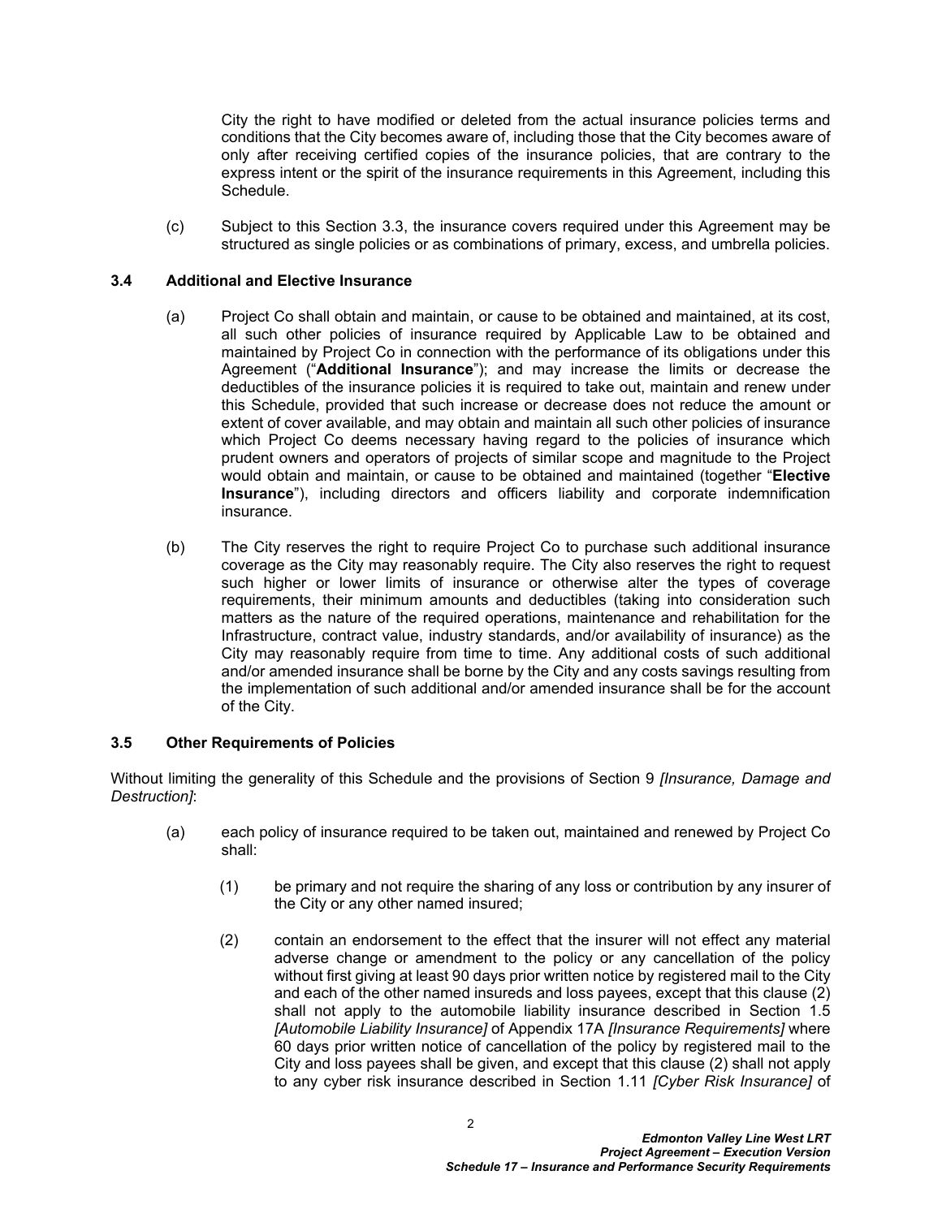City the right to have modified or deleted from the actual insurance policies terms and conditions that the City becomes aware of, including those that the City becomes aware of only after receiving certified copies of the insurance policies, that are contrary to the express intent or the spirit of the insurance requirements in this Agreement, including this Schedule.

(c) Subject to this Section 3.3, the insurance covers required under this Agreement may be structured as single policies or as combinations of primary, excess, and umbrella policies.

### 3.4 Additional and Elective Insurance

(a) Project Co shall obtain and maintain, or cause to be obtained and maintained, at its cost, all such other policies of insurance required by Applicable Law to be obtained and maintained by Project Co in connection with the performance of its obligations under this Agreement ("**Additional Insurance**"); and may increase the limits or decrease the deductibles of the insurance policies it is required to take out, maintain and renew under this Schedule, provided that such increase or decrease does not reduce the amount or extent of cover available, and may obtain and maintain all such other policies of insurance which Project Co deems necessary having regard to the policies of insurance which prudent owners and operators of projects of similar scope and magnitude to the Project would obtain and maintain, or cause to be obtained and maintained (together "**Elective Insurance**"), including directors and officers liability and corporate indemnification insurance.

(b) The City reserves the right to require Project Co to purchase such additional insurance coverage as the City may reasonably require. The City also reserves the right to request such higher or lower limits of insurance or otherwise alter the types of coverage requirements, their minimum amounts and deductibles (taking into consideration such matters as the nature of the required operations, maintenance and rehabilitation for the Infrastructure, contract value, industry standards, and/or availability of insurance) as the City may reasonably require from time to time. Any additional costs of such additional and/or amended insurance shall be borne by the City and any costs savings resulting from the implementation of such additional and/or amended insurance shall be for the account of the City.

### 3.5 Other Requirements of Policies

Without limiting the generality of this Schedule and the provisions of Section 9 *[Insurance, Damage and Destruction]*:

(a) each policy of insurance required to be taken out, maintained and renewed by Project Co shall:

(1) be primary and not require the sharing of any loss or contribution by any insurer of the City or any other named insured;

(2) contain an endorsement to the effect that the insurer will not effect any material adverse change or amendment to the policy or any cancellation of the policy without first giving at least 90 days prior written notice by registered mail to the City and each of the other named insureds and loss payees, except that this clause (2) shall not apply to the automobile liability insurance described in Section 1.5 *[Automobile Liability Insurance]* of Appendix 17A *[Insurance Requirements]* where 60 days prior written notice of cancellation of the policy by registered mail to the City and loss payees shall be given, and except that this clause (2) shall not apply to any cyber risk insurance described in Section 1.11 *[Cyber Risk Insurance]* of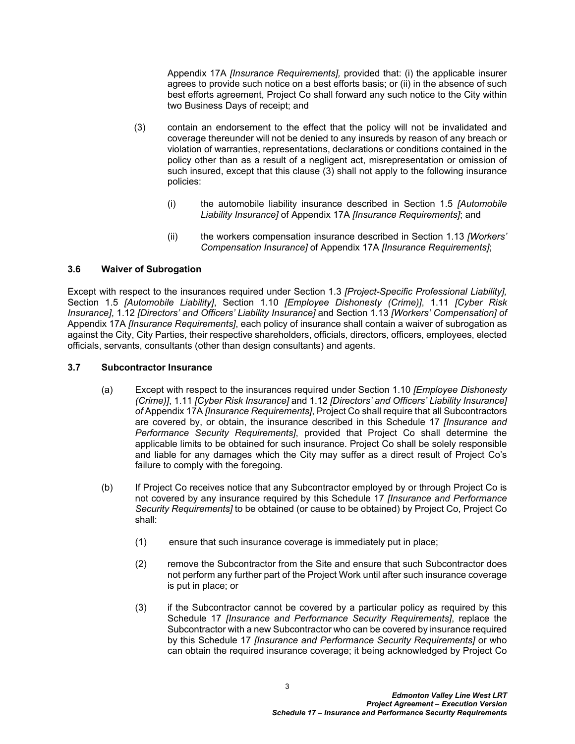Appendix 17A *[Insurance Requirements],* provided that: (i) the applicable insurer agrees to provide such notice on a best efforts basis; or (ii) in the absence of such best efforts agreement, Project Co shall forward any such notice to the City within two Business Days of receipt; and

(3) contain an endorsement to the effect that the policy will not be invalidated and coverage thereunder will not be denied to any insureds by reason of any breach or violation of warranties, representations, declarations or conditions contained in the policy other than as a result of a negligent act, misrepresentation or omission of such insured, except that this clause (3) shall not apply to the following insurance policies:

(i) the automobile liability insurance described in Section 1.5 *[Automobile Liability Insurance]* of Appendix 17A *[Insurance Requirements]*; and

(ii) the workers compensation insurance described in Section 1.13 *[Workers' Compensation Insurance]* of Appendix 17A *[Insurance Requirements]*;

### 3.6 Waiver of Subrogation

Except with respect to the insurances required under Section 1.3 *[Project-Specific Professional Liability],* Section 1.5 *[Automobile Liability]*, Section 1.10 *[Employee Dishonesty (Crime)]*, 1.11 *[Cyber Risk Insurance]*, 1.12 *[Directors' and Officers' Liability Insurance]* and Section 1.13 *[Workers' Compensation] of* Appendix 17A *[Insurance Requirements]*, each policy of insurance shall contain a waiver of subrogation as against the City, City Parties, their respective shareholders, officials, directors, officers, employees, elected officials, servants, consultants (other than design consultants) and agents.

### 3.7 Subcontractor Insurance

(a) Except with respect to the insurances required under Section 1.10 *[Employee Dishonesty (Crime)]*, 1.11 *[Cyber Risk Insurance]* and 1.12 *[Directors' and Officers' Liability Insurance] of* Appendix 17A *[Insurance Requirements]*, Project Co shall require that all Subcontractors are covered by, or obtain, the insurance described in this Schedule 17 *[Insurance and Performance Security Requirements]*, provided that Project Co shall determine the applicable limits to be obtained for such insurance. Project Co shall be solely responsible and liable for any damages which the City may suffer as a direct result of Project Co's failure to comply with the foregoing.

(b) If Project Co receives notice that any Subcontractor employed by or through Project Co is not covered by any insurance required by this Schedule 17 *[Insurance and Performance Security Requirements]* to be obtained (or cause to be obtained) by Project Co, Project Co shall:

(1) ensure that such insurance coverage is immediately put in place;

(2) remove the Subcontractor from the Site and ensure that such Subcontractor does not perform any further part of the Project Work until after such insurance coverage is put in place; or

(3) if the Subcontractor cannot be covered by a particular policy as required by this Schedule 17 *[Insurance and Performance Security Requirements]*, replace the Subcontractor with a new Subcontractor who can be covered by insurance required by this Schedule 17 *[Insurance and Performance Security Requirements]* or who can obtain the required insurance coverage; it being acknowledged by Project Co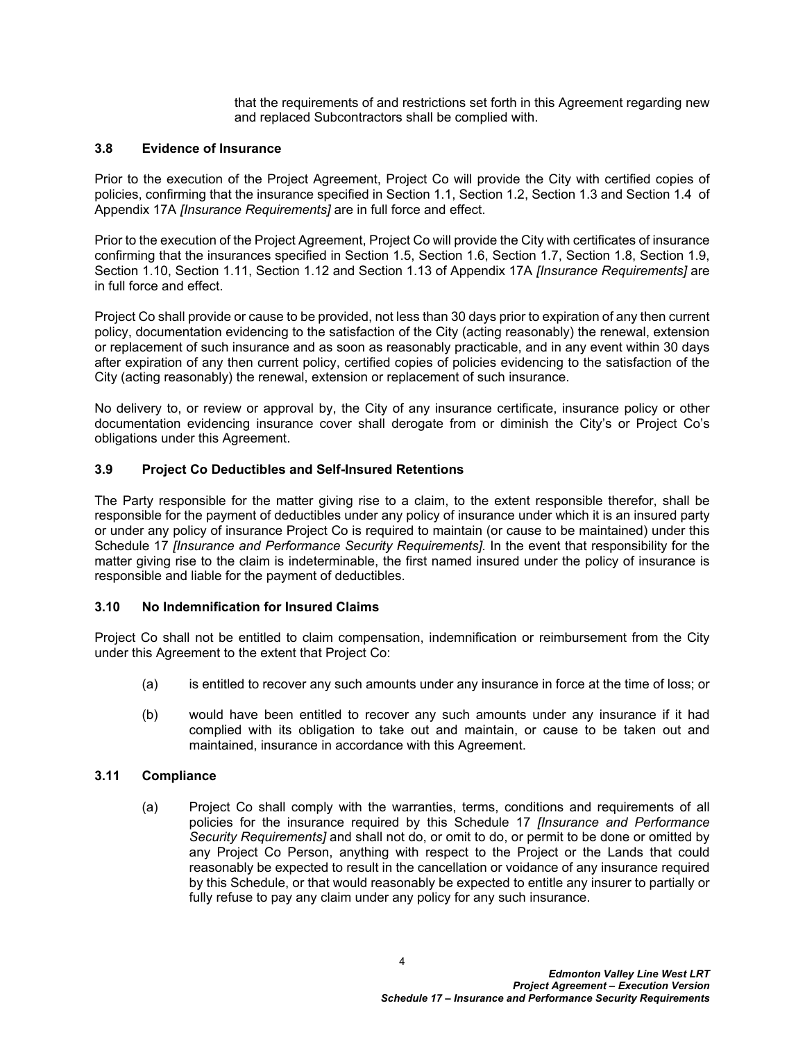that the requirements of and restrictions set forth in this Agreement regarding new and replaced Subcontractors shall be complied with.

### 3.8 Evidence of Insurance

Prior to the execution of the Project Agreement, Project Co will provide the City with certified copies of policies, confirming that the insurance specified in Section 1.1, Section 1.2, Section 1.3 and Section 1.4 of Appendix 17A *[Insurance Requirements]* are in full force and effect.

Prior to the execution of the Project Agreement, Project Co will provide the City with certificates of insurance confirming that the insurances specified in Section 1.5, Section 1.6, Section 1.7, Section 1.8, Section 1.9, Section 1.10, Section 1.11, Section 1.12 and Section 1.13 of Appendix 17A *[Insurance Requirements]* are in full force and effect.

Project Co shall provide or cause to be provided, not less than 30 days prior to expiration of any then current policy, documentation evidencing to the satisfaction of the City (acting reasonably) the renewal, extension or replacement of such insurance and as soon as reasonably practicable, and in any event within 30 days after expiration of any then current policy, certified copies of policies evidencing to the satisfaction of the City (acting reasonably) the renewal, extension or replacement of such insurance.

No delivery to, or review or approval by, the City of any insurance certificate, insurance policy or other documentation evidencing insurance cover shall derogate from or diminish the City's or Project Co's obligations under this Agreement.

### 3.9 Project Co Deductibles and Self-Insured Retentions

The Party responsible for the matter giving rise to a claim, to the extent responsible therefor, shall be responsible for the payment of deductibles under any policy of insurance under which it is an insured party or under any policy of insurance Project Co is required to maintain (or cause to be maintained) under this Schedule 17 *[Insurance and Performance Security Requirements]*. In the event that responsibility for the matter giving rise to the claim is indeterminable, the first named insured under the policy of insurance is responsible and liable for the payment of deductibles.

### 3.10 No Indemnification for Insured Claims

Project Co shall not be entitled to claim compensation, indemnification or reimbursement from the City under this Agreement to the extent that Project Co:

(a) is entitled to recover any such amounts under any insurance in force at the time of loss; or

(b) would have been entitled to recover any such amounts under any insurance if it had complied with its obligation to take out and maintain, or cause to be taken out and maintained, insurance in accordance with this Agreement.

### 3.11 Compliance

(a) Project Co shall comply with the warranties, terms, conditions and requirements of all policies for the insurance required by this Schedule 17 *[Insurance and Performance Security Requirements]* and shall not do, or omit to do, or permit to be done or omitted by any Project Co Person, anything with respect to the Project or the Lands that could reasonably be expected to result in the cancellation or voidance of any insurance required by this Schedule, or that would reasonably be expected to entitle any insurer to partially or fully refuse to pay any claim under any policy for any such insurance.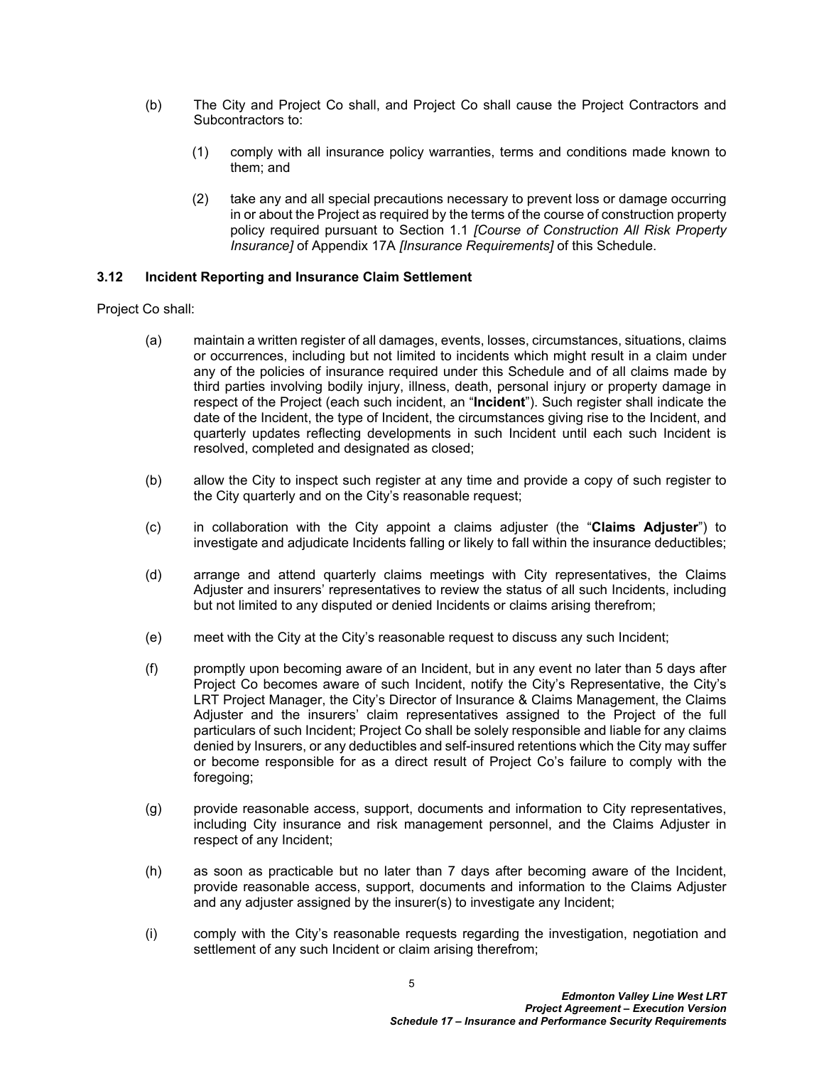(b) The City and Project Co shall, and Project Co shall cause the Project Contractors and Subcontractors to:

(1) comply with all insurance policy warranties, terms and conditions made known to them; and

(2) take any and all special precautions necessary to prevent loss or damage occurring in or about the Project as required by the terms of the course of construction property policy required pursuant to Section 1.1 *[Course of Construction All Risk Property Insurance]* of Appendix 17A *[Insurance Requirements]* of this Schedule.

### 3.12 Incident Reporting and Insurance Claim Settlement

Project Co shall:

(a) maintain a written register of all damages, events, losses, circumstances, situations, claims or occurrences, including but not limited to incidents which might result in a claim under any of the policies of insurance required under this Schedule and of all claims made by third parties involving bodily injury, illness, death, personal injury or property damage in respect of the Project (each such incident, an "**Incident**"). Such register shall indicate the date of the Incident, the type of Incident, the circumstances giving rise to the Incident, and quarterly updates reflecting developments in such Incident until each such Incident is resolved, completed and designated as closed;

(b) allow the City to inspect such register at any time and provide a copy of such register to the City quarterly and on the City's reasonable request;

(c) in collaboration with the City appoint a claims adjuster (the "**Claims Adjuster**") to investigate and adjudicate Incidents falling or likely to fall within the insurance deductibles;

(d) arrange and attend quarterly claims meetings with City representatives, the Claims Adjuster and insurers' representatives to review the status of all such Incidents, including but not limited to any disputed or denied Incidents or claims arising therefrom;

(e) meet with the City at the City's reasonable request to discuss any such Incident;

(f) promptly upon becoming aware of an Incident, but in any event no later than 5 days after Project Co becomes aware of such Incident, notify the City's Representative, the City's LRT Project Manager, the City's Director of Insurance & Claims Management, the Claims Adjuster and the insurers' claim representatives assigned to the Project of the full particulars of such Incident; Project Co shall be solely responsible and liable for any claims denied by Insurers, or any deductibles and self-insured retentions which the City may suffer or become responsible for as a direct result of Project Co's failure to comply with the foregoing;

(g) provide reasonable access, support, documents and information to City representatives, including City insurance and risk management personnel, and the Claims Adjuster in respect of any Incident;

(h) as soon as practicable but no later than 7 days after becoming aware of the Incident, provide reasonable access, support, documents and information to the Claims Adjuster and any adjuster assigned by the insurer(s) to investigate any Incident;

(i) comply with the City's reasonable requests regarding the investigation, negotiation and settlement of any such Incident or claim arising therefrom;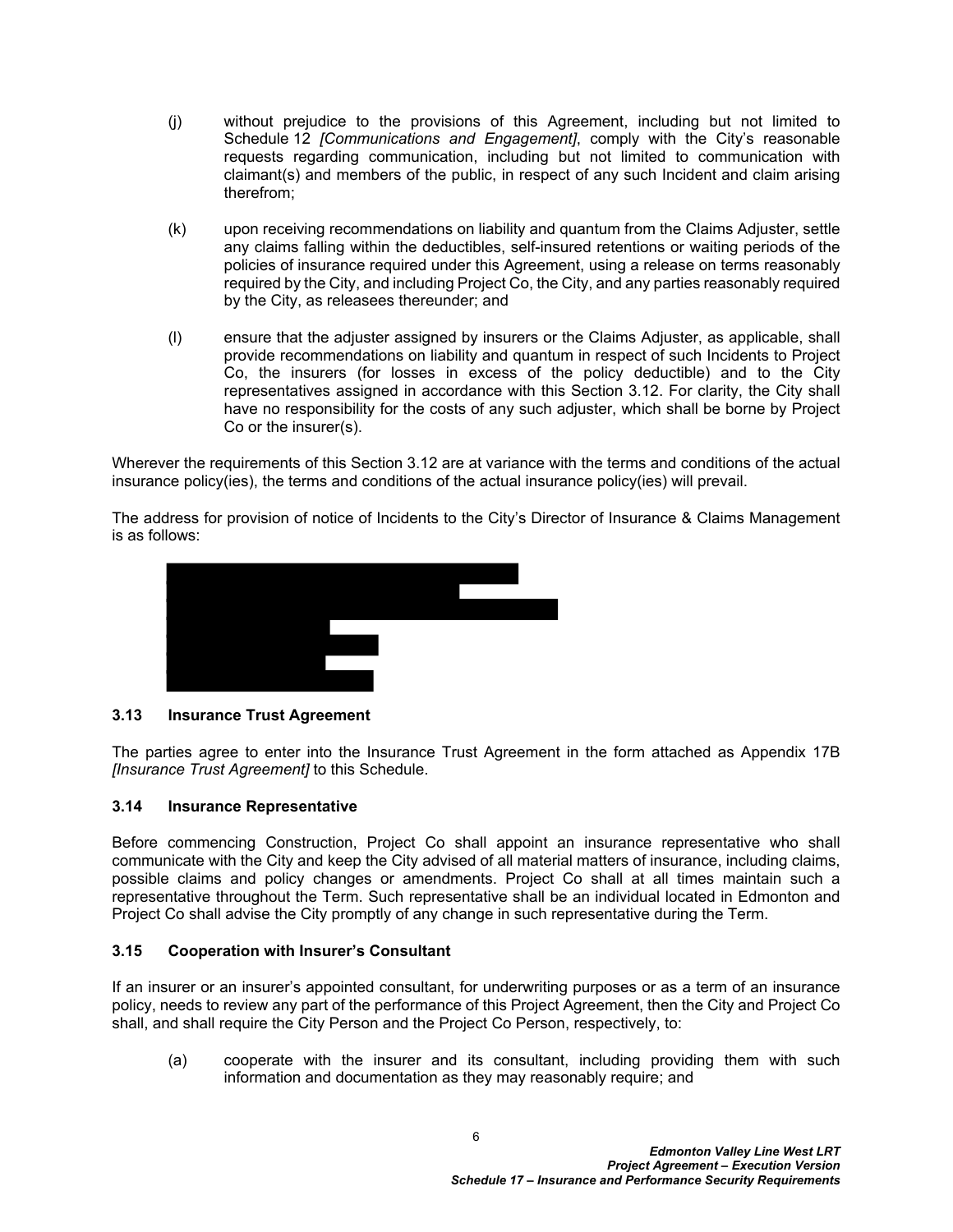(j) without prejudice to the provisions of this Agreement, including but not limited to Schedule 12 *[Communications and Engagement]*, comply with the City's reasonable requests regarding communication, including but not limited to communication with claimant(s) and members of the public, in respect of any such Incident and claim arising therefrom;

(k) upon receiving recommendations on liability and quantum from the Claims Adjuster, settle any claims falling within the deductibles, self-insured retentions or waiting periods of the policies of insurance required under this Agreement, using a release on terms reasonably required by the City, and including Project Co, the City, and any parties reasonably required by the City, as releasees thereunder; and

(l) ensure that the adjuster assigned by insurers or the Claims Adjuster, as applicable, shall provide recommendations on liability and quantum in respect of such Incidents to Project Co, the insurers (for losses in excess of the policy deductible) and to the City representatives assigned in accordance with this Section 3.12. For clarity, the City shall have no responsibility for the costs of any such adjuster, which shall be borne by Project Co or the insurer(s).

Wherever the requirements of this Section 3.12 are at variance with the terms and conditions of the actual insurance policy(ies), the terms and conditions of the actual insurance policy(ies) will prevail.

The address for provision of notice of Incidents to the City's Director of Insurance & Claims Management is as follows:

### 3.13 Insurance Trust Agreement

The parties agree to enter into the Insurance Trust Agreement in the form attached as Appendix 17B *[Insurance Trust Agreement]* to this Schedule.

### 3.14 Insurance Representative

Before commencing Construction, Project Co shall appoint an insurance representative who shall communicate with the City and keep the City advised of all material matters of insurance, including claims, possible claims and policy changes or amendments. Project Co shall at all times maintain such a representative throughout the Term. Such representative shall be an individual located in Edmonton and Project Co shall advise the City promptly of any change in such representative during the Term.

### 3.15 Cooperation with Insurer's Consultant

If an insurer or an insurer's appointed consultant, for underwriting purposes or as a term of an insurance policy, needs to review any part of the performance of this Project Agreement, then the City and Project Co shall, and shall require the City Person and the Project Co Person, respectively, to:

(a) cooperate with the insurer and its consultant, including providing them with such information and documentation as they may reasonably require; and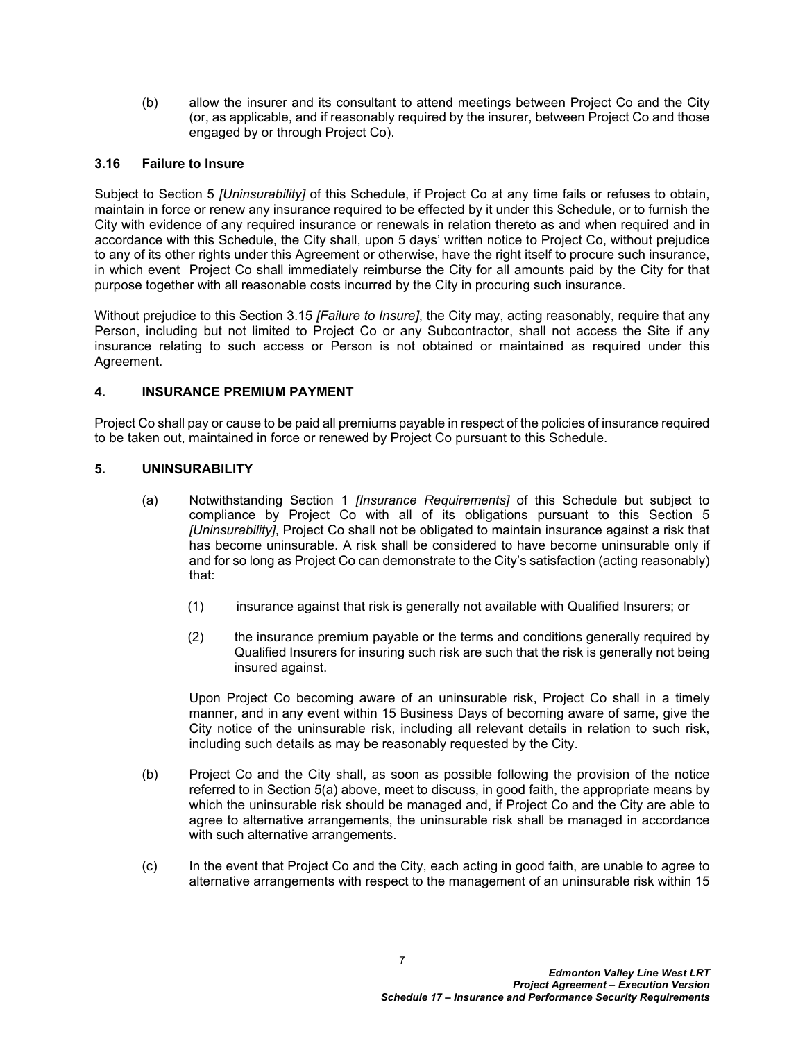(b) allow the insurer and its consultant to attend meetings between Project Co and the City (or, as applicable, and if reasonably required by the insurer, between Project Co and those engaged by or through Project Co).

### 3.16 Failure to Insure

Subject to Section 5 *[Uninsurability]* of this Schedule, if Project Co at any time fails or refuses to obtain, maintain in force or renew any insurance required to be effected by it under this Schedule, or to furnish the City with evidence of any required insurance or renewals in relation thereto as and when required and in accordance with this Schedule, the City shall, upon 5 days' written notice to Project Co, without prejudice to any of its other rights under this Agreement or otherwise, have the right itself to procure such insurance, in which event Project Co shall immediately reimburse the City for all amounts paid by the City for that purpose together with all reasonable costs incurred by the City in procuring such insurance.

Without prejudice to this Section 3.15 *[Failure to Insure]*, the City may, acting reasonably, require that any Person, including but not limited to Project Co or any Subcontractor, shall not access the Site if any insurance relating to such access or Person is not obtained or maintained as required under this Agreement.

## 4. INSURANCE PREMIUM PAYMENT

Project Co shall pay or cause to be paid all premiums payable in respect of the policies of insurance required to be taken out, maintained in force or renewed by Project Co pursuant to this Schedule.

## 5. UNINSURABILITY

(a) Notwithstanding Section 1 *[Insurance Requirements]* of this Schedule but subject to compliance by Project Co with all of its obligations pursuant to this Section 5 *[Uninsurability]*, Project Co shall not be obligated to maintain insurance against a risk that has become uninsurable. A risk shall be considered to have become uninsurable only if and for so long as Project Co can demonstrate to the City's satisfaction (acting reasonably) that:

(1) insurance against that risk is generally not available with Qualified Insurers; or

(2) the insurance premium payable or the terms and conditions generally required by Qualified Insurers for insuring such risk are such that the risk is generally not being insured against.

Upon Project Co becoming aware of an uninsurable risk, Project Co shall in a timely manner, and in any event within 15 Business Days of becoming aware of same, give the City notice of the uninsurable risk, including all relevant details in relation to such risk, including such details as may be reasonably requested by the City.

(b) Project Co and the City shall, as soon as possible following the provision of the notice referred to in Section 5(a) above, meet to discuss, in good faith, the appropriate means by which the uninsurable risk should be managed and, if Project Co and the City are able to agree to alternative arrangements, the uninsurable risk shall be managed in accordance with such alternative arrangements.

(c) In the event that Project Co and the City, each acting in good faith, are unable to agree to alternative arrangements with respect to the management of an uninsurable risk within 15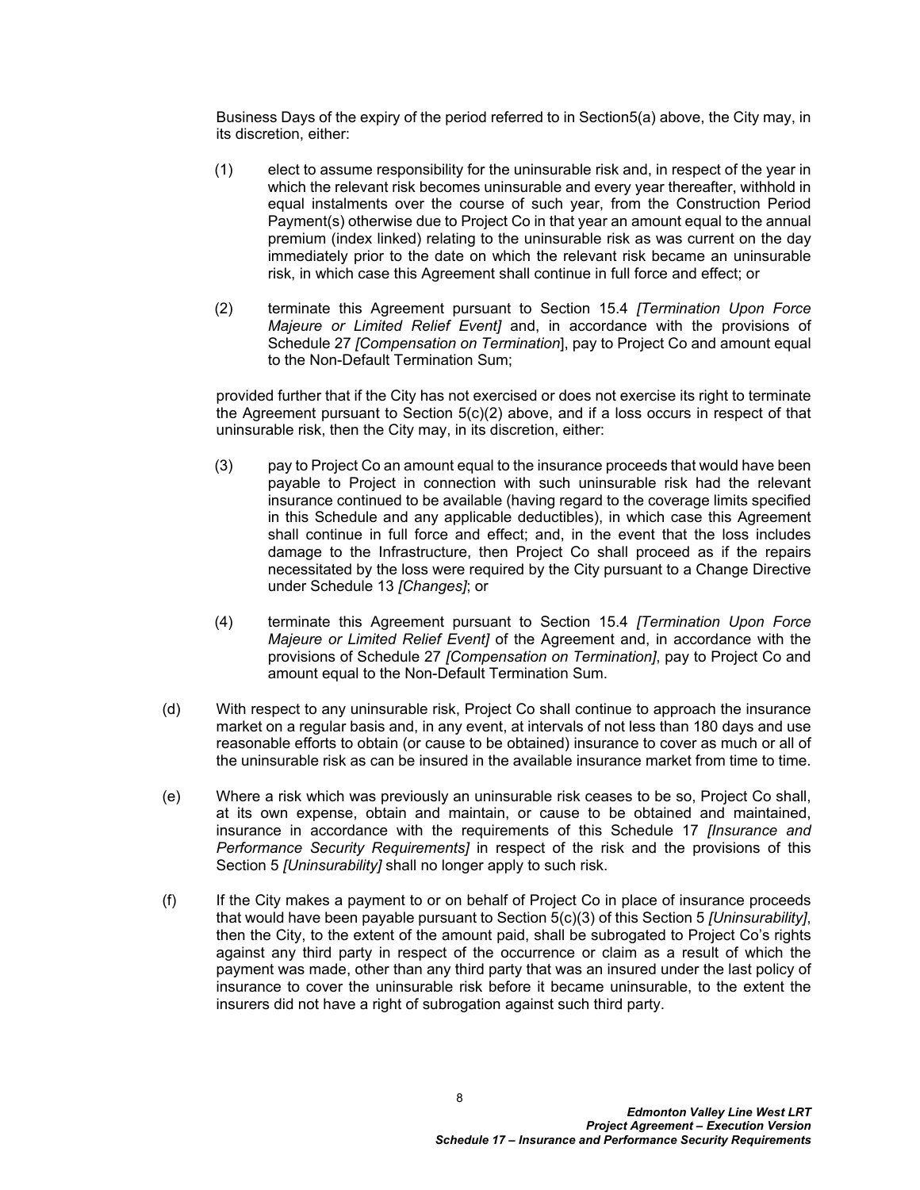Business Days of the expiry of the period referred to in Section5(a) above, the City may, in its discretion, either:

(1) elect to assume responsibility for the uninsurable risk and, in respect of the year in which the relevant risk becomes uninsurable and every year thereafter, withhold in equal instalments over the course of such year, from the Construction Period Payment(s) otherwise due to Project Co in that year an amount equal to the annual premium (index linked) relating to the uninsurable risk as was current on the day immediately prior to the date on which the relevant risk became an uninsurable risk, in which case this Agreement shall continue in full force and effect; or

(2) terminate this Agreement pursuant to Section 15.4 *[Termination Upon Force Majeure or Limited Relief Event]* and, in accordance with the provisions of Schedule 27 *[Compensation on Termination*], pay to Project Co and amount equal to the Non-Default Termination Sum;

provided further that if the City has not exercised or does not exercise its right to terminate the Agreement pursuant to Section 5(c)(2) above, and if a loss occurs in respect of that uninsurable risk, then the City may, in its discretion, either:

(3) pay to Project Co an amount equal to the insurance proceeds that would have been payable to Project in connection with such uninsurable risk had the relevant insurance continued to be available (having regard to the coverage limits specified in this Schedule and any applicable deductibles), in which case this Agreement shall continue in full force and effect; and, in the event that the loss includes damage to the Infrastructure, then Project Co shall proceed as if the repairs necessitated by the loss were required by the City pursuant to a Change Directive under Schedule 13 *[Changes]*; or

(4) terminate this Agreement pursuant to Section 15.4 *[Termination Upon Force Majeure or Limited Relief Event]* of the Agreement and, in accordance with the provisions of Schedule 27 *[Compensation on Termination]*, pay to Project Co and amount equal to the Non-Default Termination Sum.

(d) With respect to any uninsurable risk, Project Co shall continue to approach the insurance market on a regular basis and, in any event, at intervals of not less than 180 days and use reasonable efforts to obtain (or cause to be obtained) insurance to cover as much or all of the uninsurable risk as can be insured in the available insurance market from time to time.

(e) Where a risk which was previously an uninsurable risk ceases to be so, Project Co shall, at its own expense, obtain and maintain, or cause to be obtained and maintained, insurance in accordance with the requirements of this Schedule 17 *[Insurance and Performance Security Requirements]* in respect of the risk and the provisions of this Section 5 *[Uninsurability]* shall no longer apply to such risk.

(f) If the City makes a payment to or on behalf of Project Co in place of insurance proceeds that would have been payable pursuant to Section 5(c)(3) of this Section 5 *[Uninsurability]*, then the City, to the extent of the amount paid, shall be subrogated to Project Co's rights against any third party in respect of the occurrence or claim as a result of which the payment was made, other than any third party that was an insured under the last policy of insurance to cover the uninsurable risk before it became uninsurable, to the extent the insurers did not have a right of subrogation against such third party.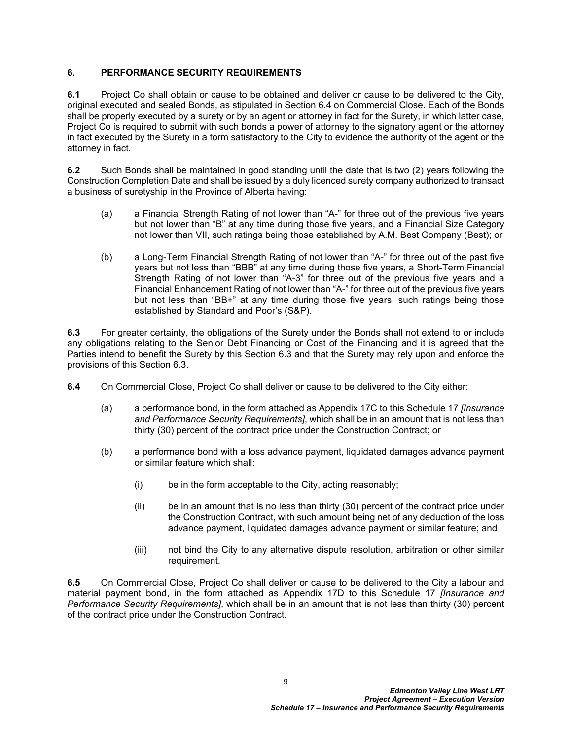## 6. PERFORMANCE SECURITY REQUIREMENTS

**6.1** Project Co shall obtain or cause to be obtained and deliver or cause to be delivered to the City, original executed and sealed Bonds, as stipulated in Section 6.4 on Commercial Close. Each of the Bonds shall be properly executed by a surety or by an agent or attorney in fact for the Surety, in which latter case, Project Co is required to submit with such bonds a power of attorney to the signatory agent or the attorney in fact executed by the Surety in a form satisfactory to the City to evidence the authority of the agent or the attorney in fact.

**6.2** Such Bonds shall be maintained in good standing until the date that is two (2) years following the Construction Completion Date and shall be issued by a duly licenced surety company authorized to transact a business of suretyship in the Province of Alberta having:

(a) a Financial Strength Rating of not lower than "A-" for three out of the previous five years but not lower than "B" at any time during those five years, and a Financial Size Category not lower than VII, such ratings being those established by A.M. Best Company (Best); or

(b) a Long-Term Financial Strength Rating of not lower than "A-" for three out of the past five years but not less than "BBB" at any time during those five years, a Short-Term Financial Strength Rating of not lower than "A-3" for three out of the previous five years and a Financial Enhancement Rating of not lower than "A-" for three out of the previous five years but not less than "BB+" at any time during those five years, such ratings being those established by Standard and Poor's (S&P).

**6.3** For greater certainty, the obligations of the Surety under the Bonds shall not extend to or include any obligations relating to the Senior Debt Financing or Cost of the Financing and it is agreed that the Parties intend to benefit the Surety by this Section 6.3 and that the Surety may rely upon and enforce the provisions of this Section 6.3.

**6.4** On Commercial Close, Project Co shall deliver or cause to be delivered to the City either:

(a) a performance bond, in the form attached as Appendix 17C to this Schedule 17 *[Insurance and Performance Security Requirements]*, which shall be in an amount that is not less than thirty (30) percent of the contract price under the Construction Contract; or

(b) a performance bond with a loss advance payment, liquidated damages advance payment or similar feature which shall:

   (i) be in the form acceptable to the City, acting reasonably;

   (ii) be in an amount that is no less than thirty (30) percent of the contract price under the Construction Contract, with such amount being net of any deduction of the loss advance payment, liquidated damages advance payment or similar feature; and

   (iii) not bind the City to any alternative dispute resolution, arbitration or other similar requirement.

**6.5** On Commercial Close, Project Co shall deliver or cause to be delivered to the City a labour and material payment bond, in the form attached as Appendix 17D to this Schedule 17 *[Insurance and Performance Security Requirements]*, which shall be in an amount that is not less than thirty (30) percent of the contract price under the Construction Contract.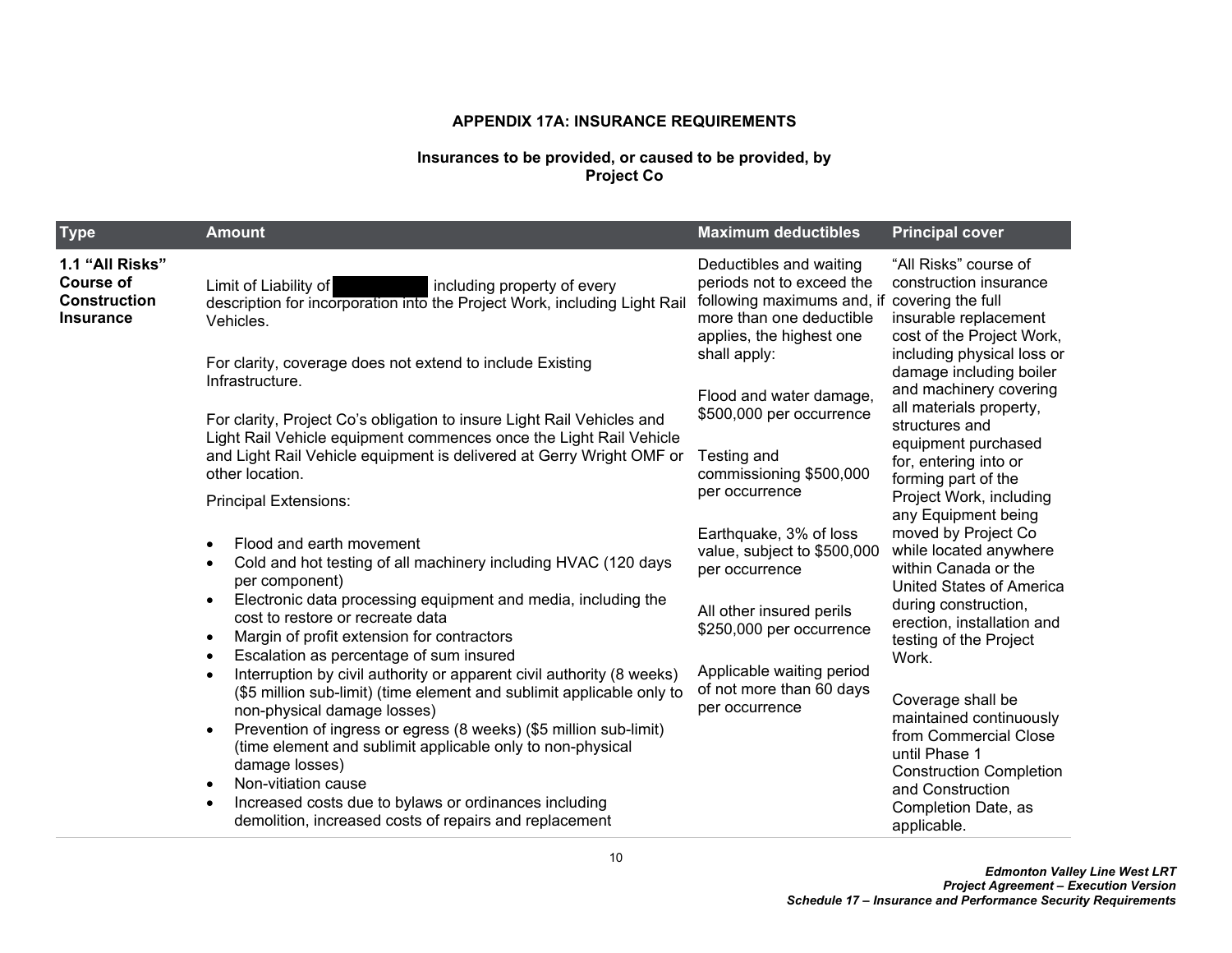**APPENDIX 17A: INSURANCE REQUIREMENTS**

**Insurances to be provided, or caused to be provided, by Project Co**

| Type | Amount | Maximum deductibles | Principal cover |
|---|---|---|---|
| **1.1 "All Risks" Course of Construction Insurance** | Limit of Liability of [REDACTED] including property of every description for incorporation into the Project Work, including Light Rail Vehicles.<br><br>For clarity, coverage does not extend to include Existing Infrastructure.<br><br>For clarity, Project Co's obligation to insure Light Rail Vehicles and Light Rail Vehicle equipment commences once the Light Rail Vehicle and Light Rail Vehicle equipment is delivered at Gerry Wright OMF or other location.<br><br>Principal Extensions:<br><br>• Flood and earth movement<br>• Cold and hot testing of all machinery including HVAC (120 days per component)<br>• Electronic data processing equipment and media, including the cost to restore or recreate data<br>• Margin of profit extension for contractors<br>• Escalation as percentage of sum insured<br>• Interruption by civil authority or apparent civil authority (8 weeks) ($5 million sub-limit) (time element and sublimit applicable only to non-physical damage losses)<br>• Prevention of ingress or egress (8 weeks) ($5 million sub-limit) (time element and sublimit applicable only to non-physical damage losses)<br>• Non-vitiation cause<br>• Increased costs due to bylaws or ordinances including demolition, increased costs of repairs and replacement | Deductibles and waiting periods not to exceed the following maximums and, if more than one deductible applies, the highest one shall apply:<br><br>Flood and water damage, $500,000 per occurrence<br><br>Testing and commissioning $500,000 per occurrence<br><br>Earthquake, 3% of loss value, subject to $500,000 per occurrence<br><br>All other insured perils $250,000 per occurrence<br><br>Applicable waiting period of not more than 60 days per occurrence | "All Risks" course of construction insurance covering the full insurable replacement cost of the Project Work, including physical loss or damage including boiler and machinery covering all materials property, structures and equipment purchased for, entering into or forming part of the Project Work, including any Equipment being moved by Project Co while located anywhere within Canada or the United States of America during construction, erection, installation and testing of the Project Work.<br><br>Coverage shall be maintained continuously from Commercial Close until Phase 1 Construction Completion and Construction Completion Date, as applicable. |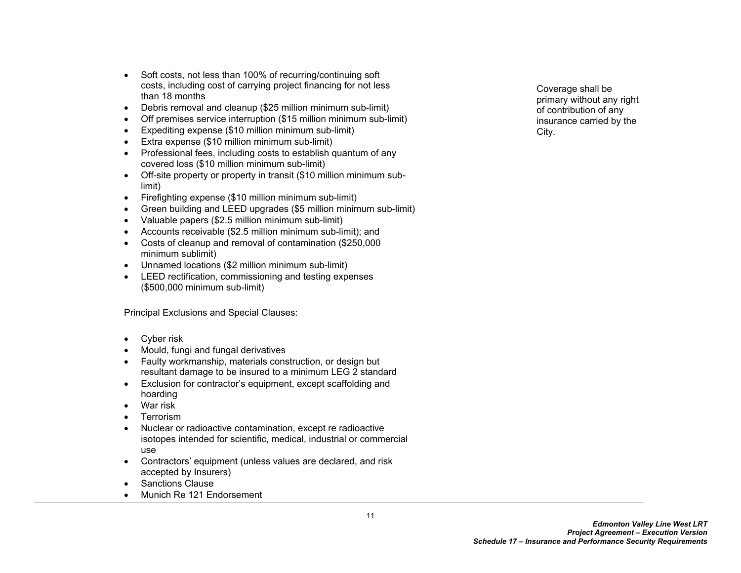- Soft costs, not less than 100% of recurring/continuing soft costs, including cost of carrying project financing for not less than 18 months
- Debris removal and cleanup ($25 million minimum sub-limit)
- Off premises service interruption ($15 million minimum sub-limit)
- Expediting expense ($10 million minimum sub-limit)
- Extra expense ($10 million minimum sub-limit)
- Professional fees, including costs to establish quantum of any covered loss ($10 million minimum sub-limit)
- Off-site property or property in transit ($10 million minimum sub-limit)
- Firefighting expense ($10 million minimum sub-limit)
- Green building and LEED upgrades ($5 million minimum sub-limit)
- Valuable papers ($2.5 million minimum sub-limit)
- Accounts receivable ($2.5 million minimum sub-limit); and
- Costs of cleanup and removal of contamination ($250,000 minimum sublimit)
- Unnamed locations ($2 million minimum sub-limit)
- LEED rectification, commissioning and testing expenses ($500,000 minimum sub-limit)

Principal Exclusions and Special Clauses:

- Cyber risk
- Mould, fungi and fungal derivatives
- Faulty workmanship, materials construction, or design but resultant damage to be insured to a minimum LEG 2 standard
- Exclusion for contractor's equipment, except scaffolding and hoarding
- War risk
- Terrorism
- Nuclear or radioactive contamination, except re radioactive isotopes intended for scientific, medical, industrial or commercial use
- Contractors' equipment (unless values are declared, and risk accepted by Insurers)
- Sanctions Clause
- Munich Re 121 Endorsement

Coverage shall be primary without any right of contribution of any insurance carried by the City.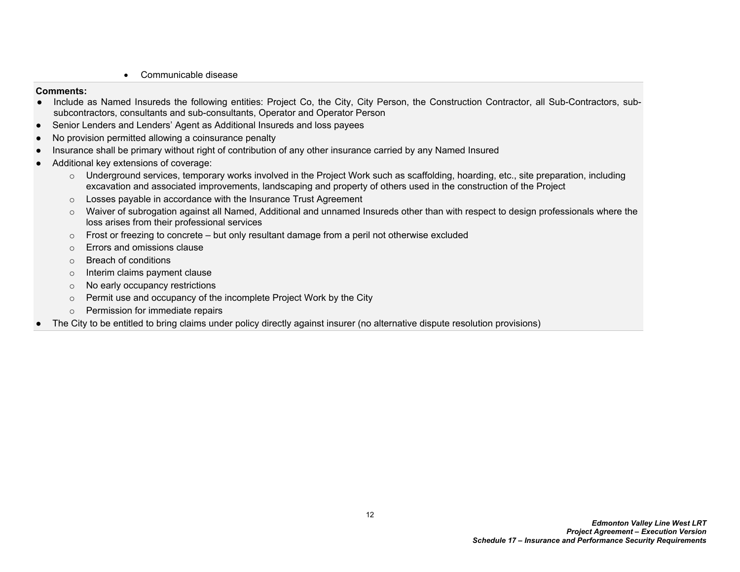- Communicable disease

**Comments:**

- Include as Named Insureds the following entities: Project Co, the City, City Person, the Construction Contractor, all Sub-Contractors, sub-subcontractors, consultants and sub-consultants, Operator and Operator Person
- Senior Lenders and Lenders' Agent as Additional Insureds and loss payees
- No provision permitted allowing a coinsurance penalty
- Insurance shall be primary without right of contribution of any other insurance carried by any Named Insured
- Additional key extensions of coverage:
  - Underground services, temporary works involved in the Project Work such as scaffolding, hoarding, etc., site preparation, including excavation and associated improvements, landscaping and property of others used in the construction of the Project
  - Losses payable in accordance with the Insurance Trust Agreement
  - Waiver of subrogation against all Named, Additional and unnamed Insureds other than with respect to design professionals where the loss arises from their professional services
  - Frost or freezing to concrete – but only resultant damage from a peril not otherwise excluded
  - Errors and omissions clause
  - Breach of conditions
  - Interim claims payment clause
  - No early occupancy restrictions
  - Permit use and occupancy of the incomplete Project Work by the City
  - Permission for immediate repairs
- The City to be entitled to bring claims under policy directly against insurer (no alternative dispute resolution provisions)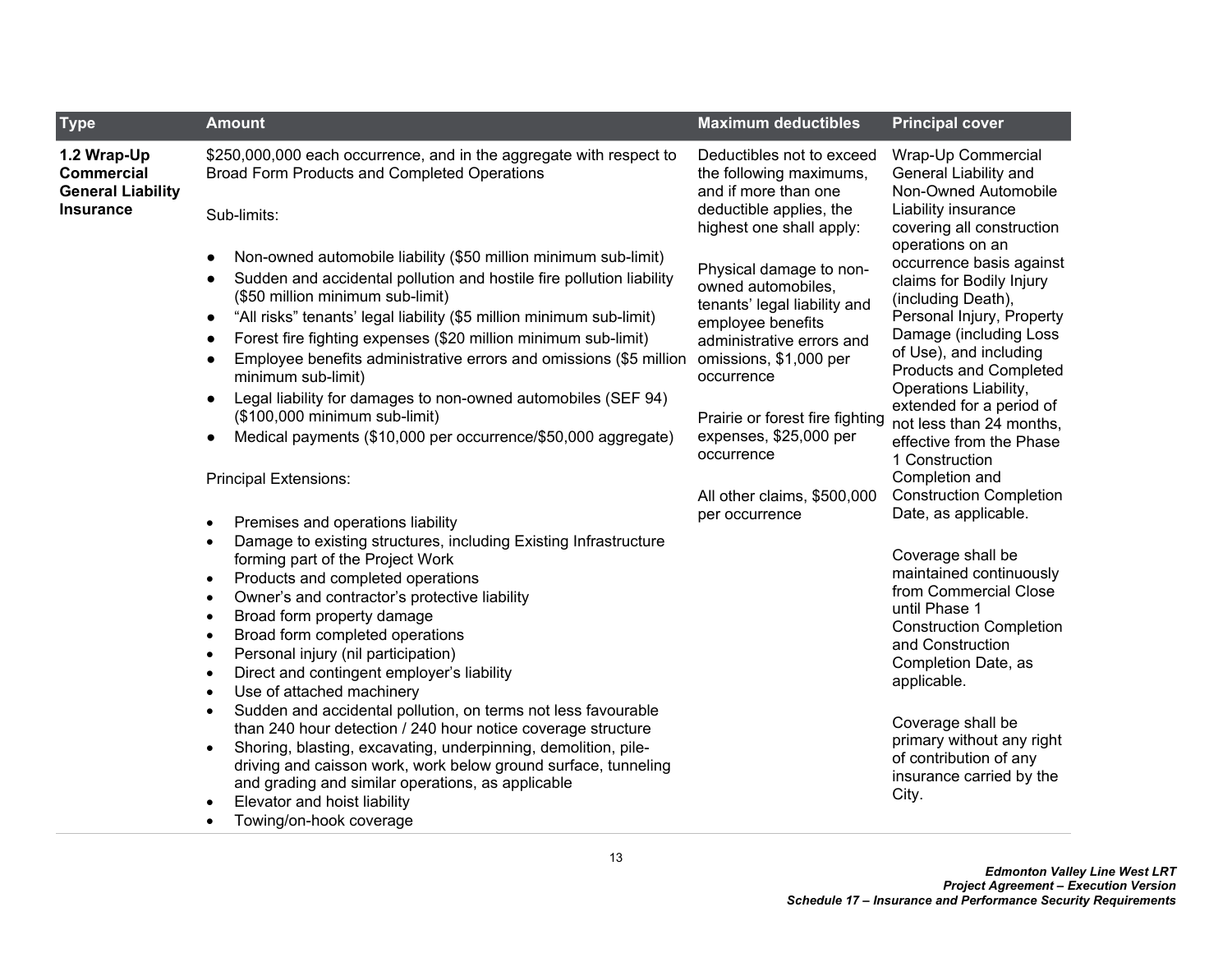| Type | Amount | Maximum deductibles | Principal cover |
|---|---|---|---|
| **1.2 Wrap-Up Commercial General Liability Insurance** | $250,000,000 each occurrence, and in the aggregate with respect to Broad Form Products and Completed Operations<br><br>Sub-limits:<br><br>● Non-owned automobile liability ($50 million minimum sub-limit)<br>● Sudden and accidental pollution and hostile fire pollution liability ($50 million minimum sub-limit)<br>● "All risks" tenants' legal liability ($5 million minimum sub-limit)<br>● Forest fire fighting expenses ($20 million minimum sub-limit)<br>● Employee benefits administrative errors and omissions ($5 million minimum sub-limit)<br>● Legal liability for damages to non-owned automobiles (SEF 94) ($100,000 minimum sub-limit)<br>● Medical payments ($10,000 per occurrence/$50,000 aggregate)<br><br>Principal Extensions:<br><br>• Premises and operations liability<br>• Damage to existing structures, including Existing Infrastructure forming part of the Project Work<br>• Products and completed operations<br>• Owner's and contractor's protective liability<br>• Broad form property damage<br>• Broad form completed operations<br>• Personal injury (nil participation)<br>• Direct and contingent employer's liability<br>• Use of attached machinery<br>• Sudden and accidental pollution, on terms not less favourable than 240 hour detection / 240 hour notice coverage structure<br>• Shoring, blasting, excavating, underpinning, demolition, pile-driving and caisson work, work below ground surface, tunneling and grading and similar operations, as applicable<br>• Elevator and hoist liability<br>• Towing/on-hook coverage | Deductibles not to exceed the following maximums, and if more than one deductible applies, the highest one shall apply:<br><br>Physical damage to non-owned automobiles, tenants' legal liability and employee benefits administrative errors and omissions, $1,000 per occurrence<br><br>Prairie or forest fire fighting expenses, $25,000 per occurrence<br><br>All other claims, $500,000 per occurrence | Wrap-Up Commercial General Liability and Non-Owned Automobile Liability insurance covering all construction operations on an occurrence basis against claims for Bodily Injury (including Death), Personal Injury, Property Damage (including Loss of Use), and including Products and Completed Operations Liability, extended for a period of not less than 24 months, effective from the Phase 1 Construction Completion and Construction Completion Date, as applicable.<br><br>Coverage shall be maintained continuously from Commercial Close until Phase 1 Construction Completion and Construction Completion Date, as applicable.<br><br>Coverage shall be primary without any right of contribution of any insurance carried by the City. |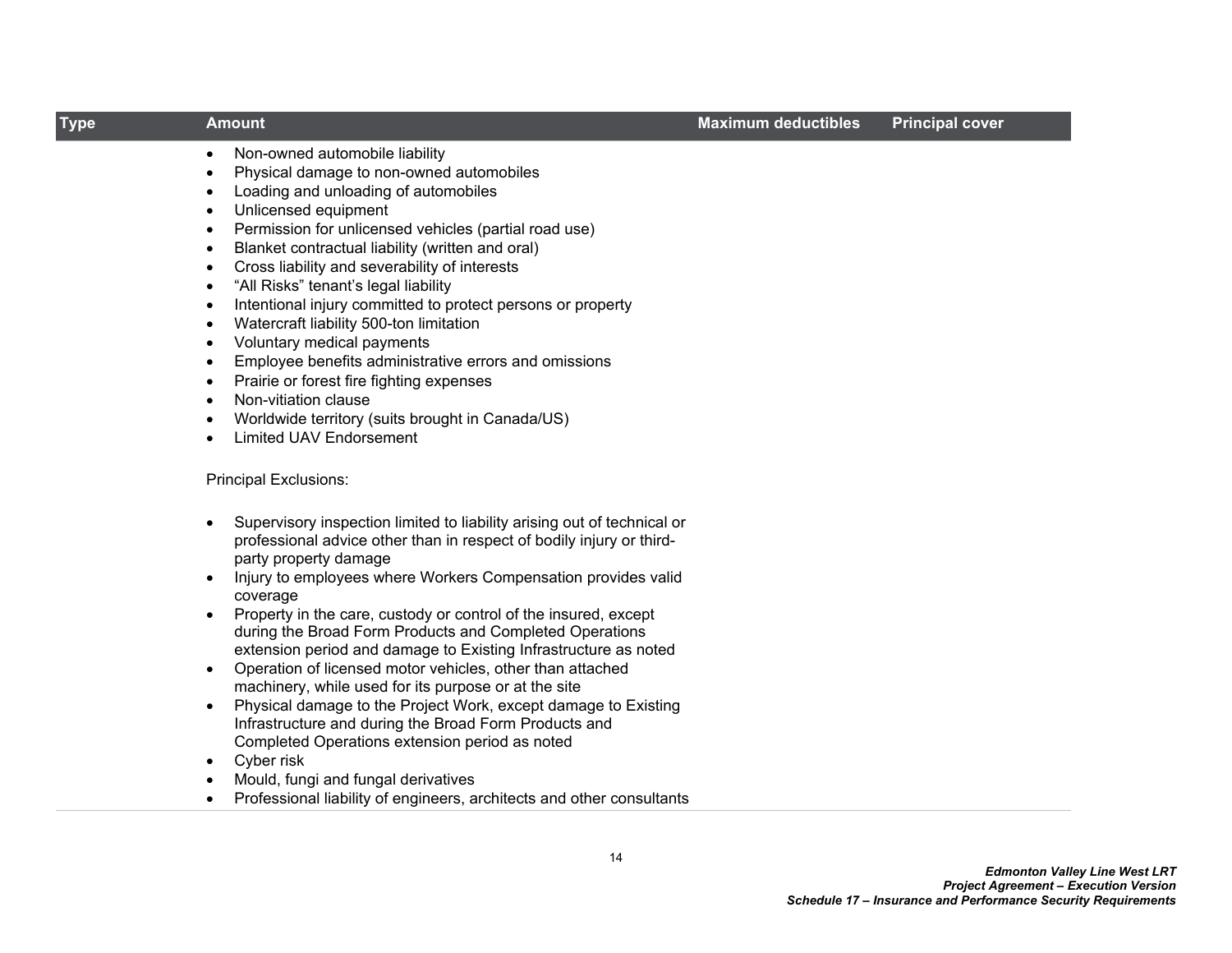| Type | Amount | Maximum deductibles | Principal cover |
|---|---|---|---|
| | • Non-owned automobile liability<br>• Physical damage to non-owned automobiles<br>• Loading and unloading of automobiles<br>• Unlicensed equipment<br>• Permission for unlicensed vehicles (partial road use)<br>• Blanket contractual liability (written and oral)<br>• Cross liability and severability of interests<br>• "All Risks" tenant's legal liability<br>• Intentional injury committed to protect persons or property<br>• Watercraft liability 500-ton limitation<br>• Voluntary medical payments<br>• Employee benefits administrative errors and omissions<br>• Prairie or forest fire fighting expenses<br>• Non-vitiation clause<br>• Worldwide territory (suits brought in Canada/US)<br>• Limited UAV Endorsement<br><br>Principal Exclusions:<br><br>• Supervisory inspection limited to liability arising out of technical or professional advice other than in respect of bodily injury or third-party property damage<br>• Injury to employees where Workers Compensation provides valid coverage<br>• Property in the care, custody or control of the insured, except during the Broad Form Products and Completed Operations extension period and damage to Existing Infrastructure as noted<br>• Operation of licensed motor vehicles, other than attached machinery, while used for its purpose or at the site<br>• Physical damage to the Project Work, except damage to Existing Infrastructure and during the Broad Form Products and Completed Operations extension period as noted<br>• Cyber risk<br>• Mould, fungi and fungal derivatives<br>• Professional liability of engineers, architects and other consultants | | |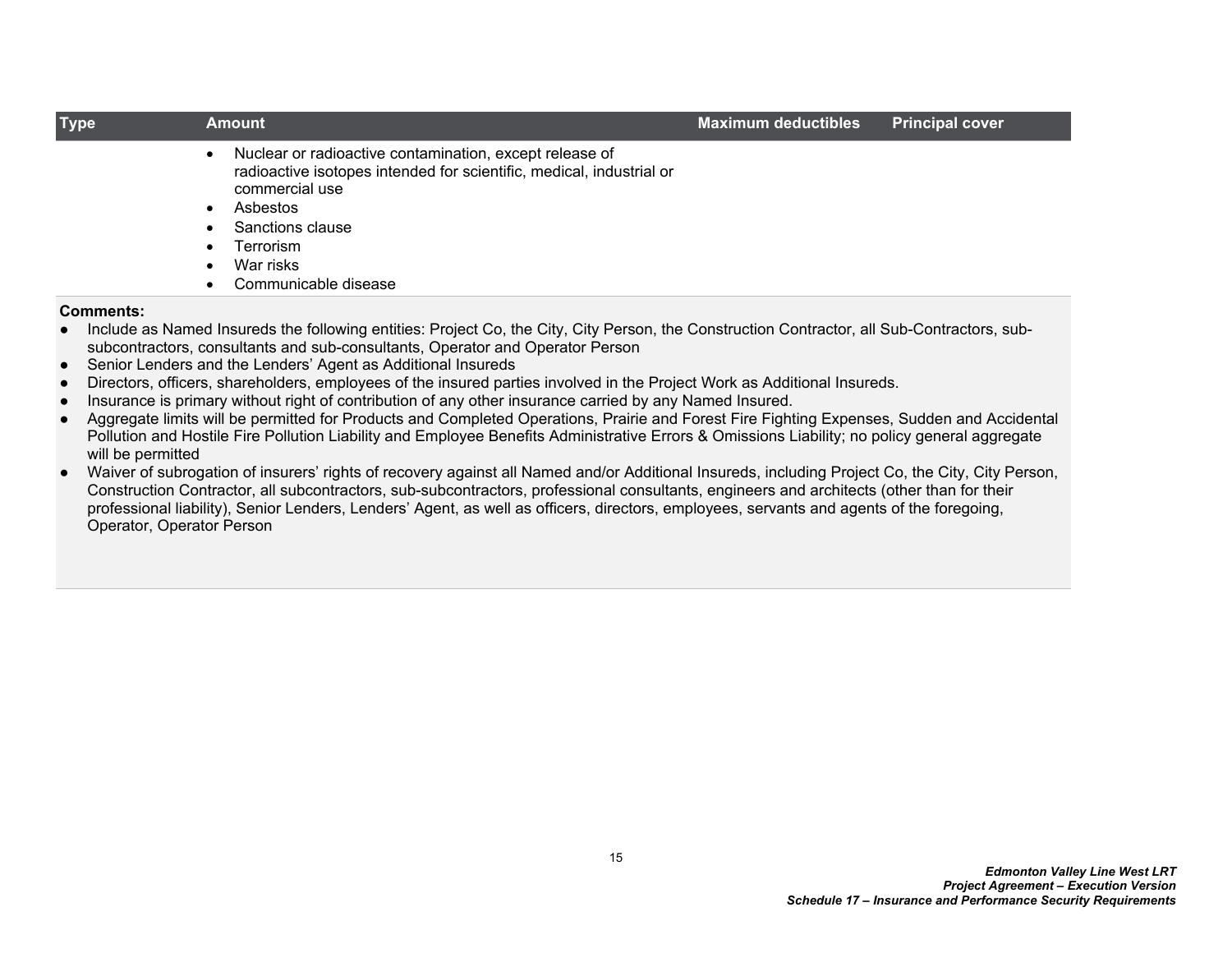| Type | Amount | Maximum deductibles | Principal cover |
|---|---|---|---|
| | • Nuclear or radioactive contamination, except release of radioactive isotopes intended for scientific, medical, industrial or commercial use<br>• Asbestos<br>• Sanctions clause<br>• Terrorism<br>• War risks<br>• Communicable disease | | |

**Comments:**

- Include as Named Insureds the following entities: Project Co, the City, City Person, the Construction Contractor, all Sub-Contractors, sub-subcontractors, consultants and sub-consultants, Operator and Operator Person
- Senior Lenders and the Lenders' Agent as Additional Insureds
- Directors, officers, shareholders, employees of the insured parties involved in the Project Work as Additional Insureds.
- Insurance is primary without right of contribution of any other insurance carried by any Named Insured.
- Aggregate limits will be permitted for Products and Completed Operations, Prairie and Forest Fire Fighting Expenses, Sudden and Accidental Pollution and Hostile Fire Pollution Liability and Employee Benefits Administrative Errors & Omissions Liability; no policy general aggregate will be permitted
- Waiver of subrogation of insurers' rights of recovery against all Named and/or Additional Insureds, including Project Co, the City, City Person, Construction Contractor, all subcontractors, sub-subcontractors, professional consultants, engineers and architects (other than for their professional liability), Senior Lenders, Lenders' Agent, as well as officers, directors, employees, servants and agents of the foregoing, Operator, Operator Person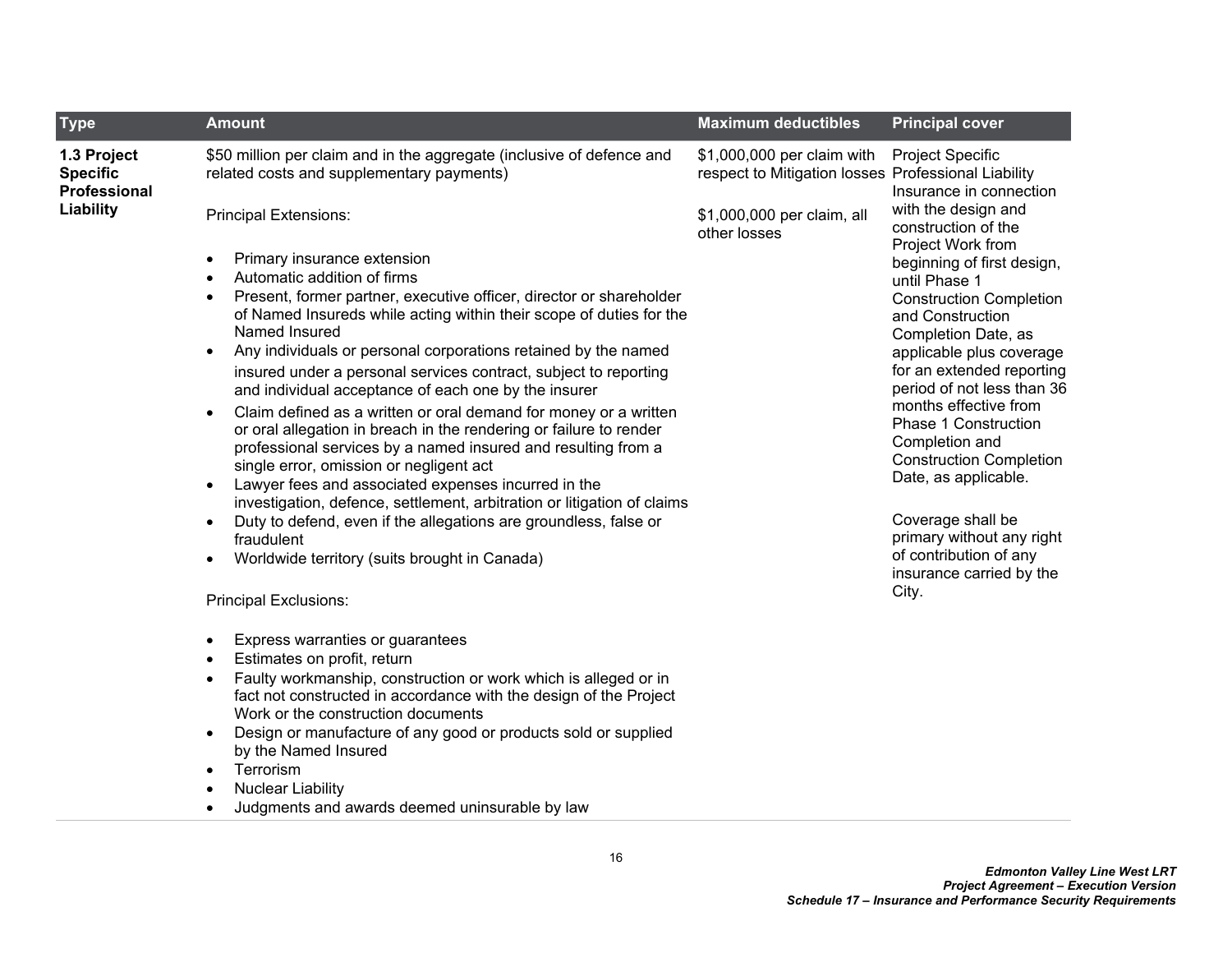| Type | Amount | Maximum deductibles | Principal cover |
|---|---|---|---|
| **1.3 Project Specific Professional Liability** | $50 million per claim and in the aggregate (inclusive of defence and related costs and supplementary payments)<br><br>Principal Extensions:<br><br>• Primary insurance extension<br>• Automatic addition of firms<br>• Present, former partner, executive officer, director or shareholder of Named Insureds while acting within their scope of duties for the Named Insured<br>• Any individuals or personal corporations retained by the named insured under a personal services contract, subject to reporting and individual acceptance of each one by the insurer<br>• Claim defined as a written or oral demand for money or a written or oral allegation in breach in the rendering or failure to render professional services by a named insured and resulting from a single error, omission or negligent act<br>• Lawyer fees and associated expenses incurred in the investigation, defence, settlement, arbitration or litigation of claims<br>• Duty to defend, even if the allegations are groundless, false or fraudulent<br>• Worldwide territory (suits brought in Canada)<br><br>Principal Exclusions:<br><br>• Express warranties or guarantees<br>• Estimates on profit, return<br>• Faulty workmanship, construction or work which is alleged or in fact not constructed in accordance with the design of the Project Work or the construction documents<br>• Design or manufacture of any good or products sold or supplied by the Named Insured<br>• Terrorism<br>• Nuclear Liability<br>• Judgments and awards deemed uninsurable by law | $1,000,000 per claim with respect to Mitigation losses<br><br>$1,000,000 per claim, all other losses | Project Specific Professional Liability Insurance in connection with the design and construction of the Project Work from beginning of first design, until Phase 1 Construction Completion and Construction Completion Date, as applicable plus coverage for an extended reporting period of not less than 36 months effective from Phase 1 Construction Completion and Construction Completion Date, as applicable.<br><br>Coverage shall be primary without any right of contribution of any insurance carried by the City. |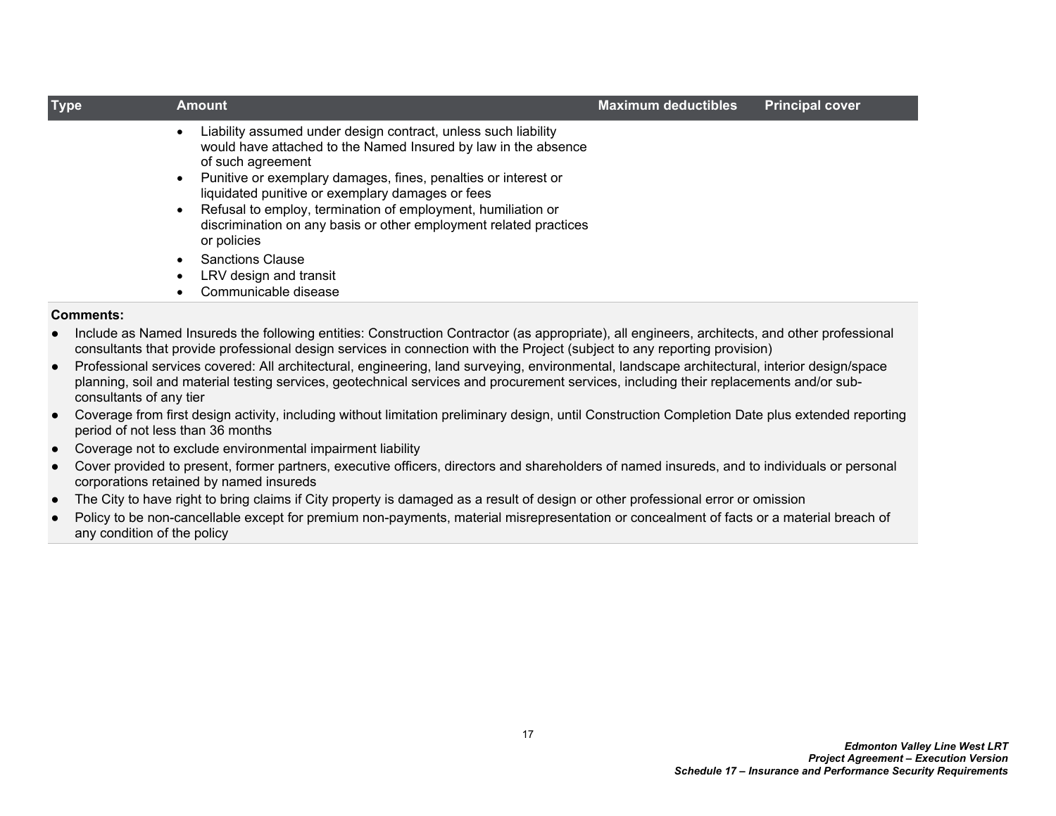| Type | Amount | Maximum deductibles | Principal cover |
|---|---|---|---|
| | • Liability assumed under design contract, unless such liability would have attached to the Named Insured by law in the absence of such agreement<br>• Punitive or exemplary damages, fines, penalties or interest or liquidated punitive or exemplary damages or fees<br>• Refusal to employ, termination of employment, humiliation or discrimination on any basis or other employment related practices or policies<br>• Sanctions Clause<br>• LRV design and transit<br>• Communicable disease | | |

**Comments:**

- Include as Named Insureds the following entities: Construction Contractor (as appropriate), all engineers, architects, and other professional consultants that provide professional design services in connection with the Project (subject to any reporting provision)
- Professional services covered: All architectural, engineering, land surveying, environmental, landscape architectural, interior design/space planning, soil and material testing services, geotechnical services and procurement services, including their replacements and/or sub-consultants of any tier
- Coverage from first design activity, including without limitation preliminary design, until Construction Completion Date plus extended reporting period of not less than 36 months
- Coverage not to exclude environmental impairment liability
- Cover provided to present, former partners, executive officers, directors and shareholders of named insureds, and to individuals or personal corporations retained by named insureds
- The City to have right to bring claims if City property is damaged as a result of design or other professional error or omission
- Policy to be non-cancellable except for premium non-payments, material misrepresentation or concealment of facts or a material breach of any condition of the policy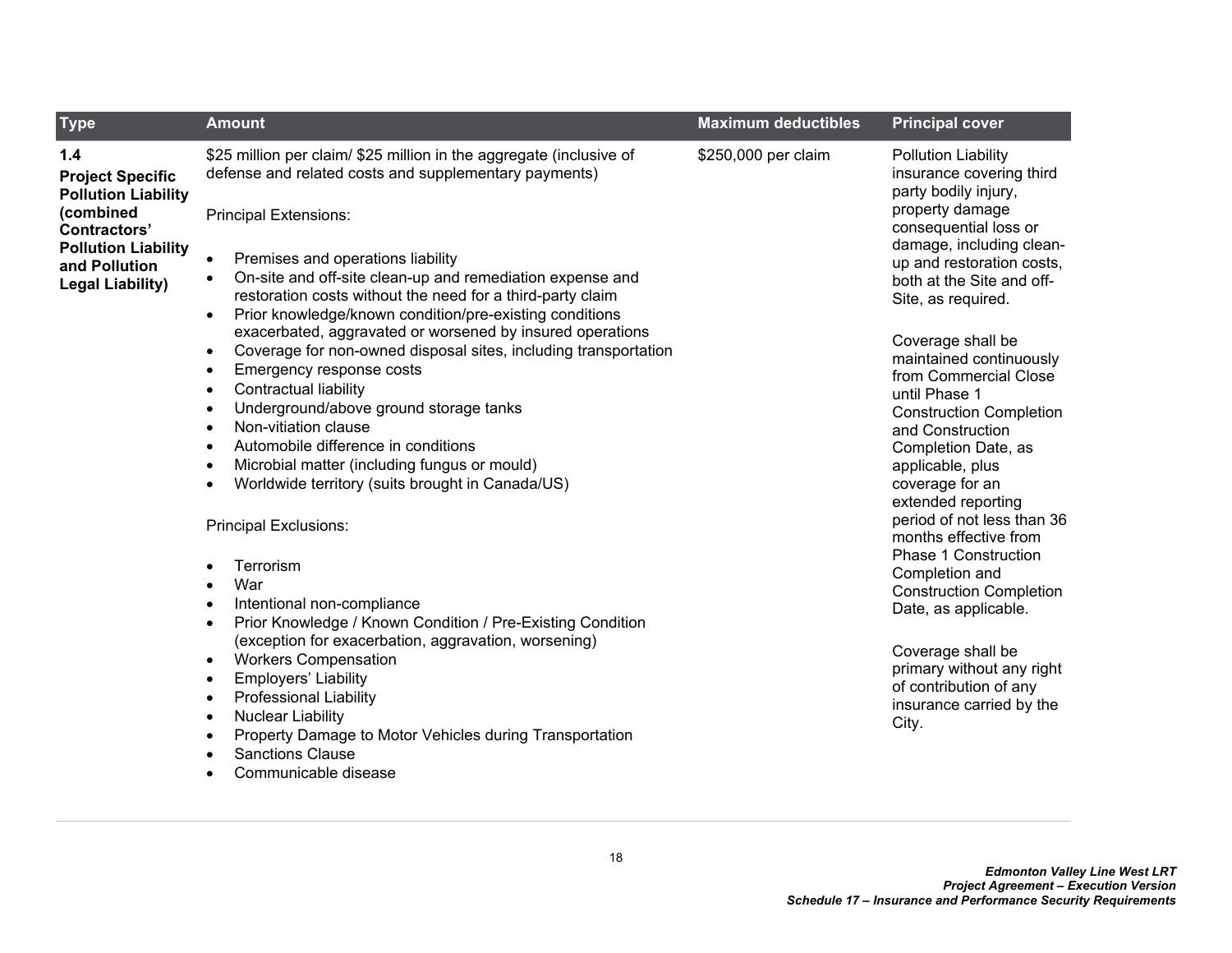| Type | Amount | Maximum deductibles | Principal cover |
|---|---|---|---|
| **1.4**<br>**Project Specific Pollution Liability (combined Contractors' Pollution Liability and Pollution Legal Liability)** | $25 million per claim/ $25 million in the aggregate (inclusive of defense and related costs and supplementary payments)<br><br>Principal Extensions:<br><br>• Premises and operations liability<br>• On-site and off-site clean-up and remediation expense and restoration costs without the need for a third-party claim<br>• Prior knowledge/known condition/pre-existing conditions exacerbated, aggravated or worsened by insured operations<br>• Coverage for non-owned disposal sites, including transportation<br>• Emergency response costs<br>• Contractual liability<br>• Underground/above ground storage tanks<br>• Non-vitiation clause<br>• Automobile difference in conditions<br>• Microbial matter (including fungus or mould)<br>• Worldwide territory (suits brought in Canada/US)<br><br>Principal Exclusions:<br><br>• Terrorism<br>• War<br>• Intentional non-compliance<br>• Prior Knowledge / Known Condition / Pre-Existing Condition (exception for exacerbation, aggravation, worsening)<br>• Workers Compensation<br>• Employers' Liability<br>• Professional Liability<br>• Nuclear Liability<br>• Property Damage to Motor Vehicles during Transportation<br>• Sanctions Clause<br>• Communicable disease | $250,000 per claim | Pollution Liability insurance covering third party bodily injury, property damage consequential loss or damage, including clean-up and restoration costs, both at the Site and off-Site, as required.<br><br>Coverage shall be maintained continuously from Commercial Close until Phase 1 Construction Completion and Construction Completion Date, as applicable, plus coverage for an extended reporting period of not less than 36 months effective from Phase 1 Construction Completion and Construction Completion Date, as applicable.<br><br>Coverage shall be primary without any right of contribution of any insurance carried by the City. |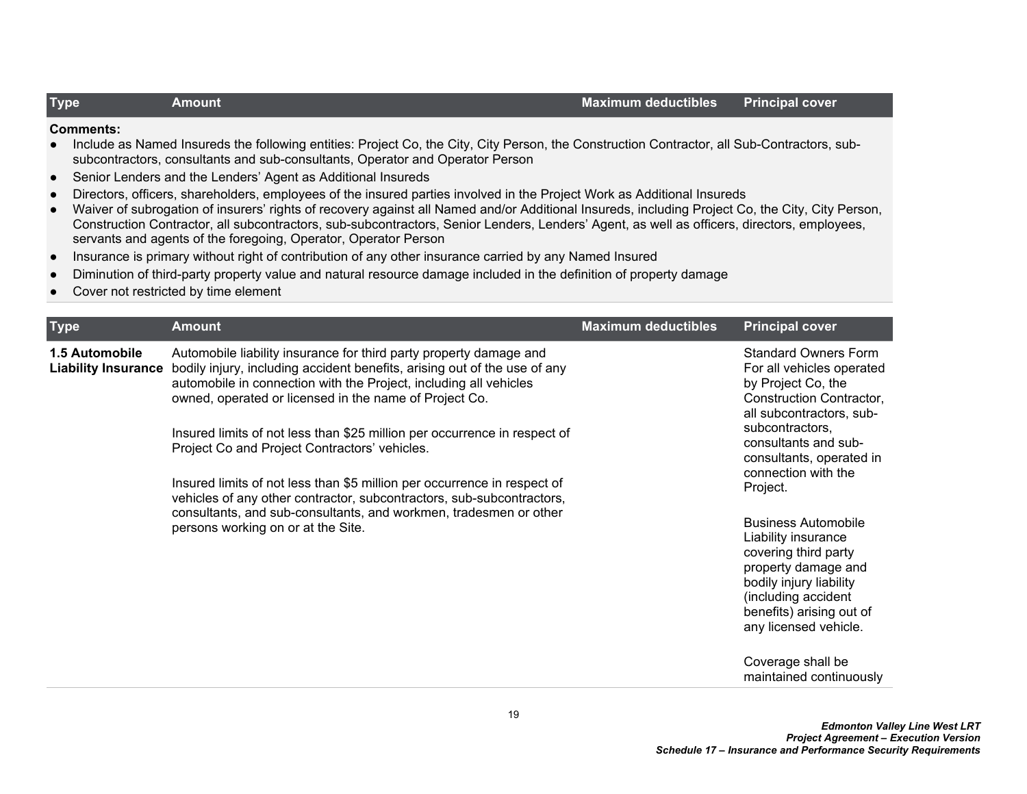| Type | Amount | Maximum deductibles | Principal cover |
| --- | --- | --- | --- |

**Comments:**

- Include as Named Insureds the following entities: Project Co, the City, City Person, the Construction Contractor, all Sub-Contractors, sub-subcontractors, consultants and sub-consultants, Operator and Operator Person
- Senior Lenders and the Lenders' Agent as Additional Insureds
- Directors, officers, shareholders, employees of the insured parties involved in the Project Work as Additional Insureds
- Waiver of subrogation of insurers' rights of recovery against all Named and/or Additional Insureds, including Project Co, the City, City Person, Construction Contractor, all subcontractors, sub-subcontractors, Senior Lenders, Lenders' Agent, as well as officers, directors, employees, servants and agents of the foregoing, Operator, Operator Person
- Insurance is primary without right of contribution of any other insurance carried by any Named Insured
- Diminution of third-party property value and natural resource damage included in the definition of property damage
- Cover not restricted by time element

| Type | Amount | Maximum deductibles | Principal cover |
| --- | --- | --- | --- |
| **1.5 Automobile Liability Insurance** | Automobile liability insurance for third party property damage and bodily injury, including accident benefits, arising out of the use of any automobile in connection with the Project, including all vehicles owned, operated or licensed in the name of Project Co.<br><br>Insured limits of not less than \$25 million per occurrence in respect of Project Co and Project Contractors' vehicles.<br><br>Insured limits of not less than \$5 million per occurrence in respect of vehicles of any other contractor, subcontractors, sub-subcontractors, consultants, and sub-consultants, and workmen, tradesmen or other persons working on or at the Site. | | Standard Owners Form For all vehicles operated by Project Co, the Construction Contractor, all subcontractors, sub-subcontractors, consultants and sub-consultants, operated in connection with the Project.<br><br>Business Automobile Liability insurance covering third party property damage and bodily injury liability (including accident benefits) arising out of any licensed vehicle.<br><br>Coverage shall be maintained continuously |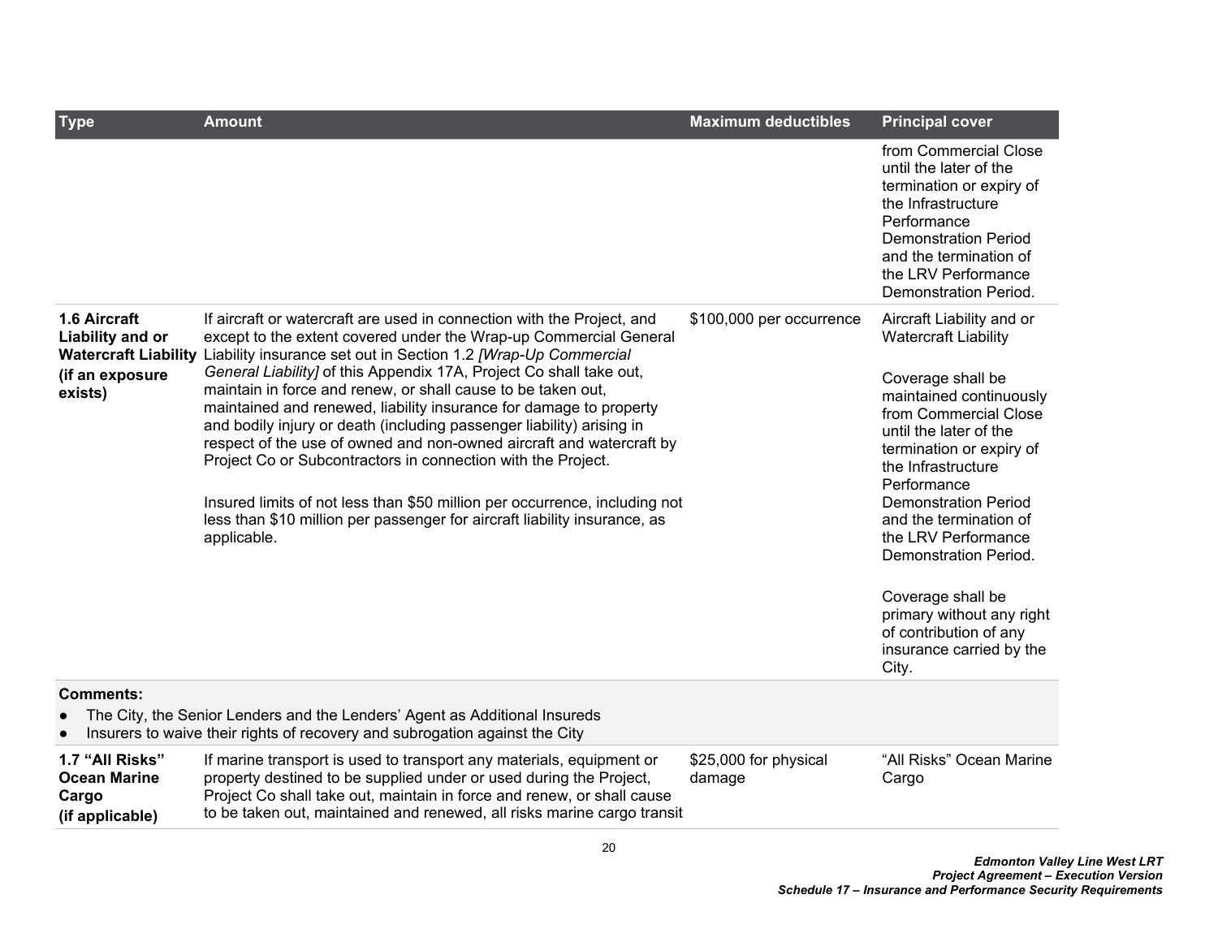| Type | Amount | Maximum deductibles | Principal cover |
|---|---|---|---|
| | | | from Commercial Close until the later of the termination or expiry of the Infrastructure Performance Demonstration Period and the termination of the LRV Performance Demonstration Period. |
| **1.6 Aircraft Liability and or Watercraft Liability** **(if an exposure exists)** | If aircraft or watercraft are used in connection with the Project, and except to the extent covered under the Wrap-up Commercial General Liability insurance set out in Section 1.2 *[Wrap-Up Commercial General Liability]* of this Appendix 17A, Project Co shall take out, maintain in force and renew, or shall cause to be taken out, maintained and renewed, liability insurance for damage to property and bodily injury or death (including passenger liability) arising in respect of the use of owned and non-owned aircraft and watercraft by Project Co or Subcontractors in connection with the Project.<br><br>Insured limits of not less than $50 million per occurrence, including not less than $10 million per passenger for aircraft liability insurance, as applicable. | $100,000 per occurrence | Aircraft Liability and or Watercraft Liability<br><br>Coverage shall be maintained continuously from Commercial Close until the later of the termination or expiry of the Infrastructure Performance Demonstration Period and the termination of the LRV Performance Demonstration Period.<br><br>Coverage shall be primary without any right of contribution of any insurance carried by the City. |
| **Comments:**<br>● The City, the Senior Lenders and the Lenders' Agent as Additional Insureds<br>● Insurers to waive their rights of recovery and subrogation against the City | | | |
| **1.7 "All Risks" Ocean Marine Cargo** **(if applicable)** | If marine transport is used to transport any materials, equipment or property destined to be supplied under or used during the Project, Project Co shall take out, maintain in force and renew, or shall cause to be taken out, maintained and renewed, all risks marine cargo transit | $25,000 for physical damage | "All Risks" Ocean Marine Cargo |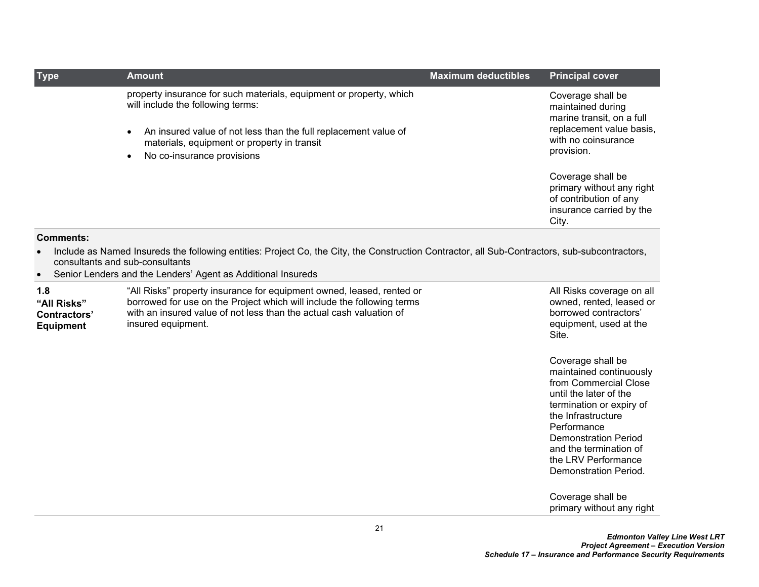| Type | Amount | Maximum deductibles | Principal cover |
|---|---|---|---|
| | property insurance for such materials, equipment or property, which will include the following terms:<br><br>• An insured value of not less than the full replacement value of materials, equipment or property in transit<br>• No co-insurance provisions | | Coverage shall be maintained during marine transit, on a full replacement value basis, with no coinsurance provision.<br><br>Coverage shall be primary without any right of contribution of any insurance carried by the City. |
| **Comments:**<br>• Include as Named Insureds the following entities: Project Co, the City, the Construction Contractor, all Sub-Contractors, sub-subcontractors, consultants and sub-consultants<br>• Senior Lenders and the Lenders' Agent as Additional Insureds | | | |
| **1.8 "All Risks" Contractors' Equipment** | "All Risks" property insurance for equipment owned, leased, rented or borrowed for use on the Project which will include the following terms with an insured value of not less than the actual cash valuation of insured equipment. | | All Risks coverage on all owned, rented, leased or borrowed contractors' equipment, used at the Site.<br><br>Coverage shall be maintained continuously from Commercial Close until the later of the termination or expiry of the Infrastructure Performance Demonstration Period and the termination of the LRV Performance Demonstration Period.<br><br>Coverage shall be primary without any right |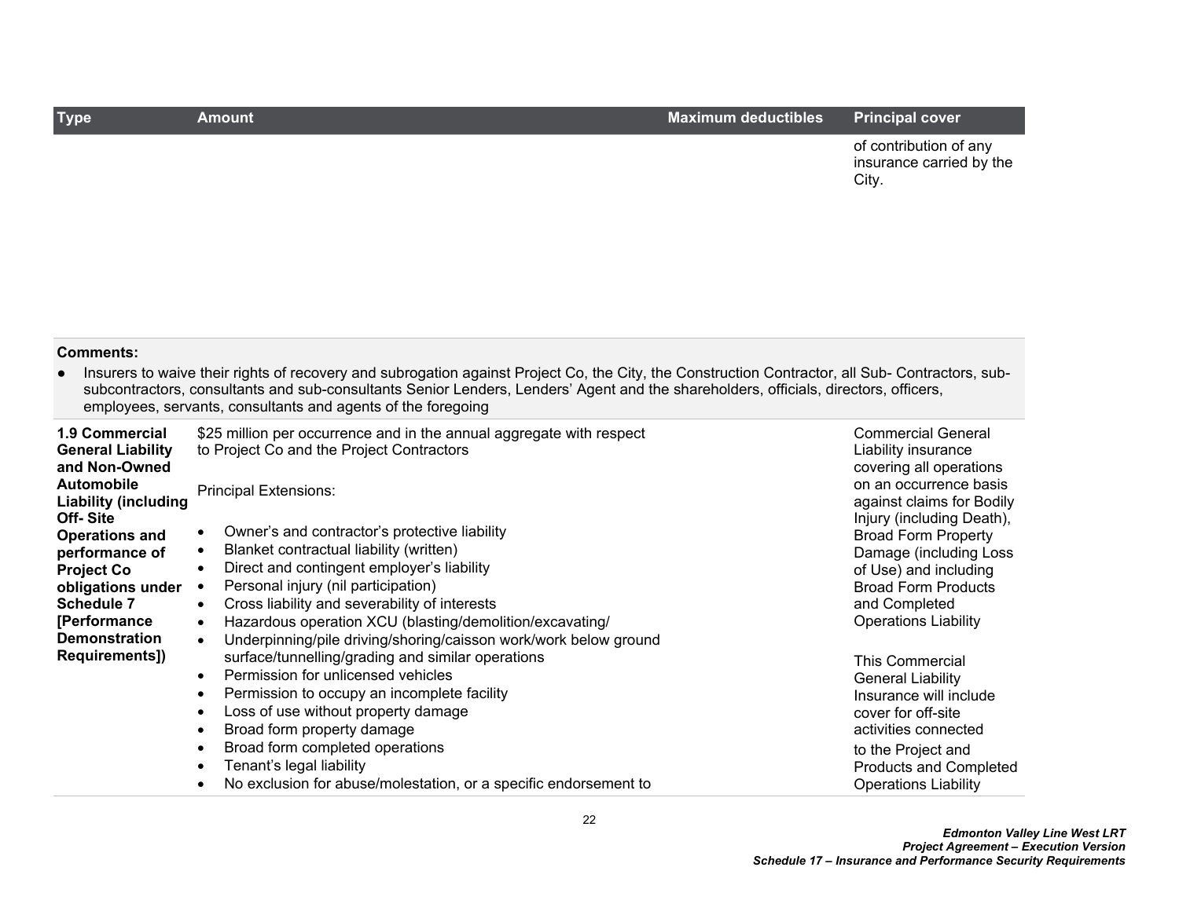| Type | Amount | Maximum deductibles | Principal cover |
|---|---|---|---|
| | | | of contribution of any insurance carried by the City. |
| **Comments:**<br>● Insurers to waive their rights of recovery and subrogation against Project Co, the City, the Construction Contractor, all Sub- Contractors, sub-subcontractors, consultants and sub-consultants Senior Lenders, Lenders' Agent and the shareholders, officials, directors, officers, employees, servants, consultants and agents of the foregoing | | | |
| **1.9 Commercial General Liability and Non-Owned Automobile Liability (including Off- Site Operations and performance of Project Co obligations under Schedule 7 [Performance Demonstration Requirements])** | $25 million per occurrence and in the annual aggregate with respect to Project Co and the Project Contractors<br><br>Principal Extensions:<br><br>• Owner's and contractor's protective liability<br>• Blanket contractual liability (written)<br>• Direct and contingent employer's liability<br>• Personal injury (nil participation)<br>• Cross liability and severability of interests<br>• Hazardous operation XCU (blasting/demolition/excavating/<br>• Underpinning/pile driving/shoring/caisson work/work below ground surface/tunnelling/grading and similar operations<br>• Permission for unlicensed vehicles<br>• Permission to occupy an incomplete facility<br>• Loss of use without property damage<br>• Broad form property damage<br>• Broad form completed operations<br>• Tenant's legal liability<br>• No exclusion for abuse/molestation, or a specific endorsement to | | Commercial General Liability insurance covering all operations on an occurrence basis against claims for Bodily Injury (including Death), Broad Form Property Damage (including Loss of Use) and including Broad Form Products and Completed Operations Liability<br><br>This Commercial General Liability Insurance will include cover for off-site activities connected to the Project and Products and Completed Operations Liability |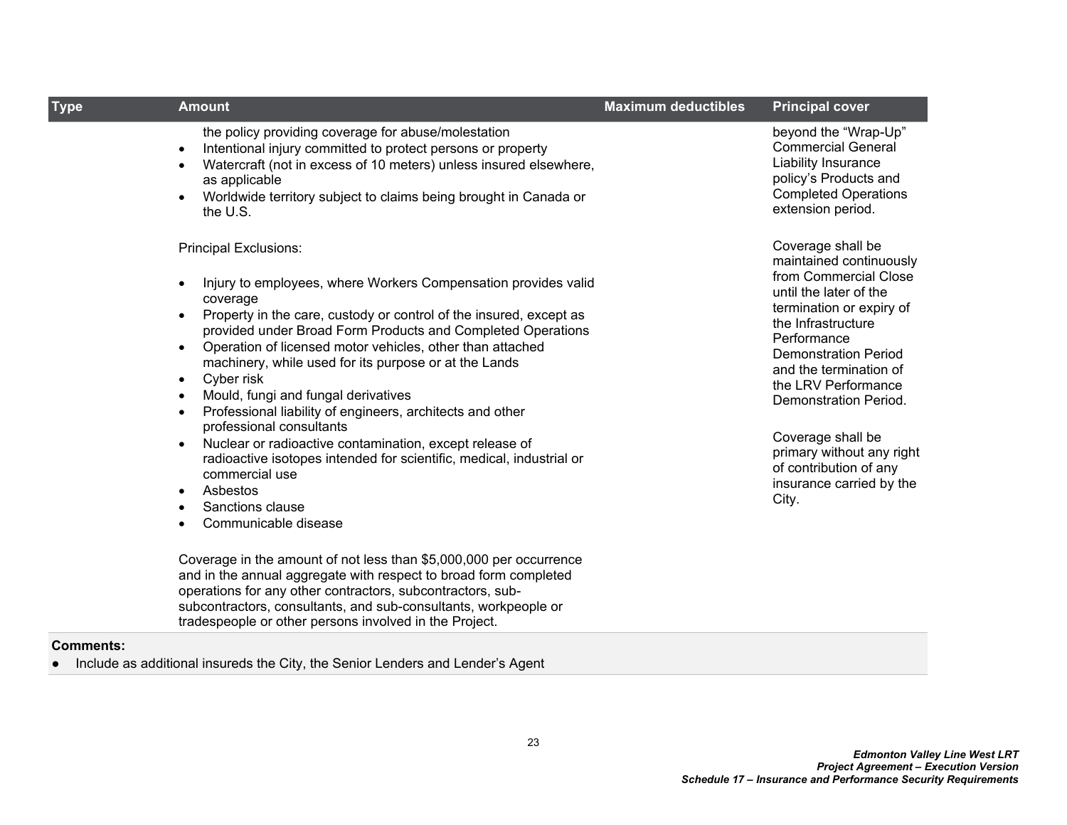| Type | Amount | Maximum deductibles | Principal cover |
|---|---|---|---|
| | the policy providing coverage for abuse/molestation<br>• Intentional injury committed to protect persons or property<br>• Watercraft (not in excess of 10 meters) unless insured elsewhere, as applicable<br>• Worldwide territory subject to claims being brought in Canada or the U.S.<br><br>Principal Exclusions:<br><br>• Injury to employees, where Workers Compensation provides valid coverage<br>• Property in the care, custody or control of the insured, except as provided under Broad Form Products and Completed Operations<br>• Operation of licensed motor vehicles, other than attached machinery, while used for its purpose or at the Lands<br>• Cyber risk<br>• Mould, fungi and fungal derivatives<br>• Professional liability of engineers, architects and other professional consultants<br>• Nuclear or radioactive contamination, except release of radioactive isotopes intended for scientific, medical, industrial or commercial use<br>• Asbestos<br>• Sanctions clause<br>• Communicable disease<br><br>Coverage in the amount of not less than $5,000,000 per occurrence and in the annual aggregate with respect to broad form completed operations for any other contractors, subcontractors, sub-subcontractors, consultants, and sub-consultants, workpeople or tradespeople or other persons involved in the Project. | | beyond the "Wrap-Up" Commercial General Liability Insurance policy's Products and Completed Operations extension period.<br><br>Coverage shall be maintained continuously from Commercial Close until the later of the termination or expiry of the Infrastructure Performance Demonstration Period and the termination of the LRV Performance Demonstration Period.<br><br>Coverage shall be primary without any right of contribution of any insurance carried by the City. |

**Comments:**

- Include as additional insureds the City, the Senior Lenders and Lender's Agent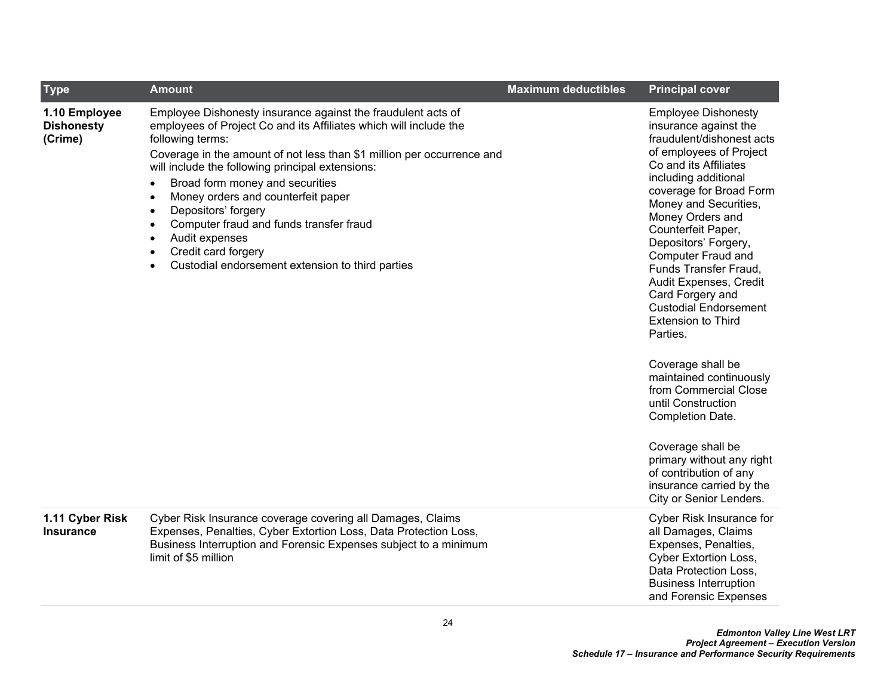| Type | Amount | Maximum deductibles | Principal cover |
|---|---|---|---|
| **1.10 Employee Dishonesty (Crime)** | Employee Dishonesty insurance against the fraudulent acts of employees of Project Co and its Affiliates which will include the following terms:<br>Coverage in the amount of not less than $1 million per occurrence and will include the following principal extensions:<br>• Broad form money and securities<br>• Money orders and counterfeit paper<br>• Depositors' forgery<br>• Computer fraud and funds transfer fraud<br>• Audit expenses<br>• Credit card forgery<br>• Custodial endorsement extension to third parties | | Employee Dishonesty insurance against the fraudulent/dishonest acts of employees of Project Co and its Affiliates including additional coverage for Broad Form Money and Securities, Money Orders and Counterfeit Paper, Depositors' Forgery, Computer Fraud and Funds Transfer Fraud, Audit Expenses, Credit Card Forgery and Custodial Endorsement Extension to Third Parties.<br><br>Coverage shall be maintained continuously from Commercial Close until Construction Completion Date.<br><br>Coverage shall be primary without any right of contribution of any insurance carried by the City or Senior Lenders. |
| **1.11 Cyber Risk Insurance** | Cyber Risk Insurance coverage covering all Damages, Claims Expenses, Penalties, Cyber Extortion Loss, Data Protection Loss, Business Interruption and Forensic Expenses subject to a minimum limit of $5 million | | Cyber Risk Insurance for all Damages, Claims Expenses, Penalties, Cyber Extortion Loss, Data Protection Loss, Business Interruption and Forensic Expenses |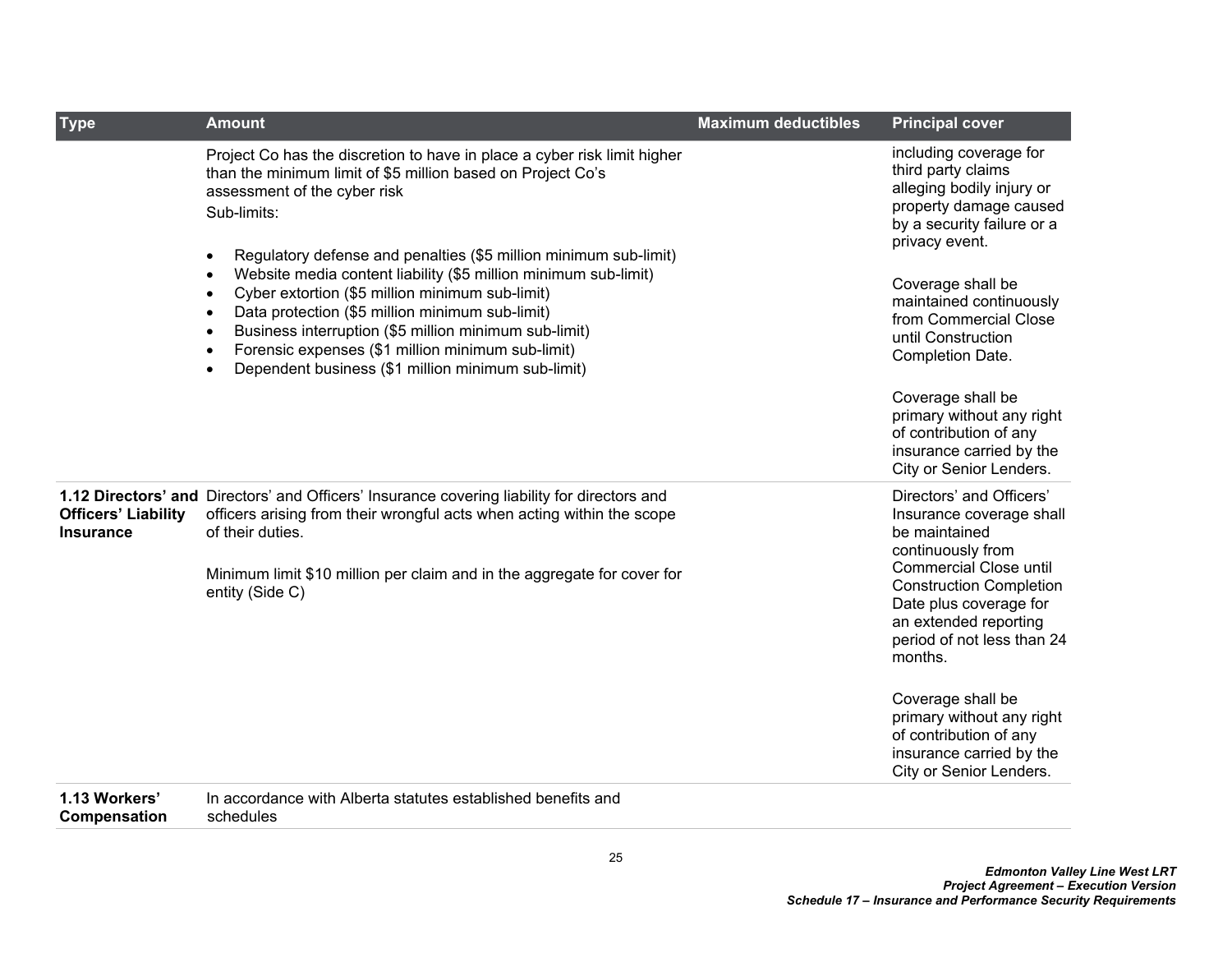| Type | Amount | Maximum deductibles | Principal cover |
|---|---|---|---|
| | Project Co has the discretion to have in place a cyber risk limit higher than the minimum limit of $5 million based on Project Co's assessment of the cyber risk<br>Sub-limits:<br>• Regulatory defense and penalties ($5 million minimum sub-limit)<br>• Website media content liability ($5 million minimum sub-limit)<br>• Cyber extortion ($5 million minimum sub-limit)<br>• Data protection ($5 million minimum sub-limit)<br>• Business interruption ($5 million minimum sub-limit)<br>• Forensic expenses ($1 million minimum sub-limit)<br>• Dependent business ($1 million minimum sub-limit) | | including coverage for third party claims alleging bodily injury or property damage caused by a security failure or a privacy event.<br><br>Coverage shall be maintained continuously from Commercial Close until Construction Completion Date.<br><br>Coverage shall be primary without any right of contribution of any insurance carried by the City or Senior Lenders. |
| **1.12 Directors' and Officers' Liability Insurance** | Directors' and Officers' Insurance covering liability for directors and officers arising from their wrongful acts when acting within the scope of their duties.<br><br>Minimum limit $10 million per claim and in the aggregate for cover for entity (Side C) | | Directors' and Officers' Insurance coverage shall be maintained continuously from Commercial Close until Construction Completion Date plus coverage for an extended reporting period of not less than 24 months.<br><br>Coverage shall be primary without any right of contribution of any insurance carried by the City or Senior Lenders. |
| **1.13 Workers' Compensation** | In accordance with Alberta statutes established benefits and schedules | | |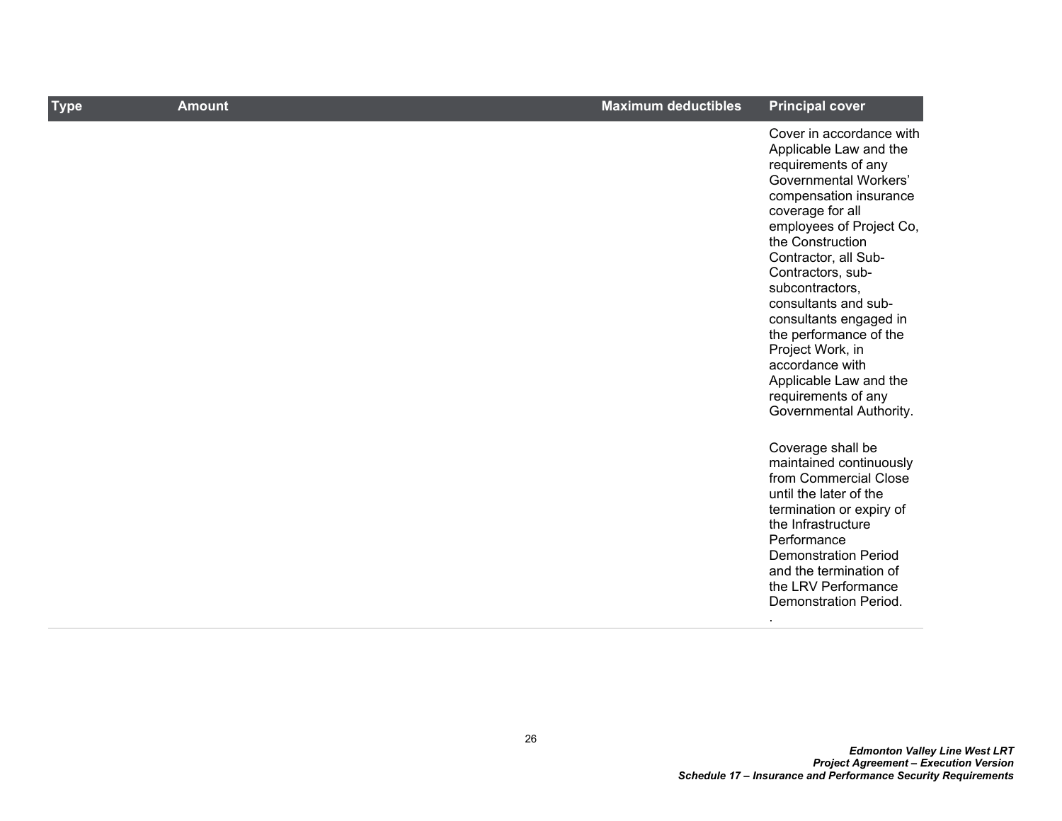| Type | Amount | Maximum deductibles | Principal cover |
|---|---|---|---|
| | | | Cover in accordance with Applicable Law and the requirements of any Governmental Workers' compensation insurance coverage for all employees of Project Co, the Construction Contractor, all Sub-Contractors, sub-subcontractors, consultants and sub-consultants engaged in the performance of the Project Work, in accordance with Applicable Law and the requirements of any Governmental Authority.<br><br>Coverage shall be maintained continuously from Commercial Close until the later of the termination or expiry of the Infrastructure Performance Demonstration Period and the termination of the LRV Performance Demonstration Period.<br><br>. |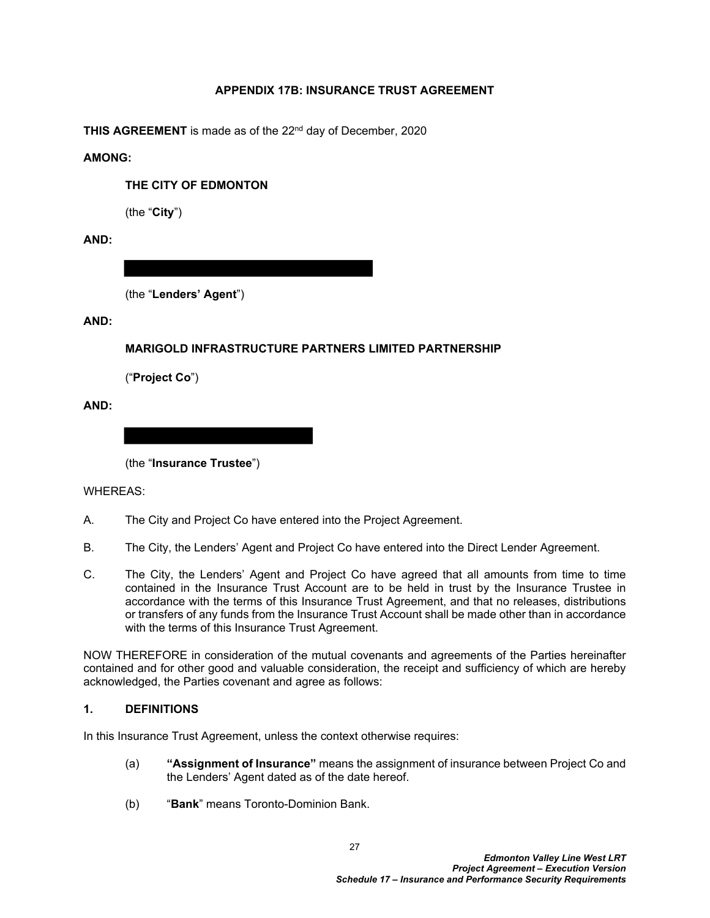## APPENDIX 17B: INSURANCE TRUST AGREEMENT

**THIS AGREEMENT** is made as of the 22nd day of December, 2020

**AMONG:**

**THE CITY OF EDMONTON**

(the "**City**")

**AND:**

█████████████████████

(the "**Lenders' Agent**")

**AND:**

**MARIGOLD INFRASTRUCTURE PARTNERS LIMITED PARTNERSHIP**

("**Project Co**")

**AND:**

███████████████

(the "**Insurance Trustee**")

WHEREAS:

A. The City and Project Co have entered into the Project Agreement.

B. The City, the Lenders' Agent and Project Co have entered into the Direct Lender Agreement.

C. The City, the Lenders' Agent and Project Co have agreed that all amounts from time to time contained in the Insurance Trust Account are to be held in trust by the Insurance Trustee in accordance with the terms of this Insurance Trust Agreement, and that no releases, distributions or transfers of any funds from the Insurance Trust Account shall be made other than in accordance with the terms of this Insurance Trust Agreement.

NOW THEREFORE in consideration of the mutual covenants and agreements of the Parties hereinafter contained and for other good and valuable consideration, the receipt and sufficiency of which are hereby acknowledged, the Parties covenant and agree as follows:

### 1. DEFINITIONS

In this Insurance Trust Agreement, unless the context otherwise requires:

(a) **"Assignment of Insurance"** means the assignment of insurance between Project Co and the Lenders' Agent dated as of the date hereof.

(b) "**Bank**" means Toronto-Dominion Bank.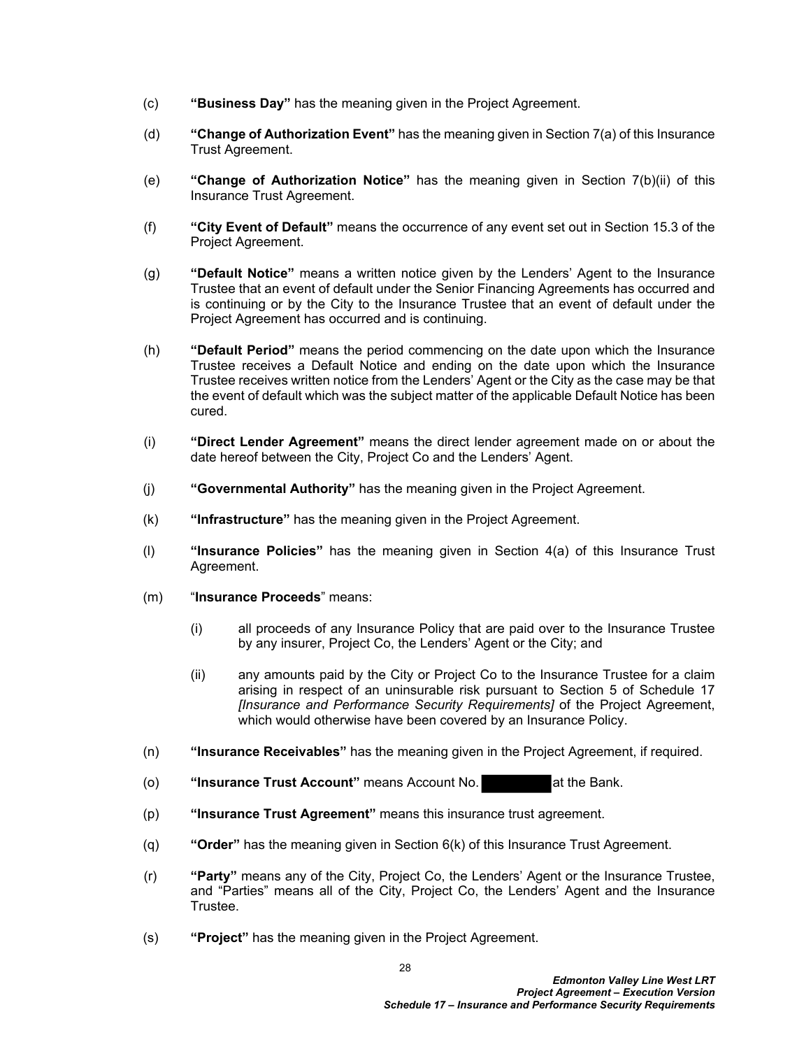(c) **"Business Day"** has the meaning given in the Project Agreement.

(d) **"Change of Authorization Event"** has the meaning given in Section 7(a) of this Insurance Trust Agreement.

(e) **"Change of Authorization Notice"** has the meaning given in Section 7(b)(ii) of this Insurance Trust Agreement.

(f) **"City Event of Default"** means the occurrence of any event set out in Section 15.3 of the Project Agreement.

(g) **"Default Notice"** means a written notice given by the Lenders' Agent to the Insurance Trustee that an event of default under the Senior Financing Agreements has occurred and is continuing or by the City to the Insurance Trustee that an event of default under the Project Agreement has occurred and is continuing.

(h) **"Default Period"** means the period commencing on the date upon which the Insurance Trustee receives a Default Notice and ending on the date upon which the Insurance Trustee receives written notice from the Lenders' Agent or the City as the case may be that the event of default which was the subject matter of the applicable Default Notice has been cured.

(i) **"Direct Lender Agreement"** means the direct lender agreement made on or about the date hereof between the City, Project Co and the Lenders' Agent.

(j) **"Governmental Authority"** has the meaning given in the Project Agreement.

(k) **"Infrastructure"** has the meaning given in the Project Agreement.

(l) **"Insurance Policies"** has the meaning given in Section 4(a) of this Insurance Trust Agreement.

(m) "**Insurance Proceeds**" means:

  (i) all proceeds of any Insurance Policy that are paid over to the Insurance Trustee by any insurer, Project Co, the Lenders' Agent or the City; and

  (ii) any amounts paid by the City or Project Co to the Insurance Trustee for a claim arising in respect of an uninsurable risk pursuant to Section 5 of Schedule 17 *[Insurance and Performance Security Requirements]* of the Project Agreement, which would otherwise have been covered by an Insurance Policy.

(n) **"Insurance Receivables"** has the meaning given in the Project Agreement, if required.

(o) **"Insurance Trust Account"** means Account No. [REDACTED] at the Bank.

(p) **"Insurance Trust Agreement"** means this insurance trust agreement.

(q) **"Order"** has the meaning given in Section 6(k) of this Insurance Trust Agreement.

(r) **"Party"** means any of the City, Project Co, the Lenders' Agent or the Insurance Trustee, and "Parties" means all of the City, Project Co, the Lenders' Agent and the Insurance Trustee.

(s) **"Project"** has the meaning given in the Project Agreement.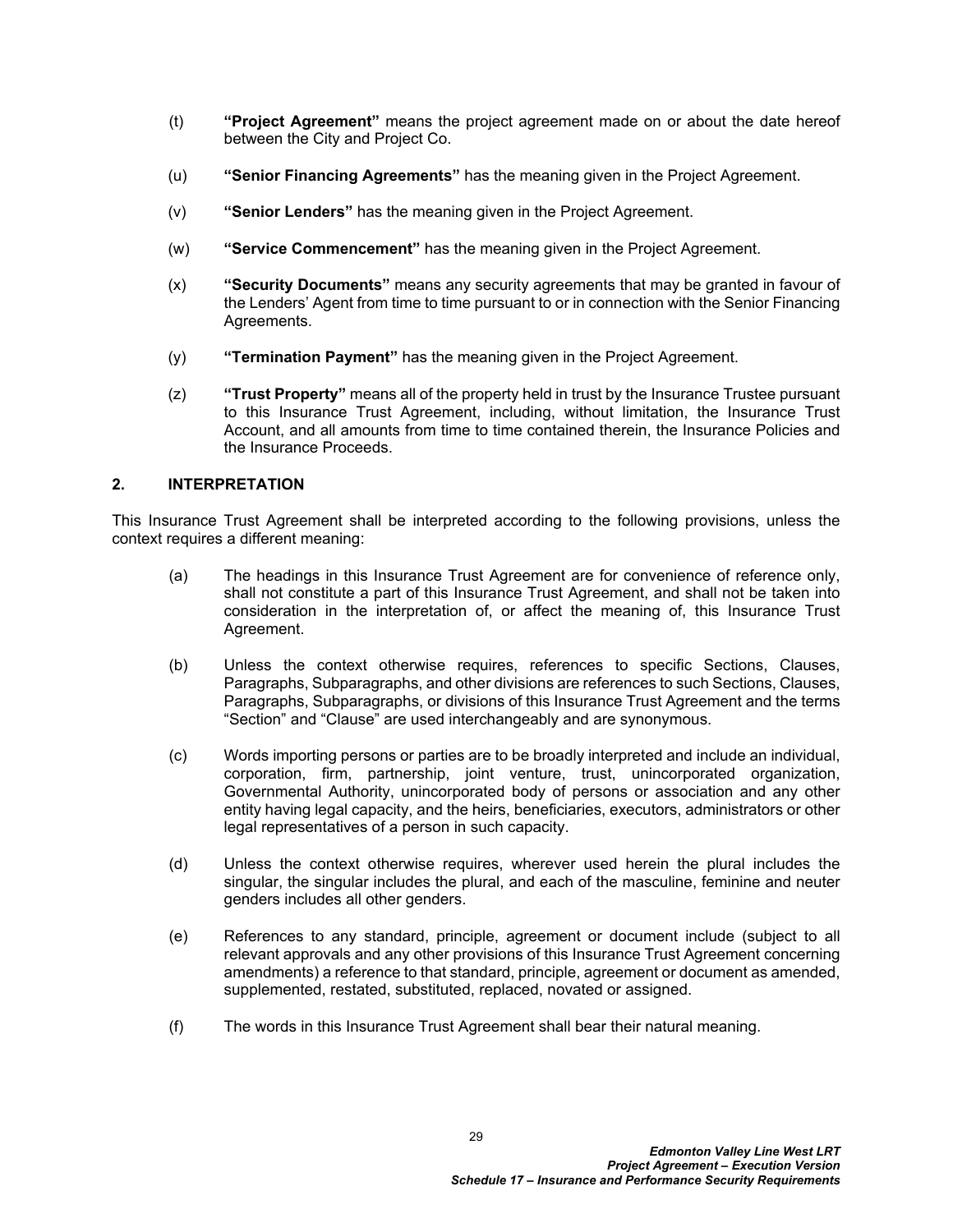(t) **"Project Agreement"** means the project agreement made on or about the date hereof between the City and Project Co.

(u) **"Senior Financing Agreements"** has the meaning given in the Project Agreement.

(v) **"Senior Lenders"** has the meaning given in the Project Agreement.

(w) **"Service Commencement"** has the meaning given in the Project Agreement.

(x) **"Security Documents"** means any security agreements that may be granted in favour of the Lenders' Agent from time to time pursuant to or in connection with the Senior Financing Agreements.

(y) **"Termination Payment"** has the meaning given in the Project Agreement.

(z) **"Trust Property"** means all of the property held in trust by the Insurance Trustee pursuant to this Insurance Trust Agreement, including, without limitation, the Insurance Trust Account, and all amounts from time to time contained therein, the Insurance Policies and the Insurance Proceeds.

## 2. INTERPRETATION

This Insurance Trust Agreement shall be interpreted according to the following provisions, unless the context requires a different meaning:

(a) The headings in this Insurance Trust Agreement are for convenience of reference only, shall not constitute a part of this Insurance Trust Agreement, and shall not be taken into consideration in the interpretation of, or affect the meaning of, this Insurance Trust Agreement.

(b) Unless the context otherwise requires, references to specific Sections, Clauses, Paragraphs, Subparagraphs, and other divisions are references to such Sections, Clauses, Paragraphs, Subparagraphs, or divisions of this Insurance Trust Agreement and the terms "Section" and "Clause" are used interchangeably and are synonymous.

(c) Words importing persons or parties are to be broadly interpreted and include an individual, corporation, firm, partnership, joint venture, trust, unincorporated organization, Governmental Authority, unincorporated body of persons or association and any other entity having legal capacity, and the heirs, beneficiaries, executors, administrators or other legal representatives of a person in such capacity.

(d) Unless the context otherwise requires, wherever used herein the plural includes the singular, the singular includes the plural, and each of the masculine, feminine and neuter genders includes all other genders.

(e) References to any standard, principle, agreement or document include (subject to all relevant approvals and any other provisions of this Insurance Trust Agreement concerning amendments) a reference to that standard, principle, agreement or document as amended, supplemented, restated, substituted, replaced, novated or assigned.

(f) The words in this Insurance Trust Agreement shall bear their natural meaning.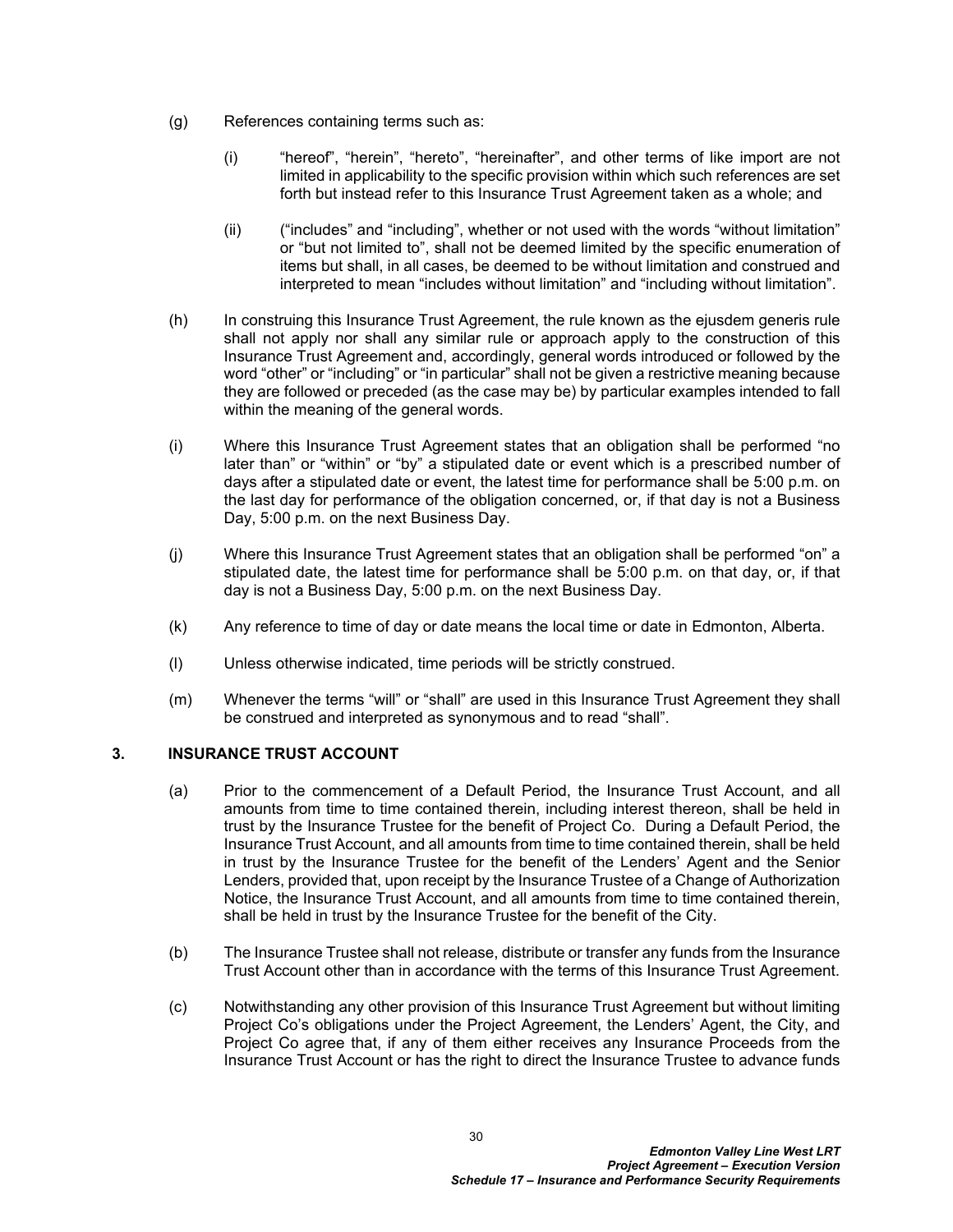(g) References containing terms such as:

   (i) "hereof", "herein", "hereto", "hereinafter", and other terms of like import are not limited in applicability to the specific provision within which such references are set forth but instead refer to this Insurance Trust Agreement taken as a whole; and

   (ii) ("includes" and "including", whether or not used with the words "without limitation" or "but not limited to", shall not be deemed limited by the specific enumeration of items but shall, in all cases, be deemed to be without limitation and construed and interpreted to mean "includes without limitation" and "including without limitation".

(h) In construing this Insurance Trust Agreement, the rule known as the ejusdem generis rule shall not apply nor shall any similar rule or approach apply to the construction of this Insurance Trust Agreement and, accordingly, general words introduced or followed by the word "other" or "including" or "in particular" shall not be given a restrictive meaning because they are followed or preceded (as the case may be) by particular examples intended to fall within the meaning of the general words.

(i) Where this Insurance Trust Agreement states that an obligation shall be performed "no later than" or "within" or "by" a stipulated date or event which is a prescribed number of days after a stipulated date or event, the latest time for performance shall be 5:00 p.m. on the last day for performance of the obligation concerned, or, if that day is not a Business Day, 5:00 p.m. on the next Business Day.

(j) Where this Insurance Trust Agreement states that an obligation shall be performed "on" a stipulated date, the latest time for performance shall be 5:00 p.m. on that day, or, if that day is not a Business Day, 5:00 p.m. on the next Business Day.

(k) Any reference to time of day or date means the local time or date in Edmonton, Alberta.

(l) Unless otherwise indicated, time periods will be strictly construed.

(m) Whenever the terms "will" or "shall" are used in this Insurance Trust Agreement they shall be construed and interpreted as synonymous and to read "shall".

## 3. INSURANCE TRUST ACCOUNT

(a) Prior to the commencement of a Default Period, the Insurance Trust Account, and all amounts from time to time contained therein, including interest thereon, shall be held in trust by the Insurance Trustee for the benefit of Project Co. During a Default Period, the Insurance Trust Account, and all amounts from time to time contained therein, shall be held in trust by the Insurance Trustee for the benefit of the Lenders' Agent and the Senior Lenders, provided that, upon receipt by the Insurance Trustee of a Change of Authorization Notice, the Insurance Trust Account, and all amounts from time to time contained therein, shall be held in trust by the Insurance Trustee for the benefit of the City.

(b) The Insurance Trustee shall not release, distribute or transfer any funds from the Insurance Trust Account other than in accordance with the terms of this Insurance Trust Agreement.

(c) Notwithstanding any other provision of this Insurance Trust Agreement but without limiting Project Co's obligations under the Project Agreement, the Lenders' Agent, the City, and Project Co agree that, if any of them either receives any Insurance Proceeds from the Insurance Trust Account or has the right to direct the Insurance Trustee to advance funds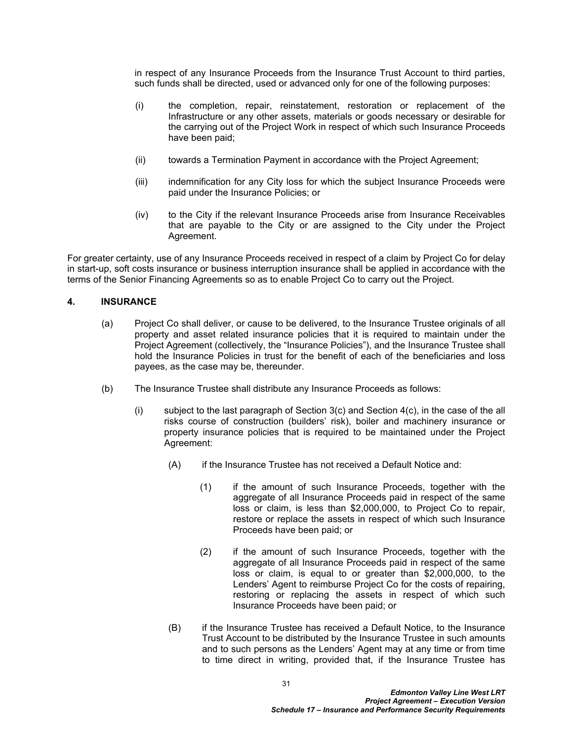in respect of any Insurance Proceeds from the Insurance Trust Account to third parties, such funds shall be directed, used or advanced only for one of the following purposes:

(i) the completion, repair, reinstatement, restoration or replacement of the Infrastructure or any other assets, materials or goods necessary or desirable for the carrying out of the Project Work in respect of which such Insurance Proceeds have been paid;

(ii) towards a Termination Payment in accordance with the Project Agreement;

(iii) indemnification for any City loss for which the subject Insurance Proceeds were paid under the Insurance Policies; or

(iv) to the City if the relevant Insurance Proceeds arise from Insurance Receivables that are payable to the City or are assigned to the City under the Project Agreement.

For greater certainty, use of any Insurance Proceeds received in respect of a claim by Project Co for delay in start-up, soft costs insurance or business interruption insurance shall be applied in accordance with the terms of the Senior Financing Agreements so as to enable Project Co to carry out the Project.

## 4. INSURANCE

(a) Project Co shall deliver, or cause to be delivered, to the Insurance Trustee originals of all property and asset related insurance policies that it is required to maintain under the Project Agreement (collectively, the "Insurance Policies"), and the Insurance Trustee shall hold the Insurance Policies in trust for the benefit of each of the beneficiaries and loss payees, as the case may be, thereunder.

(b) The Insurance Trustee shall distribute any Insurance Proceeds as follows:

(i) subject to the last paragraph of Section 3(c) and Section 4(c), in the case of the all risks course of construction (builders' risk), boiler and machinery insurance or property insurance policies that is required to be maintained under the Project Agreement:

(A) if the Insurance Trustee has not received a Default Notice and:

(1) if the amount of such Insurance Proceeds, together with the aggregate of all Insurance Proceeds paid in respect of the same loss or claim, is less than $2,000,000, to Project Co to repair, restore or replace the assets in respect of which such Insurance Proceeds have been paid; or

(2) if the amount of such Insurance Proceeds, together with the aggregate of all Insurance Proceeds paid in respect of the same loss or claim, is equal to or greater than $2,000,000, to the Lenders' Agent to reimburse Project Co for the costs of repairing, restoring or replacing the assets in respect of which such Insurance Proceeds have been paid; or

(B) if the Insurance Trustee has received a Default Notice, to the Insurance Trust Account to be distributed by the Insurance Trustee in such amounts and to such persons as the Lenders' Agent may at any time or from time to time direct in writing, provided that, if the Insurance Trustee has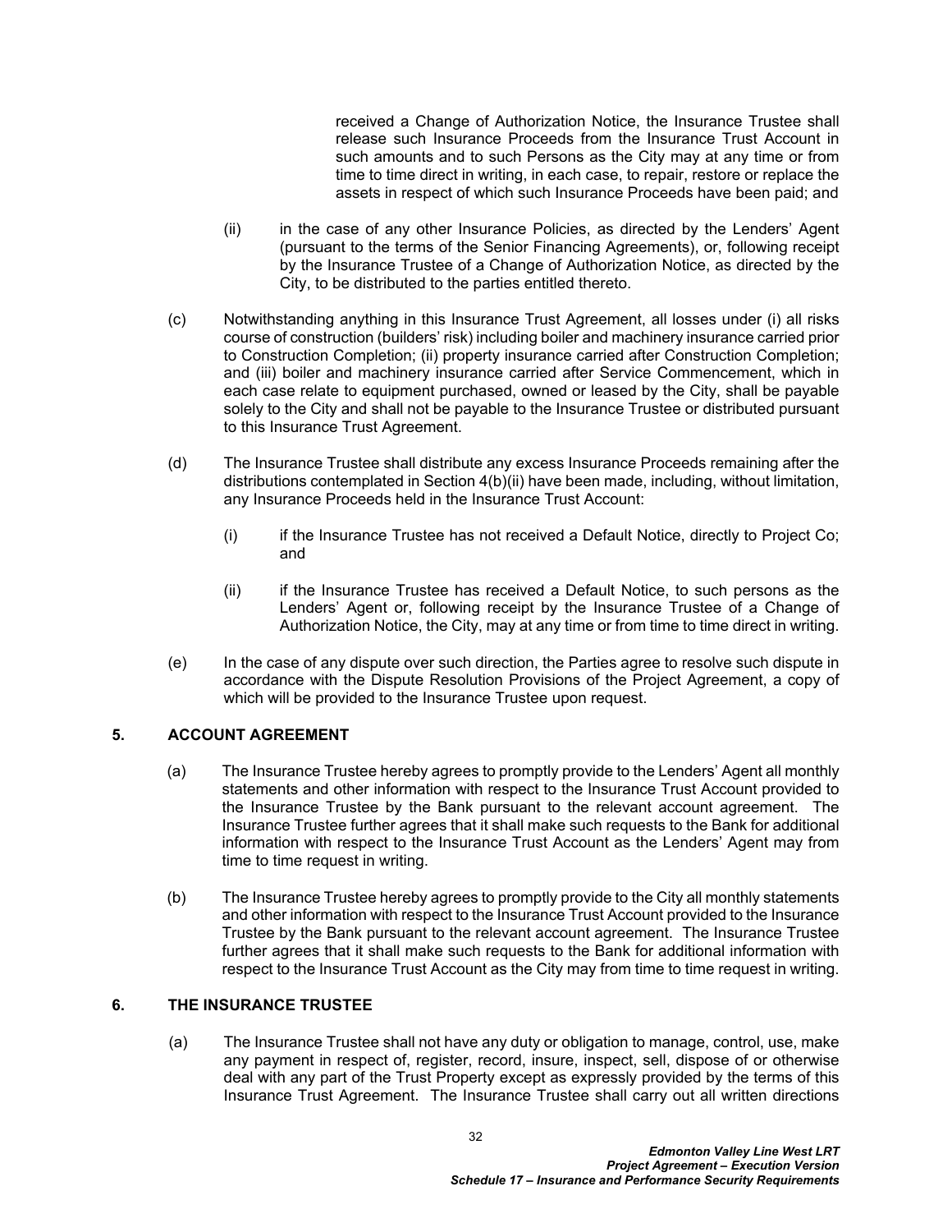received a Change of Authorization Notice, the Insurance Trustee shall release such Insurance Proceeds from the Insurance Trust Account in such amounts and to such Persons as the City may at any time or from time to time direct in writing, in each case, to repair, restore or replace the assets in respect of which such Insurance Proceeds have been paid; and

(ii) in the case of any other Insurance Policies, as directed by the Lenders' Agent (pursuant to the terms of the Senior Financing Agreements), or, following receipt by the Insurance Trustee of a Change of Authorization Notice, as directed by the City, to be distributed to the parties entitled thereto.

(c) Notwithstanding anything in this Insurance Trust Agreement, all losses under (i) all risks course of construction (builders' risk) including boiler and machinery insurance carried prior to Construction Completion; (ii) property insurance carried after Construction Completion; and (iii) boiler and machinery insurance carried after Service Commencement, which in each case relate to equipment purchased, owned or leased by the City, shall be payable solely to the City and shall not be payable to the Insurance Trustee or distributed pursuant to this Insurance Trust Agreement.

(d) The Insurance Trustee shall distribute any excess Insurance Proceeds remaining after the distributions contemplated in Section 4(b)(ii) have been made, including, without limitation, any Insurance Proceeds held in the Insurance Trust Account:

(i) if the Insurance Trustee has not received a Default Notice, directly to Project Co; and

(ii) if the Insurance Trustee has received a Default Notice, to such persons as the Lenders' Agent or, following receipt by the Insurance Trustee of a Change of Authorization Notice, the City, may at any time or from time to time direct in writing.

(e) In the case of any dispute over such direction, the Parties agree to resolve such dispute in accordance with the Dispute Resolution Provisions of the Project Agreement, a copy of which will be provided to the Insurance Trustee upon request.

## 5. ACCOUNT AGREEMENT

(a) The Insurance Trustee hereby agrees to promptly provide to the Lenders' Agent all monthly statements and other information with respect to the Insurance Trust Account provided to the Insurance Trustee by the Bank pursuant to the relevant account agreement. The Insurance Trustee further agrees that it shall make such requests to the Bank for additional information with respect to the Insurance Trust Account as the Lenders' Agent may from time to time request in writing.

(b) The Insurance Trustee hereby agrees to promptly provide to the City all monthly statements and other information with respect to the Insurance Trust Account provided to the Insurance Trustee by the Bank pursuant to the relevant account agreement. The Insurance Trustee further agrees that it shall make such requests to the Bank for additional information with respect to the Insurance Trust Account as the City may from time to time request in writing.

## 6. THE INSURANCE TRUSTEE

(a) The Insurance Trustee shall not have any duty or obligation to manage, control, use, make any payment in respect of, register, record, insure, inspect, sell, dispose of or otherwise deal with any part of the Trust Property except as expressly provided by the terms of this Insurance Trust Agreement. The Insurance Trustee shall carry out all written directions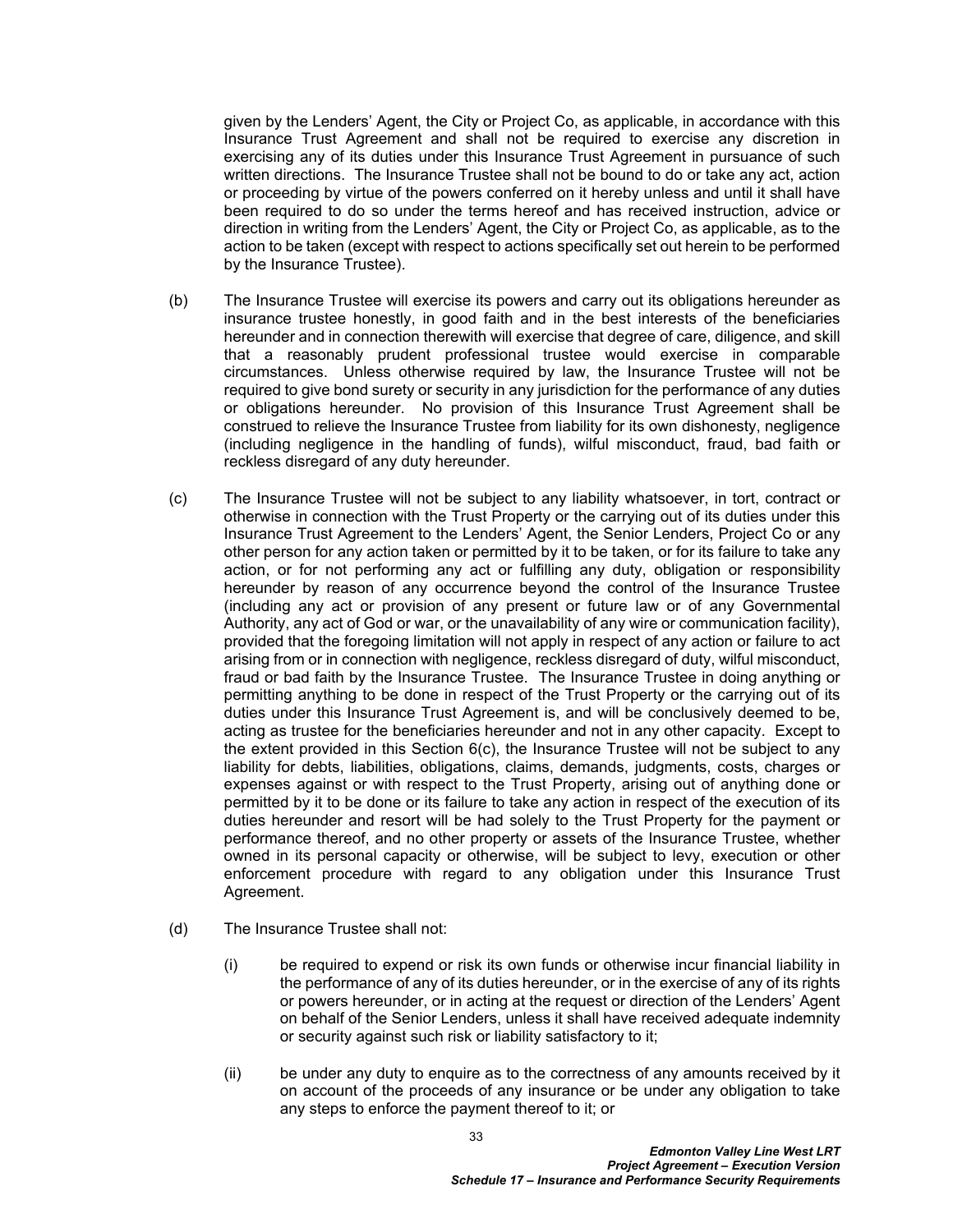given by the Lenders' Agent, the City or Project Co, as applicable, in accordance with this Insurance Trust Agreement and shall not be required to exercise any discretion in exercising any of its duties under this Insurance Trust Agreement in pursuance of such written directions. The Insurance Trustee shall not be bound to do or take any act, action or proceeding by virtue of the powers conferred on it hereby unless and until it shall have been required to do so under the terms hereof and has received instruction, advice or direction in writing from the Lenders' Agent, the City or Project Co, as applicable, as to the action to be taken (except with respect to actions specifically set out herein to be performed by the Insurance Trustee).

(b) The Insurance Trustee will exercise its powers and carry out its obligations hereunder as insurance trustee honestly, in good faith and in the best interests of the beneficiaries hereunder and in connection therewith will exercise that degree of care, diligence, and skill that a reasonably prudent professional trustee would exercise in comparable circumstances. Unless otherwise required by law, the Insurance Trustee will not be required to give bond surety or security in any jurisdiction for the performance of any duties or obligations hereunder. No provision of this Insurance Trust Agreement shall be construed to relieve the Insurance Trustee from liability for its own dishonesty, negligence (including negligence in the handling of funds), wilful misconduct, fraud, bad faith or reckless disregard of any duty hereunder.

(c) The Insurance Trustee will not be subject to any liability whatsoever, in tort, contract or otherwise in connection with the Trust Property or the carrying out of its duties under this Insurance Trust Agreement to the Lenders' Agent, the Senior Lenders, Project Co or any other person for any action taken or permitted by it to be taken, or for its failure to take any action, or for not performing any act or fulfilling any duty, obligation or responsibility hereunder by reason of any occurrence beyond the control of the Insurance Trustee (including any act or provision of any present or future law or of any Governmental Authority, any act of God or war, or the unavailability of any wire or communication facility), provided that the foregoing limitation will not apply in respect of any action or failure to act arising from or in connection with negligence, reckless disregard of duty, wilful misconduct, fraud or bad faith by the Insurance Trustee. The Insurance Trustee in doing anything or permitting anything to be done in respect of the Trust Property or the carrying out of its duties under this Insurance Trust Agreement is, and will be conclusively deemed to be, acting as trustee for the beneficiaries hereunder and not in any other capacity. Except to the extent provided in this Section 6(c), the Insurance Trustee will not be subject to any liability for debts, liabilities, obligations, claims, demands, judgments, costs, charges or expenses against or with respect to the Trust Property, arising out of anything done or permitted by it to be done or its failure to take any action in respect of the execution of its duties hereunder and resort will be had solely to the Trust Property for the payment or performance thereof, and no other property or assets of the Insurance Trustee, whether owned in its personal capacity or otherwise, will be subject to levy, execution or other enforcement procedure with regard to any obligation under this Insurance Trust Agreement.

(d) The Insurance Trustee shall not:

(i) be required to expend or risk its own funds or otherwise incur financial liability in the performance of any of its duties hereunder, or in the exercise of any of its rights or powers hereunder, or in acting at the request or direction of the Lenders' Agent on behalf of the Senior Lenders, unless it shall have received adequate indemnity or security against such risk or liability satisfactory to it;

(ii) be under any duty to enquire as to the correctness of any amounts received by it on account of the proceeds of any insurance or be under any obligation to take any steps to enforce the payment thereof to it; or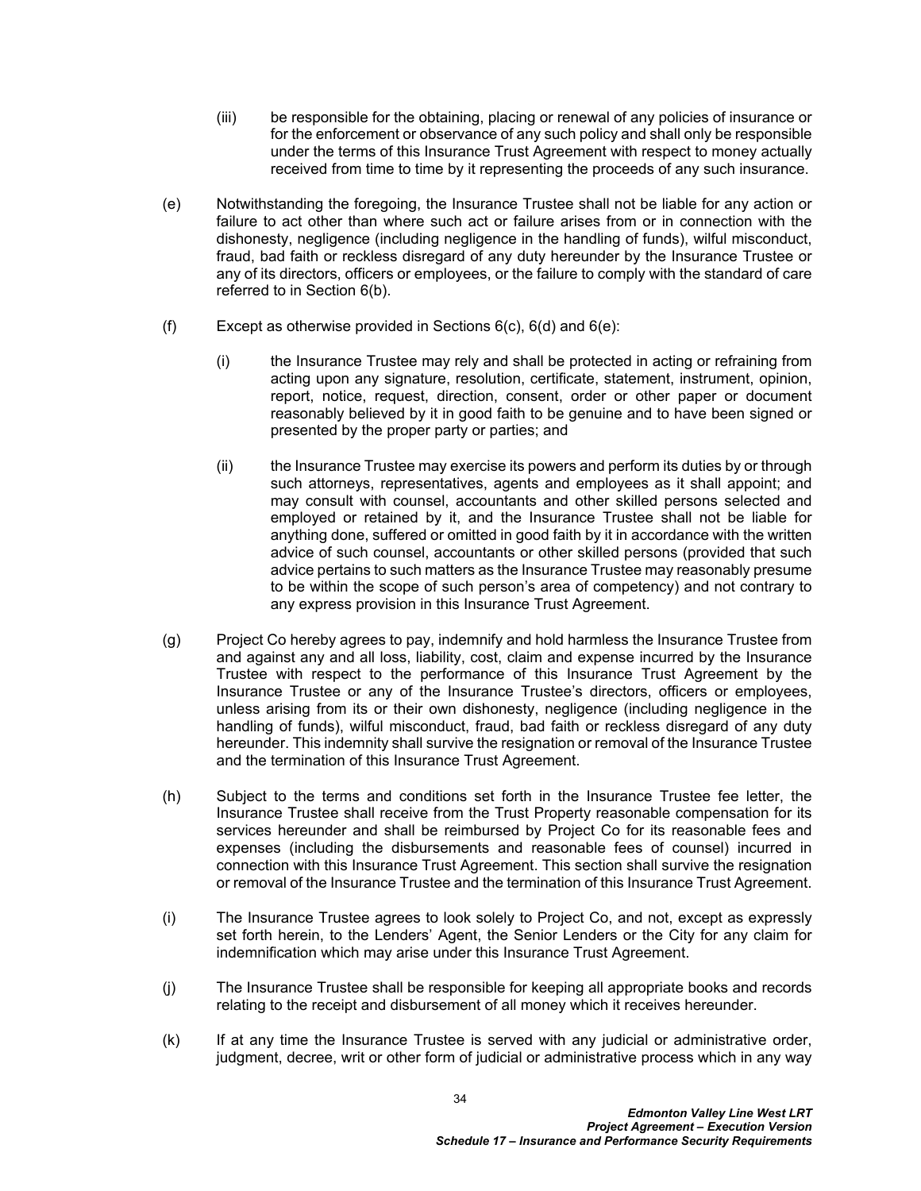(iii) be responsible for the obtaining, placing or renewal of any policies of insurance or for the enforcement or observance of any such policy and shall only be responsible under the terms of this Insurance Trust Agreement with respect to money actually received from time to time by it representing the proceeds of any such insurance.

(e) Notwithstanding the foregoing, the Insurance Trustee shall not be liable for any action or failure to act other than where such act or failure arises from or in connection with the dishonesty, negligence (including negligence in the handling of funds), wilful misconduct, fraud, bad faith or reckless disregard of any duty hereunder by the Insurance Trustee or any of its directors, officers or employees, or the failure to comply with the standard of care referred to in Section 6(b).

(f) Except as otherwise provided in Sections 6(c), 6(d) and 6(e):

(i) the Insurance Trustee may rely and shall be protected in acting or refraining from acting upon any signature, resolution, certificate, statement, instrument, opinion, report, notice, request, direction, consent, order or other paper or document reasonably believed by it in good faith to be genuine and to have been signed or presented by the proper party or parties; and

(ii) the Insurance Trustee may exercise its powers and perform its duties by or through such attorneys, representatives, agents and employees as it shall appoint; and may consult with counsel, accountants and other skilled persons selected and employed or retained by it, and the Insurance Trustee shall not be liable for anything done, suffered or omitted in good faith by it in accordance with the written advice of such counsel, accountants or other skilled persons (provided that such advice pertains to such matters as the Insurance Trustee may reasonably presume to be within the scope of such person's area of competency) and not contrary to any express provision in this Insurance Trust Agreement.

(g) Project Co hereby agrees to pay, indemnify and hold harmless the Insurance Trustee from and against any and all loss, liability, cost, claim and expense incurred by the Insurance Trustee with respect to the performance of this Insurance Trust Agreement by the Insurance Trustee or any of the Insurance Trustee's directors, officers or employees, unless arising from its or their own dishonesty, negligence (including negligence in the handling of funds), wilful misconduct, fraud, bad faith or reckless disregard of any duty hereunder. This indemnity shall survive the resignation or removal of the Insurance Trustee and the termination of this Insurance Trust Agreement.

(h) Subject to the terms and conditions set forth in the Insurance Trustee fee letter, the Insurance Trustee shall receive from the Trust Property reasonable compensation for its services hereunder and shall be reimbursed by Project Co for its reasonable fees and expenses (including the disbursements and reasonable fees of counsel) incurred in connection with this Insurance Trust Agreement. This section shall survive the resignation or removal of the Insurance Trustee and the termination of this Insurance Trust Agreement.

(i) The Insurance Trustee agrees to look solely to Project Co, and not, except as expressly set forth herein, to the Lenders' Agent, the Senior Lenders or the City for any claim for indemnification which may arise under this Insurance Trust Agreement.

(j) The Insurance Trustee shall be responsible for keeping all appropriate books and records relating to the receipt and disbursement of all money which it receives hereunder.

(k) If at any time the Insurance Trustee is served with any judicial or administrative order, judgment, decree, writ or other form of judicial or administrative process which in any way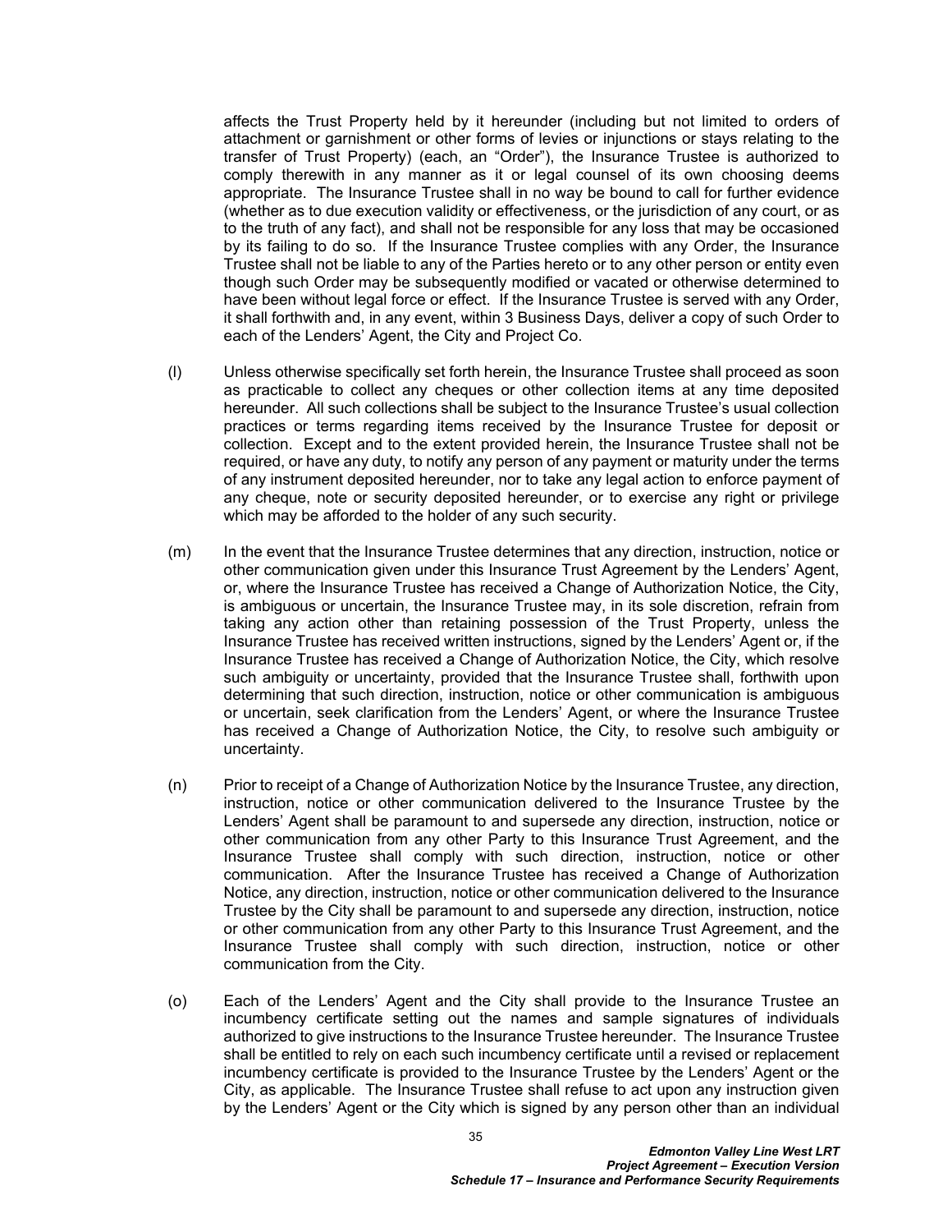affects the Trust Property held by it hereunder (including but not limited to orders of attachment or garnishment or other forms of levies or injunctions or stays relating to the transfer of Trust Property) (each, an "Order"), the Insurance Trustee is authorized to comply therewith in any manner as it or legal counsel of its own choosing deems appropriate. The Insurance Trustee shall in no way be bound to call for further evidence (whether as to due execution validity or effectiveness, or the jurisdiction of any court, or as to the truth of any fact), and shall not be responsible for any loss that may be occasioned by its failing to do so. If the Insurance Trustee complies with any Order, the Insurance Trustee shall not be liable to any of the Parties hereto or to any other person or entity even though such Order may be subsequently modified or vacated or otherwise determined to have been without legal force or effect. If the Insurance Trustee is served with any Order, it shall forthwith and, in any event, within 3 Business Days, deliver a copy of such Order to each of the Lenders' Agent, the City and Project Co.

(l) Unless otherwise specifically set forth herein, the Insurance Trustee shall proceed as soon as practicable to collect any cheques or other collection items at any time deposited hereunder. All such collections shall be subject to the Insurance Trustee's usual collection practices or terms regarding items received by the Insurance Trustee for deposit or collection. Except and to the extent provided herein, the Insurance Trustee shall not be required, or have any duty, to notify any person of any payment or maturity under the terms of any instrument deposited hereunder, nor to take any legal action to enforce payment of any cheque, note or security deposited hereunder, or to exercise any right or privilege which may be afforded to the holder of any such security.

(m) In the event that the Insurance Trustee determines that any direction, instruction, notice or other communication given under this Insurance Trust Agreement by the Lenders' Agent, or, where the Insurance Trustee has received a Change of Authorization Notice, the City, is ambiguous or uncertain, the Insurance Trustee may, in its sole discretion, refrain from taking any action other than retaining possession of the Trust Property, unless the Insurance Trustee has received written instructions, signed by the Lenders' Agent or, if the Insurance Trustee has received a Change of Authorization Notice, the City, which resolve such ambiguity or uncertainty, provided that the Insurance Trustee shall, forthwith upon determining that such direction, instruction, notice or other communication is ambiguous or uncertain, seek clarification from the Lenders' Agent, or where the Insurance Trustee has received a Change of Authorization Notice, the City, to resolve such ambiguity or uncertainty.

(n) Prior to receipt of a Change of Authorization Notice by the Insurance Trustee, any direction, instruction, notice or other communication delivered to the Insurance Trustee by the Lenders' Agent shall be paramount to and supersede any direction, instruction, notice or other communication from any other Party to this Insurance Trust Agreement, and the Insurance Trustee shall comply with such direction, instruction, notice or other communication. After the Insurance Trustee has received a Change of Authorization Notice, any direction, instruction, notice or other communication delivered to the Insurance Trustee by the City shall be paramount to and supersede any direction, instruction, notice or other communication from any other Party to this Insurance Trust Agreement, and the Insurance Trustee shall comply with such direction, instruction, notice or other communication from the City.

(o) Each of the Lenders' Agent and the City shall provide to the Insurance Trustee an incumbency certificate setting out the names and sample signatures of individuals authorized to give instructions to the Insurance Trustee hereunder. The Insurance Trustee shall be entitled to rely on each such incumbency certificate until a revised or replacement incumbency certificate is provided to the Insurance Trustee by the Lenders' Agent or the City, as applicable. The Insurance Trustee shall refuse to act upon any instruction given by the Lenders' Agent or the City which is signed by any person other than an individual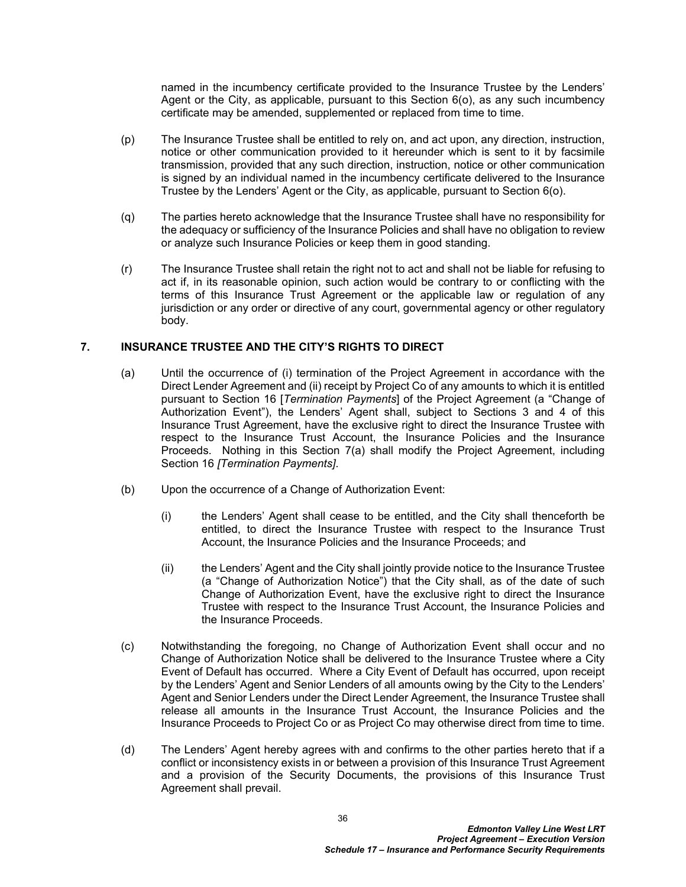named in the incumbency certificate provided to the Insurance Trustee by the Lenders' Agent or the City, as applicable, pursuant to this Section 6(o), as any such incumbency certificate may be amended, supplemented or replaced from time to time.

(p) The Insurance Trustee shall be entitled to rely on, and act upon, any direction, instruction, notice or other communication provided to it hereunder which is sent to it by facsimile transmission, provided that any such direction, instruction, notice or other communication is signed by an individual named in the incumbency certificate delivered to the Insurance Trustee by the Lenders' Agent or the City, as applicable, pursuant to Section 6(o).

(q) The parties hereto acknowledge that the Insurance Trustee shall have no responsibility for the adequacy or sufficiency of the Insurance Policies and shall have no obligation to review or analyze such Insurance Policies or keep them in good standing.

(r) The Insurance Trustee shall retain the right not to act and shall not be liable for refusing to act if, in its reasonable opinion, such action would be contrary to or conflicting with the terms of this Insurance Trust Agreement or the applicable law or regulation of any jurisdiction or any order or directive of any court, governmental agency or other regulatory body.

## 7. INSURANCE TRUSTEE AND THE CITY'S RIGHTS TO DIRECT

(a) Until the occurrence of (i) termination of the Project Agreement in accordance with the Direct Lender Agreement and (ii) receipt by Project Co of any amounts to which it is entitled pursuant to Section 16 [*Termination Payments*] of the Project Agreement (a "Change of Authorization Event"), the Lenders' Agent shall, subject to Sections 3 and 4 of this Insurance Trust Agreement, have the exclusive right to direct the Insurance Trustee with respect to the Insurance Trust Account, the Insurance Policies and the Insurance Proceeds. Nothing in this Section 7(a) shall modify the Project Agreement, including Section 16 *[Termination Payments]*.

(b) Upon the occurrence of a Change of Authorization Event:

(i) the Lenders' Agent shall cease to be entitled, and the City shall thenceforth be entitled, to direct the Insurance Trustee with respect to the Insurance Trust Account, the Insurance Policies and the Insurance Proceeds; and

(ii) the Lenders' Agent and the City shall jointly provide notice to the Insurance Trustee (a "Change of Authorization Notice") that the City shall, as of the date of such Change of Authorization Event, have the exclusive right to direct the Insurance Trustee with respect to the Insurance Trust Account, the Insurance Policies and the Insurance Proceeds.

(c) Notwithstanding the foregoing, no Change of Authorization Event shall occur and no Change of Authorization Notice shall be delivered to the Insurance Trustee where a City Event of Default has occurred. Where a City Event of Default has occurred, upon receipt by the Lenders' Agent and Senior Lenders of all amounts owing by the City to the Lenders' Agent and Senior Lenders under the Direct Lender Agreement, the Insurance Trustee shall release all amounts in the Insurance Trust Account, the Insurance Policies and the Insurance Proceeds to Project Co or as Project Co may otherwise direct from time to time.

(d) The Lenders' Agent hereby agrees with and confirms to the other parties hereto that if a conflict or inconsistency exists in or between a provision of this Insurance Trust Agreement and a provision of the Security Documents, the provisions of this Insurance Trust Agreement shall prevail.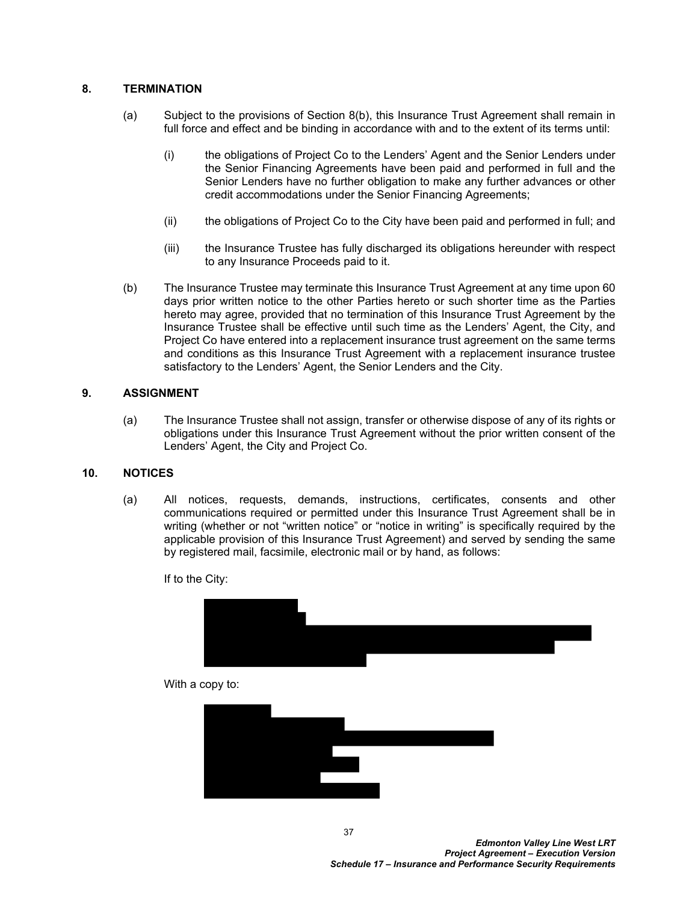## 8. TERMINATION

(a) Subject to the provisions of Section 8(b), this Insurance Trust Agreement shall remain in full force and effect and be binding in accordance with and to the extent of its terms until:

(i) the obligations of Project Co to the Lenders' Agent and the Senior Lenders under the Senior Financing Agreements have been paid and performed in full and the Senior Lenders have no further obligation to make any further advances or other credit accommodations under the Senior Financing Agreements;

(ii) the obligations of Project Co to the City have been paid and performed in full; and

(iii) the Insurance Trustee has fully discharged its obligations hereunder with respect to any Insurance Proceeds paid to it.

(b) The Insurance Trustee may terminate this Insurance Trust Agreement at any time upon 60 days prior written notice to the other Parties hereto or such shorter time as the Parties hereto may agree, provided that no termination of this Insurance Trust Agreement by the Insurance Trustee shall be effective until such time as the Lenders' Agent, the City, and Project Co have entered into a replacement insurance trust agreement on the same terms and conditions as this Insurance Trust Agreement with a replacement insurance trustee satisfactory to the Lenders' Agent, the Senior Lenders and the City.

## 9. ASSIGNMENT

(a) The Insurance Trustee shall not assign, transfer or otherwise dispose of any of its rights or obligations under this Insurance Trust Agreement without the prior written consent of the Lenders' Agent, the City and Project Co.

## 10. NOTICES

(a) All notices, requests, demands, instructions, certificates, consents and other communications required or permitted under this Insurance Trust Agreement shall be in writing (whether or not "written notice" or "notice in writing" is specifically required by the applicable provision of this Insurance Trust Agreement) and served by sending the same by registered mail, facsimile, electronic mail or by hand, as follows:

If to the City:

With a copy to: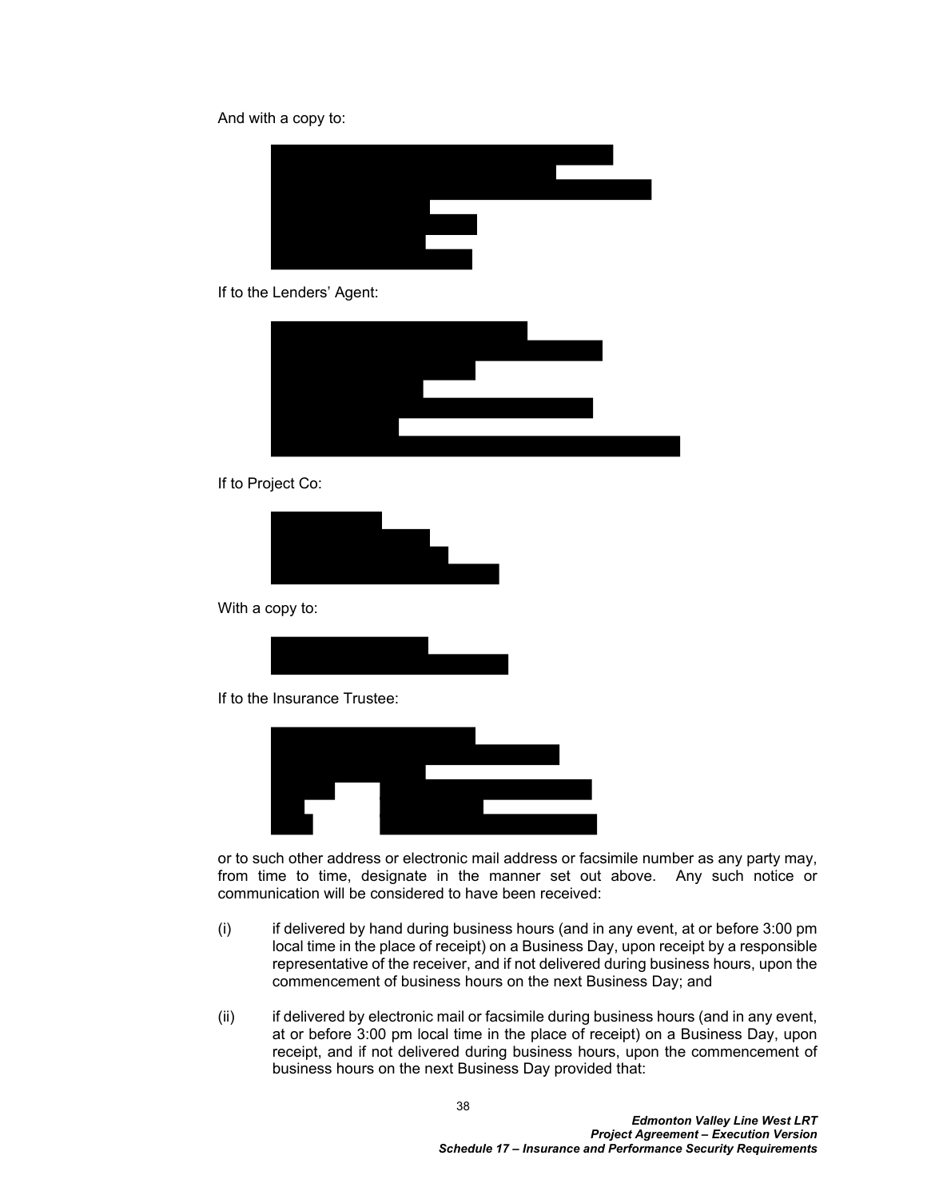And with a copy to:

If to the Lenders' Agent:

If to Project Co:

With a copy to:

If to the Insurance Trustee:

or to such other address or electronic mail address or facsimile number as any party may, from time to time, designate in the manner set out above. Any such notice or communication will be considered to have been received:

(i) if delivered by hand during business hours (and in any event, at or before 3:00 pm local time in the place of receipt) on a Business Day, upon receipt by a responsible representative of the receiver, and if not delivered during business hours, upon the commencement of business hours on the next Business Day; and

(ii) if delivered by electronic mail or facsimile during business hours (and in any event, at or before 3:00 pm local time in the place of receipt) on a Business Day, upon receipt, and if not delivered during business hours, upon the commencement of business hours on the next Business Day provided that: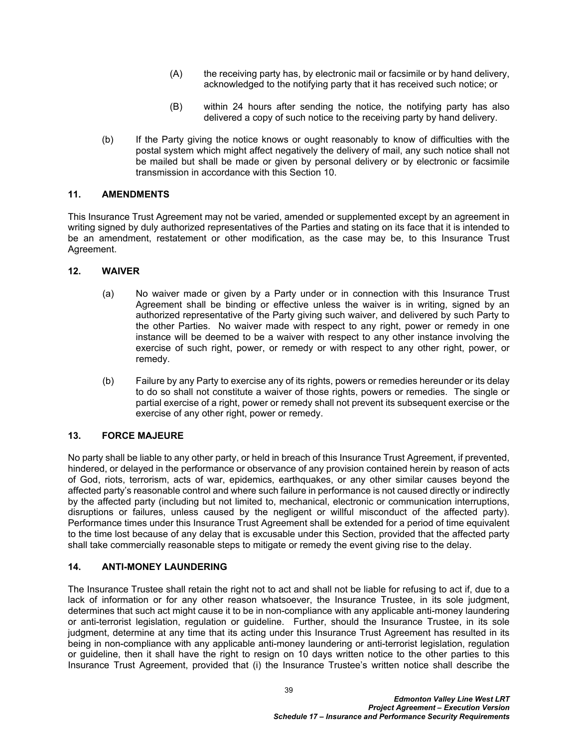(A) the receiving party has, by electronic mail or facsimile or by hand delivery, acknowledged to the notifying party that it has received such notice; or

(B) within 24 hours after sending the notice, the notifying party has also delivered a copy of such notice to the receiving party by hand delivery.

(b) If the Party giving the notice knows or ought reasonably to know of difficulties with the postal system which might affect negatively the delivery of mail, any such notice shall not be mailed but shall be made or given by personal delivery or by electronic or facsimile transmission in accordance with this Section 10.

## 11. AMENDMENTS

This Insurance Trust Agreement may not be varied, amended or supplemented except by an agreement in writing signed by duly authorized representatives of the Parties and stating on its face that it is intended to be an amendment, restatement or other modification, as the case may be, to this Insurance Trust Agreement.

## 12. WAIVER

(a) No waiver made or given by a Party under or in connection with this Insurance Trust Agreement shall be binding or effective unless the waiver is in writing, signed by an authorized representative of the Party giving such waiver, and delivered by such Party to the other Parties. No waiver made with respect to any right, power or remedy in one instance will be deemed to be a waiver with respect to any other instance involving the exercise of such right, power, or remedy or with respect to any other right, power, or remedy.

(b) Failure by any Party to exercise any of its rights, powers or remedies hereunder or its delay to do so shall not constitute a waiver of those rights, powers or remedies. The single or partial exercise of a right, power or remedy shall not prevent its subsequent exercise or the exercise of any other right, power or remedy.

## 13. FORCE MAJEURE

No party shall be liable to any other party, or held in breach of this Insurance Trust Agreement, if prevented, hindered, or delayed in the performance or observance of any provision contained herein by reason of acts of God, riots, terrorism, acts of war, epidemics, earthquakes, or any other similar causes beyond the affected party's reasonable control and where such failure in performance is not caused directly or indirectly by the affected party (including but not limited to, mechanical, electronic or communication interruptions, disruptions or failures, unless caused by the negligent or willful misconduct of the affected party). Performance times under this Insurance Trust Agreement shall be extended for a period of time equivalent to the time lost because of any delay that is excusable under this Section, provided that the affected party shall take commercially reasonable steps to mitigate or remedy the event giving rise to the delay.

## 14. ANTI-MONEY LAUNDERING

The Insurance Trustee shall retain the right not to act and shall not be liable for refusing to act if, due to a lack of information or for any other reason whatsoever, the Insurance Trustee, in its sole judgment, determines that such act might cause it to be in non-compliance with any applicable anti-money laundering or anti-terrorist legislation, regulation or guideline. Further, should the Insurance Trustee, in its sole judgment, determine at any time that its acting under this Insurance Trust Agreement has resulted in its being in non-compliance with any applicable anti-money laundering or anti-terrorist legislation, regulation or guideline, then it shall have the right to resign on 10 days written notice to the other parties to this Insurance Trust Agreement, provided that (i) the Insurance Trustee's written notice shall describe the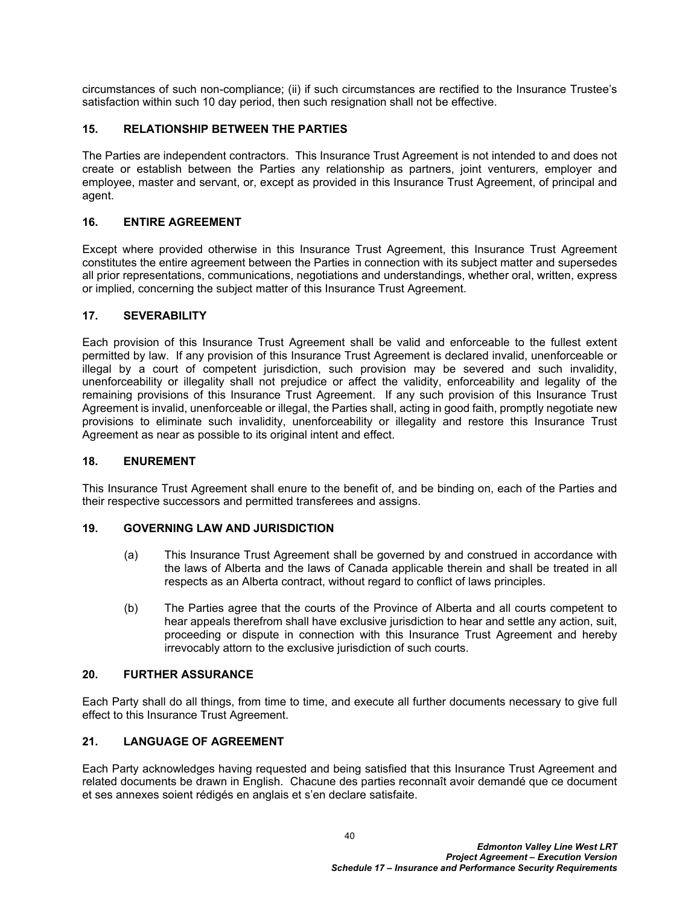circumstances of such non-compliance; (ii) if such circumstances are rectified to the Insurance Trustee's satisfaction within such 10 day period, then such resignation shall not be effective.

## 15. RELATIONSHIP BETWEEN THE PARTIES

The Parties are independent contractors. This Insurance Trust Agreement is not intended to and does not create or establish between the Parties any relationship as partners, joint venturers, employer and employee, master and servant, or, except as provided in this Insurance Trust Agreement, of principal and agent.

## 16. ENTIRE AGREEMENT

Except where provided otherwise in this Insurance Trust Agreement, this Insurance Trust Agreement constitutes the entire agreement between the Parties in connection with its subject matter and supersedes all prior representations, communications, negotiations and understandings, whether oral, written, express or implied, concerning the subject matter of this Insurance Trust Agreement.

## 17. SEVERABILITY

Each provision of this Insurance Trust Agreement shall be valid and enforceable to the fullest extent permitted by law. If any provision of this Insurance Trust Agreement is declared invalid, unenforceable or illegal by a court of competent jurisdiction, such provision may be severed and such invalidity, unenforceability or illegality shall not prejudice or affect the validity, enforceability and legality of the remaining provisions of this Insurance Trust Agreement. If any such provision of this Insurance Trust Agreement is invalid, unenforceable or illegal, the Parties shall, acting in good faith, promptly negotiate new provisions to eliminate such invalidity, unenforceability or illegality and restore this Insurance Trust Agreement as near as possible to its original intent and effect.

## 18. ENUREMENT

This Insurance Trust Agreement shall enure to the benefit of, and be binding on, each of the Parties and their respective successors and permitted transferees and assigns.

## 19. GOVERNING LAW AND JURISDICTION

(a) This Insurance Trust Agreement shall be governed by and construed in accordance with the laws of Alberta and the laws of Canada applicable therein and shall be treated in all respects as an Alberta contract, without regard to conflict of laws principles.

(b) The Parties agree that the courts of the Province of Alberta and all courts competent to hear appeals therefrom shall have exclusive jurisdiction to hear and settle any action, suit, proceeding or dispute in connection with this Insurance Trust Agreement and hereby irrevocably attorn to the exclusive jurisdiction of such courts.

## 20. FURTHER ASSURANCE

Each Party shall do all things, from time to time, and execute all further documents necessary to give full effect to this Insurance Trust Agreement.

## 21. LANGUAGE OF AGREEMENT

Each Party acknowledges having requested and being satisfied that this Insurance Trust Agreement and related documents be drawn in English. Chacune des parties reconnaît avoir demandé que ce document et ses annexes soient rédigés en anglais et s'en declare satisfaite.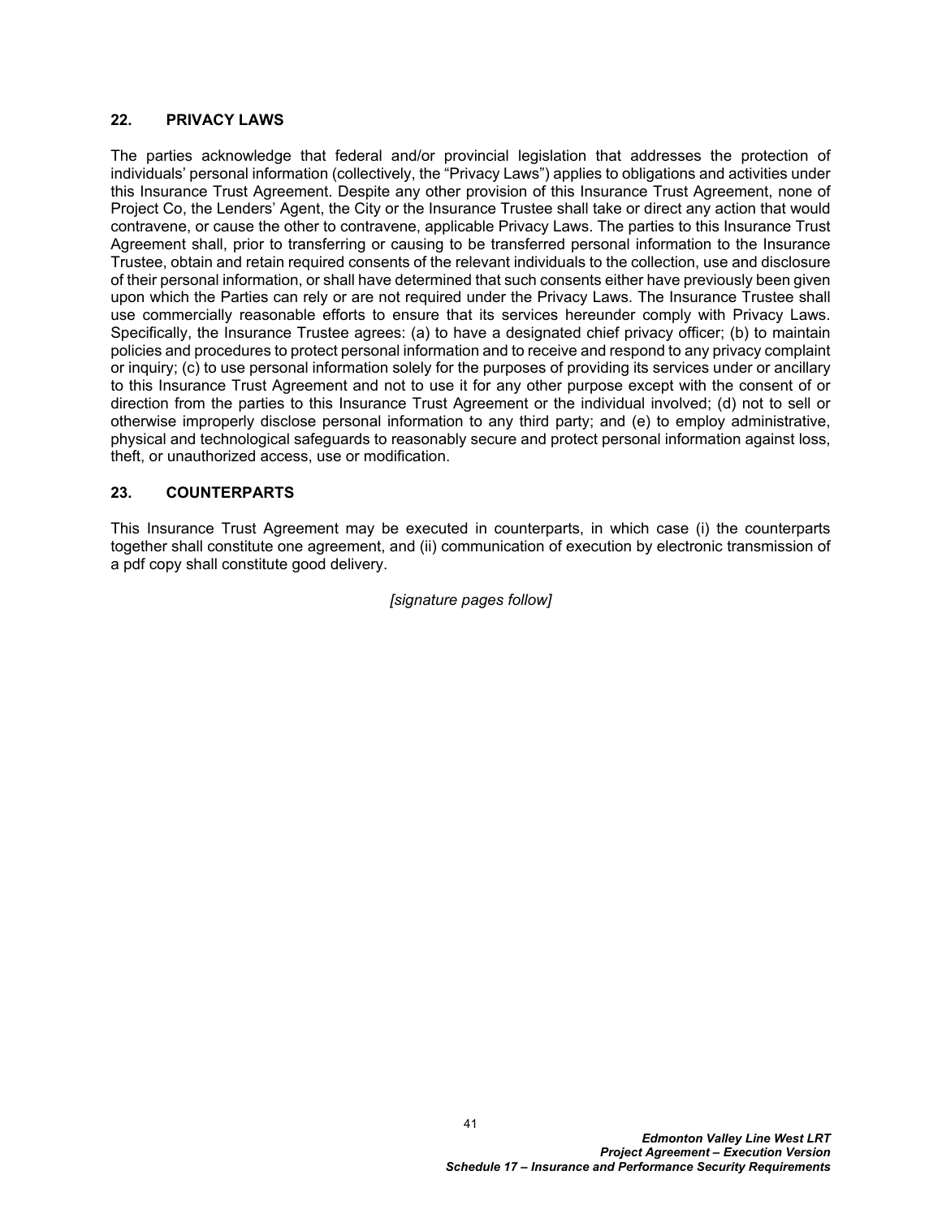## 22. PRIVACY LAWS

The parties acknowledge that federal and/or provincial legislation that addresses the protection of individuals' personal information (collectively, the "Privacy Laws") applies to obligations and activities under this Insurance Trust Agreement. Despite any other provision of this Insurance Trust Agreement, none of Project Co, the Lenders' Agent, the City or the Insurance Trustee shall take or direct any action that would contravene, or cause the other to contravene, applicable Privacy Laws. The parties to this Insurance Trust Agreement shall, prior to transferring or causing to be transferred personal information to the Insurance Trustee, obtain and retain required consents of the relevant individuals to the collection, use and disclosure of their personal information, or shall have determined that such consents either have previously been given upon which the Parties can rely or are not required under the Privacy Laws. The Insurance Trustee shall use commercially reasonable efforts to ensure that its services hereunder comply with Privacy Laws. Specifically, the Insurance Trustee agrees: (a) to have a designated chief privacy officer; (b) to maintain policies and procedures to protect personal information and to receive and respond to any privacy complaint or inquiry; (c) to use personal information solely for the purposes of providing its services under or ancillary to this Insurance Trust Agreement and not to use it for any other purpose except with the consent of or direction from the parties to this Insurance Trust Agreement or the individual involved; (d) not to sell or otherwise improperly disclose personal information to any third party; and (e) to employ administrative, physical and technological safeguards to reasonably secure and protect personal information against loss, theft, or unauthorized access, use or modification.

## 23. COUNTERPARTS

This Insurance Trust Agreement may be executed in counterparts, in which case (i) the counterparts together shall constitute one agreement, and (ii) communication of execution by electronic transmission of a pdf copy shall constitute good delivery.

*[signature pages follow]*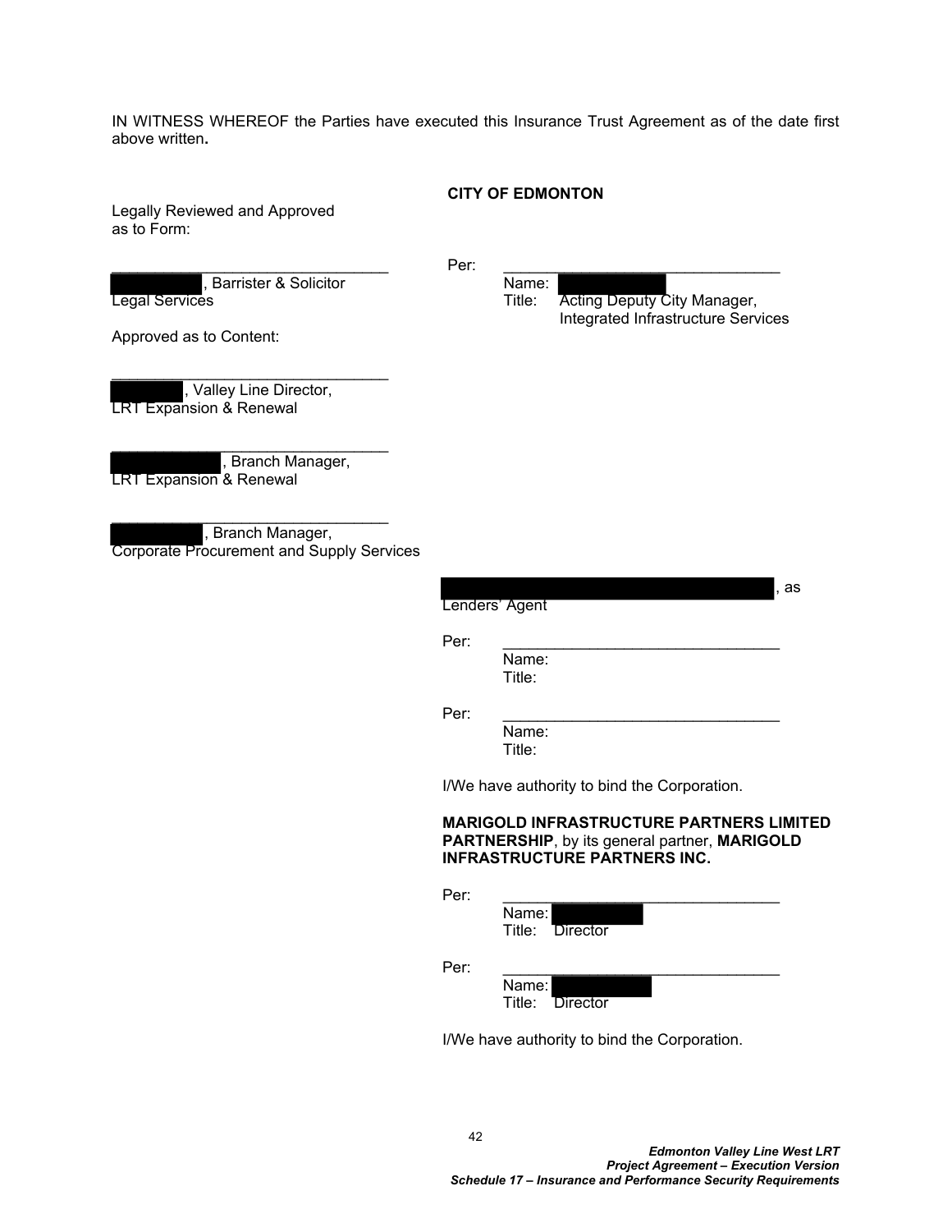IN WITNESS WHEREOF the Parties have executed this Insurance Trust Agreement as of the date first above written.

Legally Reviewed and Approved as to Form:

______________________________
██████, Barrister & Solicitor
Legal Services

Approved as to Content:

______________________________
██████, Valley Line Director,
LRT Expansion & Renewal

______________________________
██████, Branch Manager,
LRT Expansion & Renewal

______________________________
██████, Branch Manager,
Corporate Procurement and Supply Services

**CITY OF EDMONTON**

Per: ______________________________
Name: ██████
Title: Acting Deputy City Manager, Integrated Infrastructure Services

██████████████████████, as Lenders' Agent

Per: ______________________________
Name:
Title:

Per: ______________________________
Name:
Title:

I/We have authority to bind the Corporation.

**MARIGOLD INFRASTRUCTURE PARTNERS LIMITED PARTNERSHIP**, by its general partner, **MARIGOLD INFRASTRUCTURE PARTNERS INC.**

Per: ______________________________
Name: ██████
Title: Director

Per: ______________________________
Name: ██████
Title: Director

I/We have authority to bind the Corporation.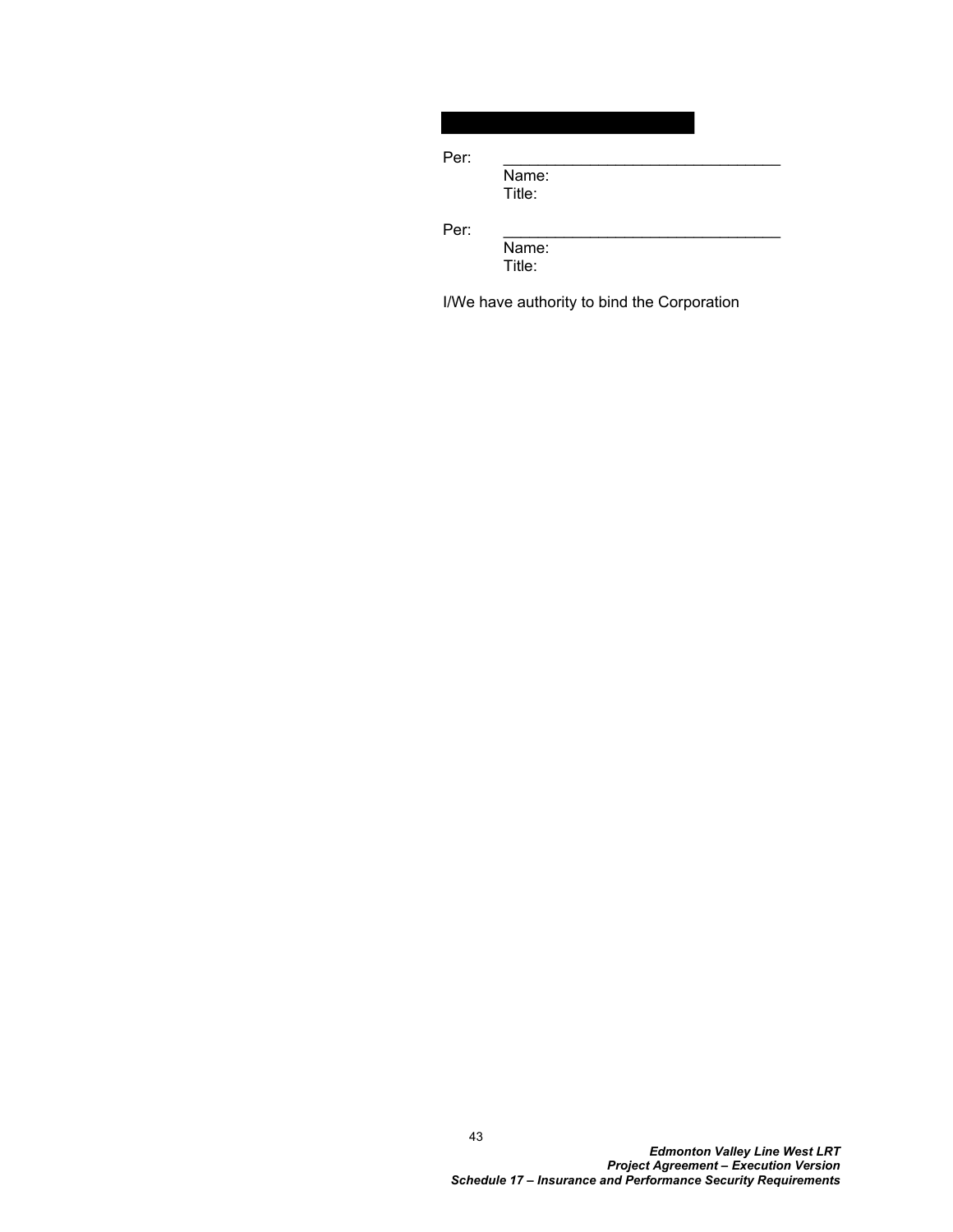Per: \_\_\_\_\_\_\_\_\_\_\_\_\_\_\_\_\_\_\_\_\_\_\_\_\_\_\_\_\_\_\_\_
Name:
Title:

Per: \_\_\_\_\_\_\_\_\_\_\_\_\_\_\_\_\_\_\_\_\_\_\_\_\_\_\_\_\_\_\_\_
Name:
Title:

I/We have authority to bind the Corporation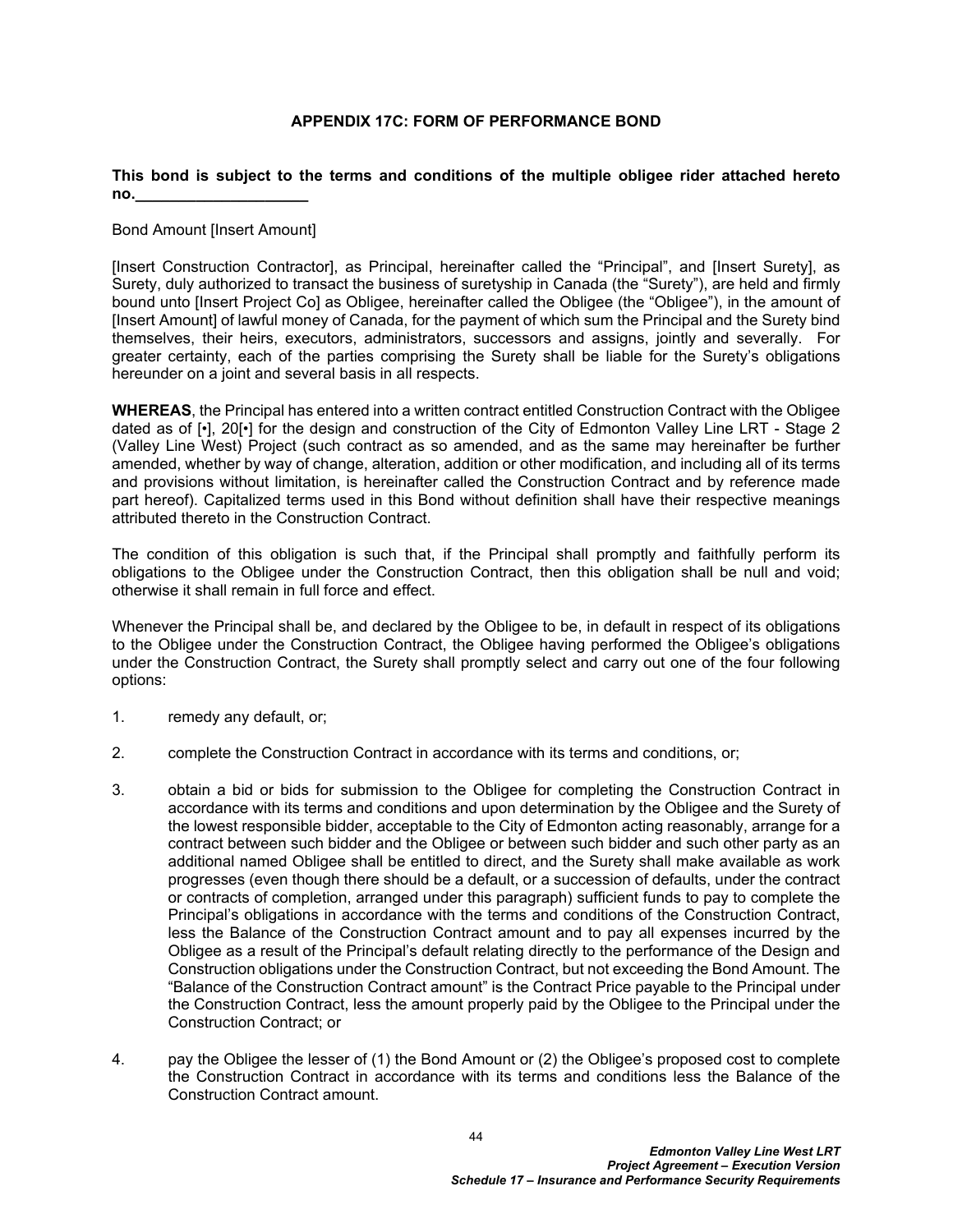# APPENDIX 17C: FORM OF PERFORMANCE BOND

**This bond is subject to the terms and conditions of the multiple obligee rider attached hereto no.____________________**

Bond Amount [Insert Amount]

[Insert Construction Contractor], as Principal, hereinafter called the "Principal", and [Insert Surety], as Surety, duly authorized to transact the business of suretyship in Canada (the "Surety"), are held and firmly bound unto [Insert Project Co] as Obligee, hereinafter called the Obligee (the "Obligee"), in the amount of [Insert Amount] of lawful money of Canada, for the payment of which sum the Principal and the Surety bind themselves, their heirs, executors, administrators, successors and assigns, jointly and severally. For greater certainty, each of the parties comprising the Surety shall be liable for the Surety's obligations hereunder on a joint and several basis in all respects.

**WHEREAS**, the Principal has entered into a written contract entitled Construction Contract with the Obligee dated as of [•], 20[•] for the design and construction of the City of Edmonton Valley Line LRT - Stage 2 (Valley Line West) Project (such contract as so amended, and as the same may hereinafter be further amended, whether by way of change, alteration, addition or other modification, and including all of its terms and provisions without limitation, is hereinafter called the Construction Contract and by reference made part hereof). Capitalized terms used in this Bond without definition shall have their respective meanings attributed thereto in the Construction Contract.

The condition of this obligation is such that, if the Principal shall promptly and faithfully perform its obligations to the Obligee under the Construction Contract, then this obligation shall be null and void; otherwise it shall remain in full force and effect.

Whenever the Principal shall be, and declared by the Obligee to be, in default in respect of its obligations to the Obligee under the Construction Contract, the Obligee having performed the Obligee's obligations under the Construction Contract, the Surety shall promptly select and carry out one of the four following options:

1. remedy any default, or;

2. complete the Construction Contract in accordance with its terms and conditions, or;

3. obtain a bid or bids for submission to the Obligee for completing the Construction Contract in accordance with its terms and conditions and upon determination by the Obligee and the Surety of the lowest responsible bidder, acceptable to the City of Edmonton acting reasonably, arrange for a contract between such bidder and the Obligee or between such bidder and such other party as an additional named Obligee shall be entitled to direct, and the Surety shall make available as work progresses (even though there should be a default, or a succession of defaults, under the contract or contracts of completion, arranged under this paragraph) sufficient funds to pay to complete the Principal's obligations in accordance with the terms and conditions of the Construction Contract, less the Balance of the Construction Contract amount and to pay all expenses incurred by the Obligee as a result of the Principal's default relating directly to the performance of the Design and Construction obligations under the Construction Contract, but not exceeding the Bond Amount. The "Balance of the Construction Contract amount" is the Contract Price payable to the Principal under the Construction Contract, less the amount properly paid by the Obligee to the Principal under the Construction Contract; or

4. pay the Obligee the lesser of (1) the Bond Amount or (2) the Obligee's proposed cost to complete the Construction Contract in accordance with its terms and conditions less the Balance of the Construction Contract amount.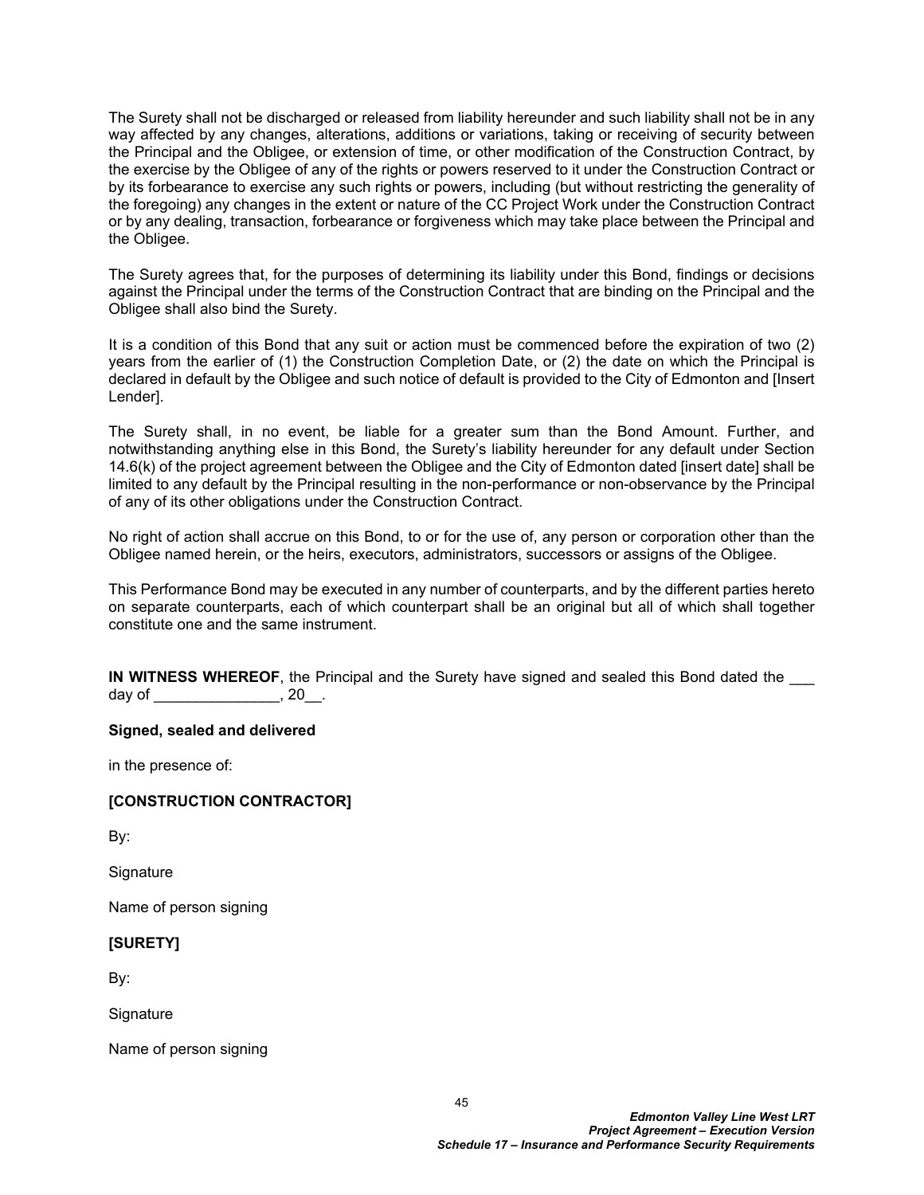The Surety shall not be discharged or released from liability hereunder and such liability shall not be in any way affected by any changes, alterations, additions or variations, taking or receiving of security between the Principal and the Obligee, or extension of time, or other modification of the Construction Contract, by the exercise by the Obligee of any of the rights or powers reserved to it under the Construction Contract or by its forbearance to exercise any such rights or powers, including (but without restricting the generality of the foregoing) any changes in the extent or nature of the CC Project Work under the Construction Contract or by any dealing, transaction, forbearance or forgiveness which may take place between the Principal and the Obligee.

The Surety agrees that, for the purposes of determining its liability under this Bond, findings or decisions against the Principal under the terms of the Construction Contract that are binding on the Principal and the Obligee shall also bind the Surety.

It is a condition of this Bond that any suit or action must be commenced before the expiration of two (2) years from the earlier of (1) the Construction Completion Date, or (2) the date on which the Principal is declared in default by the Obligee and such notice of default is provided to the City of Edmonton and [Insert Lender].

The Surety shall, in no event, be liable for a greater sum than the Bond Amount. Further, and notwithstanding anything else in this Bond, the Surety's liability hereunder for any default under Section 14.6(k) of the project agreement between the Obligee and the City of Edmonton dated [insert date] shall be limited to any default by the Principal resulting in the non-performance or non-observance by the Principal of any of its other obligations under the Construction Contract.

No right of action shall accrue on this Bond, to or for the use of, any person or corporation other than the Obligee named herein, or the heirs, executors, administrators, successors or assigns of the Obligee.

This Performance Bond may be executed in any number of counterparts, and by the different parties hereto on separate counterparts, each of which counterpart shall be an original but all of which shall together constitute one and the same instrument.

**IN WITNESS WHEREOF**, the Principal and the Surety have signed and sealed this Bond dated the ___ day of _______________, 20__.

**Signed, sealed and delivered**

in the presence of:

**[CONSTRUCTION CONTRACTOR]**

By:

Signature

Name of person signing

**[SURETY]**

By:

Signature

Name of person signing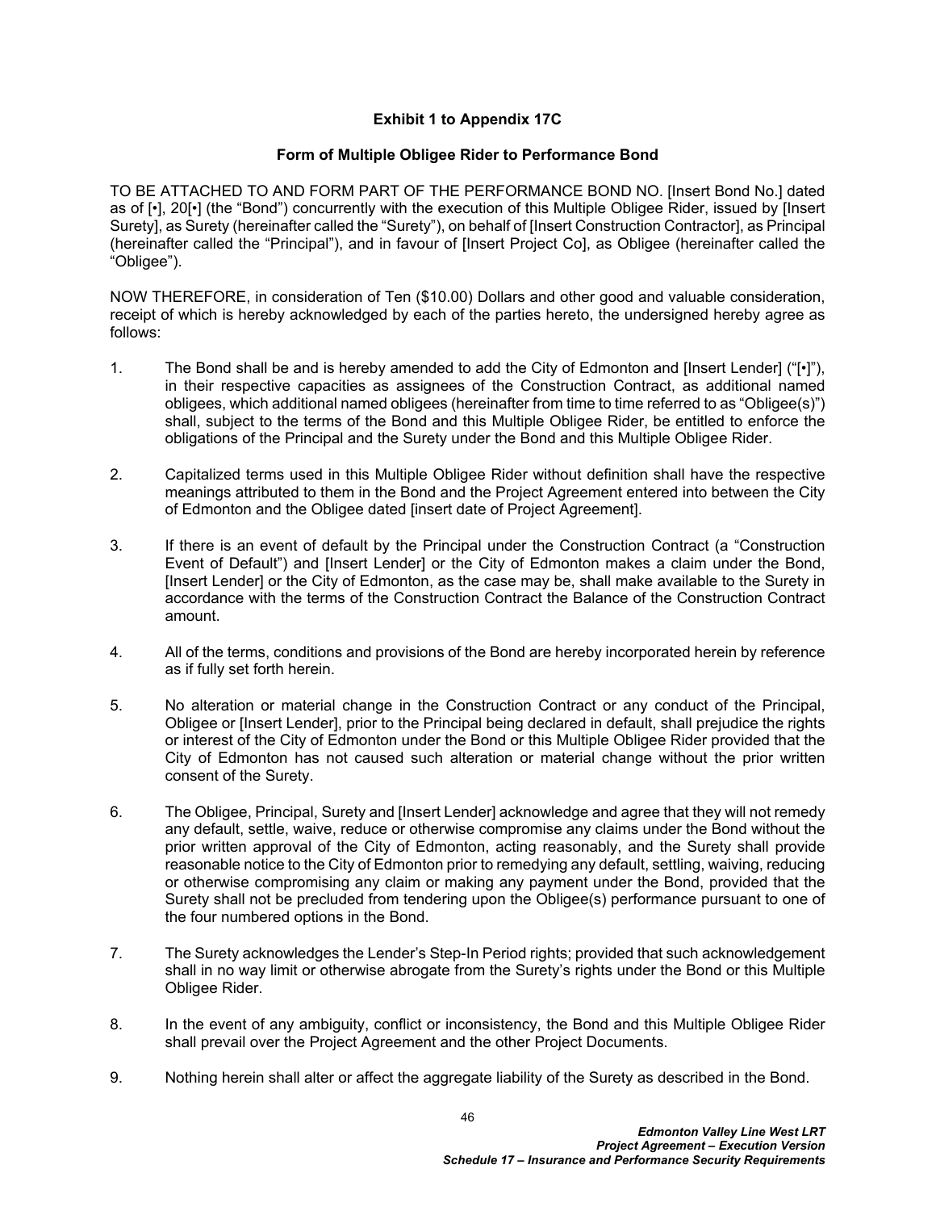**Exhibit 1 to Appendix 17C**

**Form of Multiple Obligee Rider to Performance Bond**

TO BE ATTACHED TO AND FORM PART OF THE PERFORMANCE BOND NO. [Insert Bond No.] dated as of [•], 20[•] (the "Bond") concurrently with the execution of this Multiple Obligee Rider, issued by [Insert Surety], as Surety (hereinafter called the "Surety"), on behalf of [Insert Construction Contractor], as Principal (hereinafter called the "Principal"), and in favour of [Insert Project Co], as Obligee (hereinafter called the "Obligee").

NOW THEREFORE, in consideration of Ten ($10.00) Dollars and other good and valuable consideration, receipt of which is hereby acknowledged by each of the parties hereto, the undersigned hereby agree as follows:

1. The Bond shall be and is hereby amended to add the City of Edmonton and [Insert Lender] ("[•]"), in their respective capacities as assignees of the Construction Contract, as additional named obligees, which additional named obligees (hereinafter from time to time referred to as "Obligee(s)") shall, subject to the terms of the Bond and this Multiple Obligee Rider, be entitled to enforce the obligations of the Principal and the Surety under the Bond and this Multiple Obligee Rider.

2. Capitalized terms used in this Multiple Obligee Rider without definition shall have the respective meanings attributed to them in the Bond and the Project Agreement entered into between the City of Edmonton and the Obligee dated [insert date of Project Agreement].

3. If there is an event of default by the Principal under the Construction Contract (a "Construction Event of Default") and [Insert Lender] or the City of Edmonton makes a claim under the Bond, [Insert Lender] or the City of Edmonton, as the case may be, shall make available to the Surety in accordance with the terms of the Construction Contract the Balance of the Construction Contract amount.

4. All of the terms, conditions and provisions of the Bond are hereby incorporated herein by reference as if fully set forth herein.

5. No alteration or material change in the Construction Contract or any conduct of the Principal, Obligee or [Insert Lender], prior to the Principal being declared in default, shall prejudice the rights or interest of the City of Edmonton under the Bond or this Multiple Obligee Rider provided that the City of Edmonton has not caused such alteration or material change without the prior written consent of the Surety.

6. The Obligee, Principal, Surety and [Insert Lender] acknowledge and agree that they will not remedy any default, settle, waive, reduce or otherwise compromise any claims under the Bond without the prior written approval of the City of Edmonton, acting reasonably, and the Surety shall provide reasonable notice to the City of Edmonton prior to remedying any default, settling, waiving, reducing or otherwise compromising any claim or making any payment under the Bond, provided that the Surety shall not be precluded from tendering upon the Obligee(s) performance pursuant to one of the four numbered options in the Bond.

7. The Surety acknowledges the Lender's Step-In Period rights; provided that such acknowledgement shall in no way limit or otherwise abrogate from the Surety's rights under the Bond or this Multiple Obligee Rider.

8. In the event of any ambiguity, conflict or inconsistency, the Bond and this Multiple Obligee Rider shall prevail over the Project Agreement and the other Project Documents.

9. Nothing herein shall alter or affect the aggregate liability of the Surety as described in the Bond.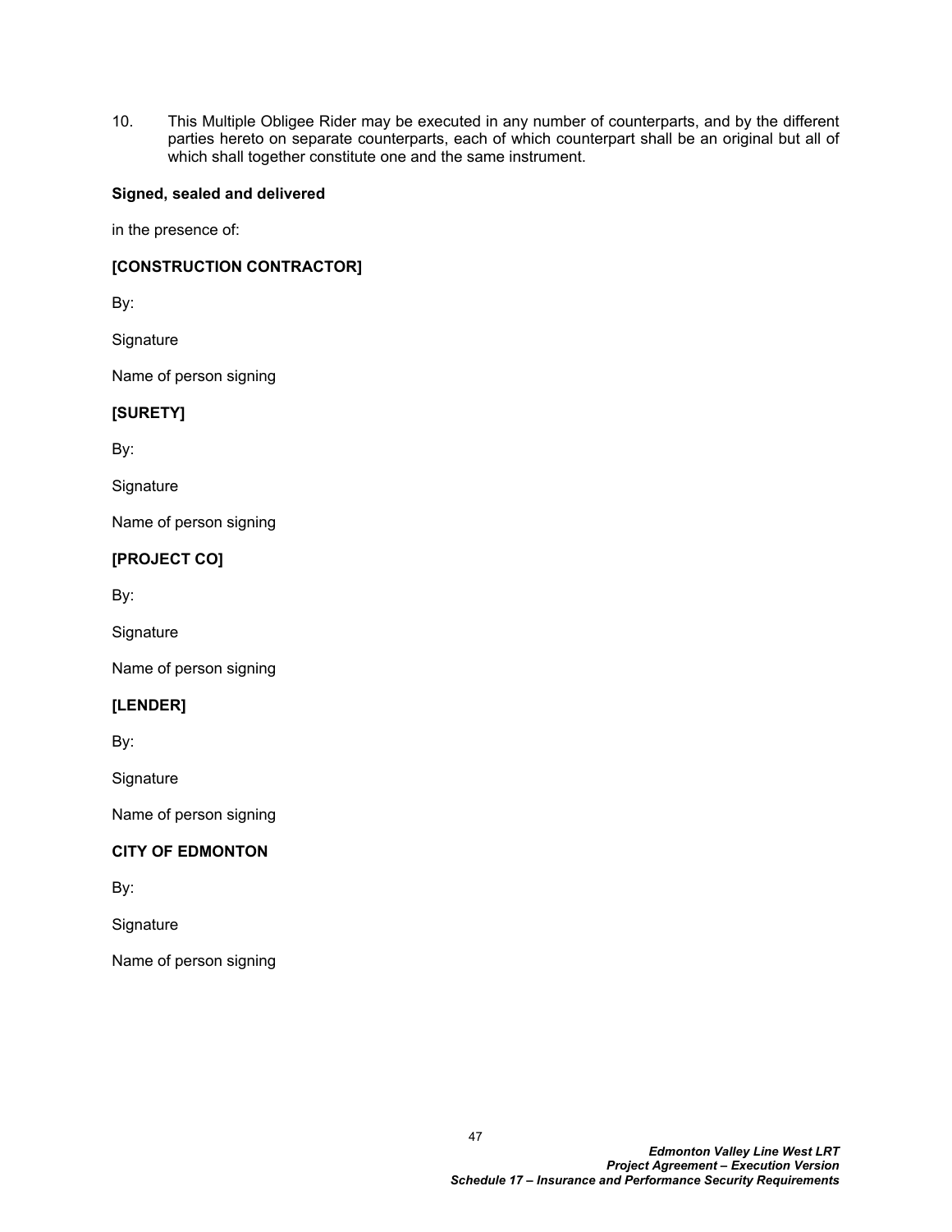10. This Multiple Obligee Rider may be executed in any number of counterparts, and by the different parties hereto on separate counterparts, each of which counterpart shall be an original but all of which shall together constitute one and the same instrument.

**Signed, sealed and delivered**

in the presence of:

**[CONSTRUCTION CONTRACTOR]**

By:

Signature

Name of person signing

**[SURETY]**

By:

Signature

Name of person signing

**[PROJECT CO]**

By:

Signature

Name of person signing

**[LENDER]**

By:

Signature

Name of person signing

**CITY OF EDMONTON**

By:

Signature

Name of person signing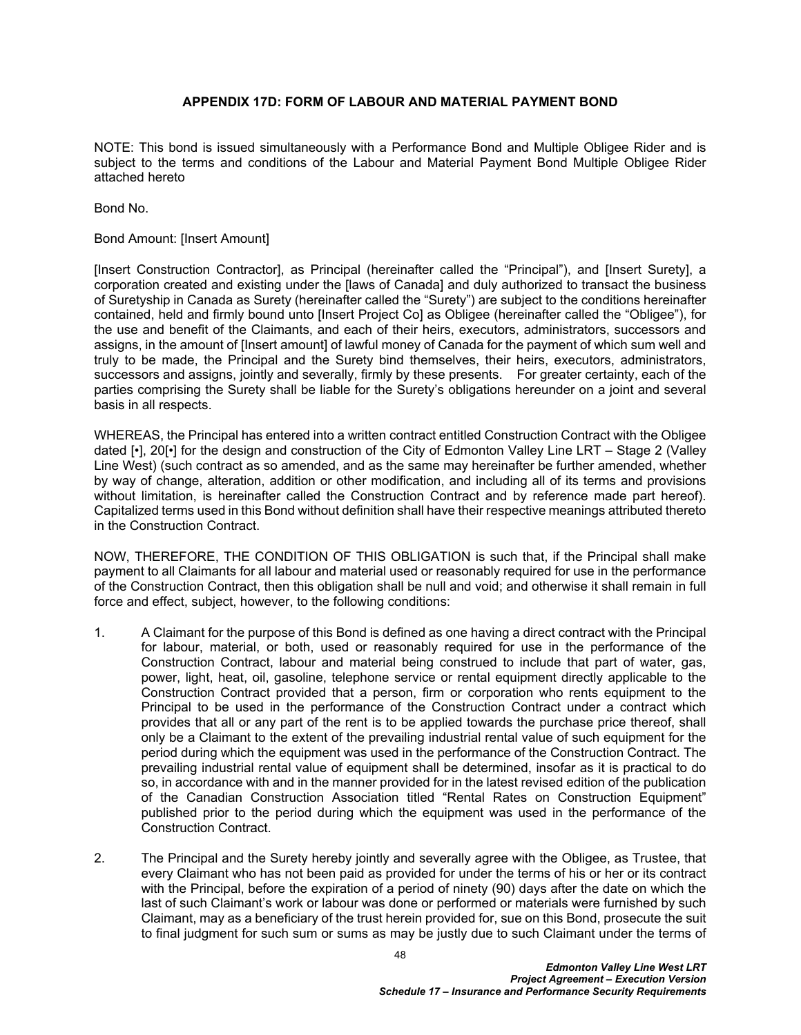## APPENDIX 17D: FORM OF LABOUR AND MATERIAL PAYMENT BOND

NOTE: This bond is issued simultaneously with a Performance Bond and Multiple Obligee Rider and is subject to the terms and conditions of the Labour and Material Payment Bond Multiple Obligee Rider attached hereto

Bond No.

Bond Amount: [Insert Amount]

[Insert Construction Contractor], as Principal (hereinafter called the "Principal"), and [Insert Surety], a corporation created and existing under the [laws of Canada] and duly authorized to transact the business of Suretyship in Canada as Surety (hereinafter called the "Surety") are subject to the conditions hereinafter contained, held and firmly bound unto [Insert Project Co] as Obligee (hereinafter called the "Obligee"), for the use and benefit of the Claimants, and each of their heirs, executors, administrators, successors and assigns, in the amount of [Insert amount] of lawful money of Canada for the payment of which sum well and truly to be made, the Principal and the Surety bind themselves, their heirs, executors, administrators, successors and assigns, jointly and severally, firmly by these presents. For greater certainty, each of the parties comprising the Surety shall be liable for the Surety's obligations hereunder on a joint and several basis in all respects.

WHEREAS, the Principal has entered into a written contract entitled Construction Contract with the Obligee dated [•], 20[•] for the design and construction of the City of Edmonton Valley Line LRT – Stage 2 (Valley Line West) (such contract as so amended, and as the same may hereinafter be further amended, whether by way of change, alteration, addition or other modification, and including all of its terms and provisions without limitation, is hereinafter called the Construction Contract and by reference made part hereof). Capitalized terms used in this Bond without definition shall have their respective meanings attributed thereto in the Construction Contract.

NOW, THEREFORE, THE CONDITION OF THIS OBLIGATION is such that, if the Principal shall make payment to all Claimants for all labour and material used or reasonably required for use in the performance of the Construction Contract, then this obligation shall be null and void; and otherwise it shall remain in full force and effect, subject, however, to the following conditions:

1. A Claimant for the purpose of this Bond is defined as one having a direct contract with the Principal for labour, material, or both, used or reasonably required for use in the performance of the Construction Contract, labour and material being construed to include that part of water, gas, power, light, heat, oil, gasoline, telephone service or rental equipment directly applicable to the Construction Contract provided that a person, firm or corporation who rents equipment to the Principal to be used in the performance of the Construction Contract under a contract which provides that all or any part of the rent is to be applied towards the purchase price thereof, shall only be a Claimant to the extent of the prevailing industrial rental value of such equipment for the period during which the equipment was used in the performance of the Construction Contract. The prevailing industrial rental value of equipment shall be determined, insofar as it is practical to do so, in accordance with and in the manner provided for in the latest revised edition of the publication of the Canadian Construction Association titled "Rental Rates on Construction Equipment" published prior to the period during which the equipment was used in the performance of the Construction Contract.

2. The Principal and the Surety hereby jointly and severally agree with the Obligee, as Trustee, that every Claimant who has not been paid as provided for under the terms of his or her or its contract with the Principal, before the expiration of a period of ninety (90) days after the date on which the last of such Claimant's work or labour was done or performed or materials were furnished by such Claimant, may as a beneficiary of the trust herein provided for, sue on this Bond, prosecute the suit to final judgment for such sum or sums as may be justly due to such Claimant under the terms of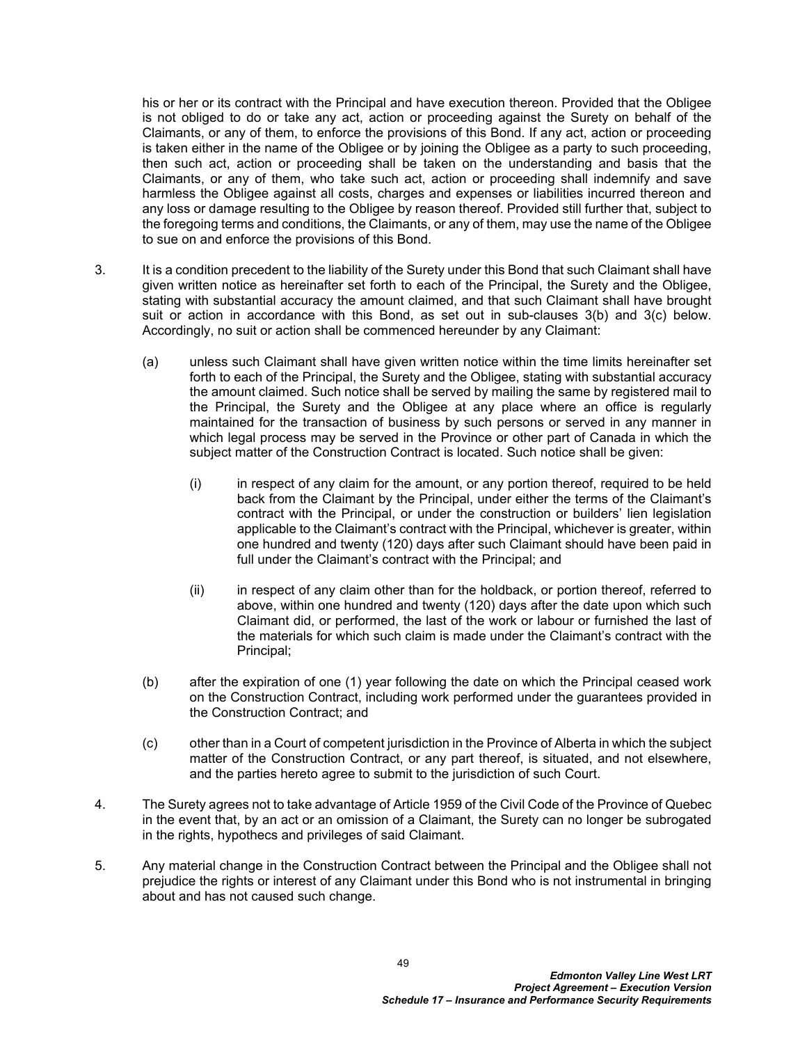his or her or its contract with the Principal and have execution thereon. Provided that the Obligee is not obliged to do or take any act, action or proceeding against the Surety on behalf of the Claimants, or any of them, to enforce the provisions of this Bond. If any act, action or proceeding is taken either in the name of the Obligee or by joining the Obligee as a party to such proceeding, then such act, action or proceeding shall be taken on the understanding and basis that the Claimants, or any of them, who take such act, action or proceeding shall indemnify and save harmless the Obligee against all costs, charges and expenses or liabilities incurred thereon and any loss or damage resulting to the Obligee by reason thereof. Provided still further that, subject to the foregoing terms and conditions, the Claimants, or any of them, may use the name of the Obligee to sue on and enforce the provisions of this Bond.

3. It is a condition precedent to the liability of the Surety under this Bond that such Claimant shall have given written notice as hereinafter set forth to each of the Principal, the Surety and the Obligee, stating with substantial accuracy the amount claimed, and that such Claimant shall have brought suit or action in accordance with this Bond, as set out in sub-clauses 3(b) and 3(c) below. Accordingly, no suit or action shall be commenced hereunder by any Claimant:

   (a) unless such Claimant shall have given written notice within the time limits hereinafter set forth to each of the Principal, the Surety and the Obligee, stating with substantial accuracy the amount claimed. Such notice shall be served by mailing the same by registered mail to the Principal, the Surety and the Obligee at any place where an office is regularly maintained for the transaction of business by such persons or served in any manner in which legal process may be served in the Province or other part of Canada in which the subject matter of the Construction Contract is located. Such notice shall be given:

      (i) in respect of any claim for the amount, or any portion thereof, required to be held back from the Claimant by the Principal, under either the terms of the Claimant's contract with the Principal, or under the construction or builders' lien legislation applicable to the Claimant's contract with the Principal, whichever is greater, within one hundred and twenty (120) days after such Claimant should have been paid in full under the Claimant's contract with the Principal; and

      (ii) in respect of any claim other than for the holdback, or portion thereof, referred to above, within one hundred and twenty (120) days after the date upon which such Claimant did, or performed, the last of the work or labour or furnished the last of the materials for which such claim is made under the Claimant's contract with the Principal;

   (b) after the expiration of one (1) year following the date on which the Principal ceased work on the Construction Contract, including work performed under the guarantees provided in the Construction Contract; and

   (c) other than in a Court of competent jurisdiction in the Province of Alberta in which the subject matter of the Construction Contract, or any part thereof, is situated, and not elsewhere, and the parties hereto agree to submit to the jurisdiction of such Court.

4. The Surety agrees not to take advantage of Article 1959 of the Civil Code of the Province of Quebec in the event that, by an act or an omission of a Claimant, the Surety can no longer be subrogated in the rights, hypothecs and privileges of said Claimant.

5. Any material change in the Construction Contract between the Principal and the Obligee shall not prejudice the rights or interest of any Claimant under this Bond who is not instrumental in bringing about and has not caused such change.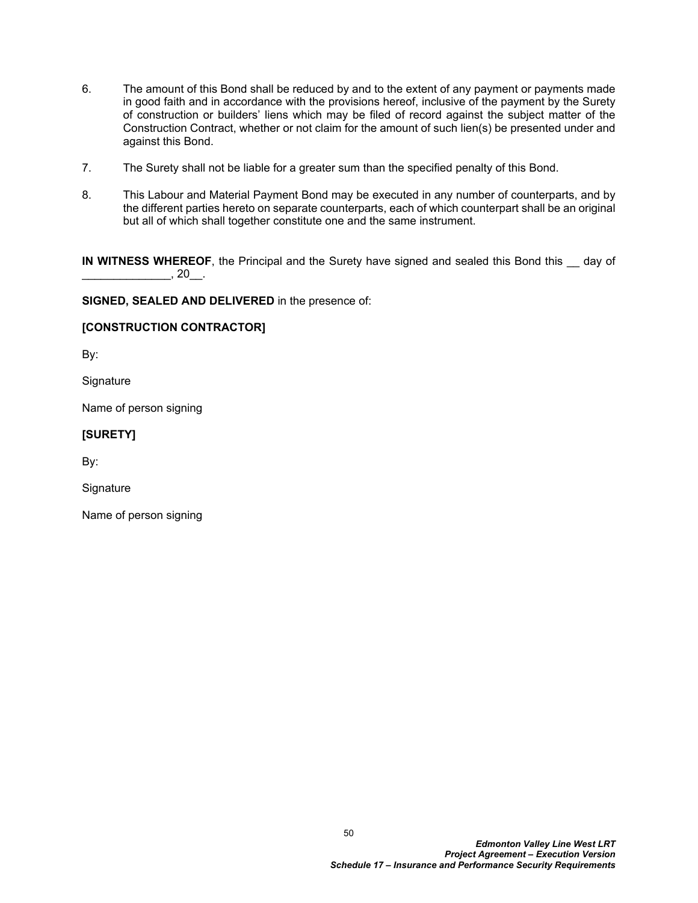6. The amount of this Bond shall be reduced by and to the extent of any payment or payments made in good faith and in accordance with the provisions hereof, inclusive of the payment by the Surety of construction or builders' liens which may be filed of record against the subject matter of the Construction Contract, whether or not claim for the amount of such lien(s) be presented under and against this Bond.

7. The Surety shall not be liable for a greater sum than the specified penalty of this Bond.

8. This Labour and Material Payment Bond may be executed in any number of counterparts, and by the different parties hereto on separate counterparts, each of which counterpart shall be an original but all of which shall together constitute one and the same instrument.

**IN WITNESS WHEREOF**, the Principal and the Surety have signed and sealed this Bond this __ day of ______________, 20__.

**SIGNED, SEALED AND DELIVERED** in the presence of:

**[CONSTRUCTION CONTRACTOR]**

By:

Signature

Name of person signing

**[SURETY]**

By:

Signature

Name of person signing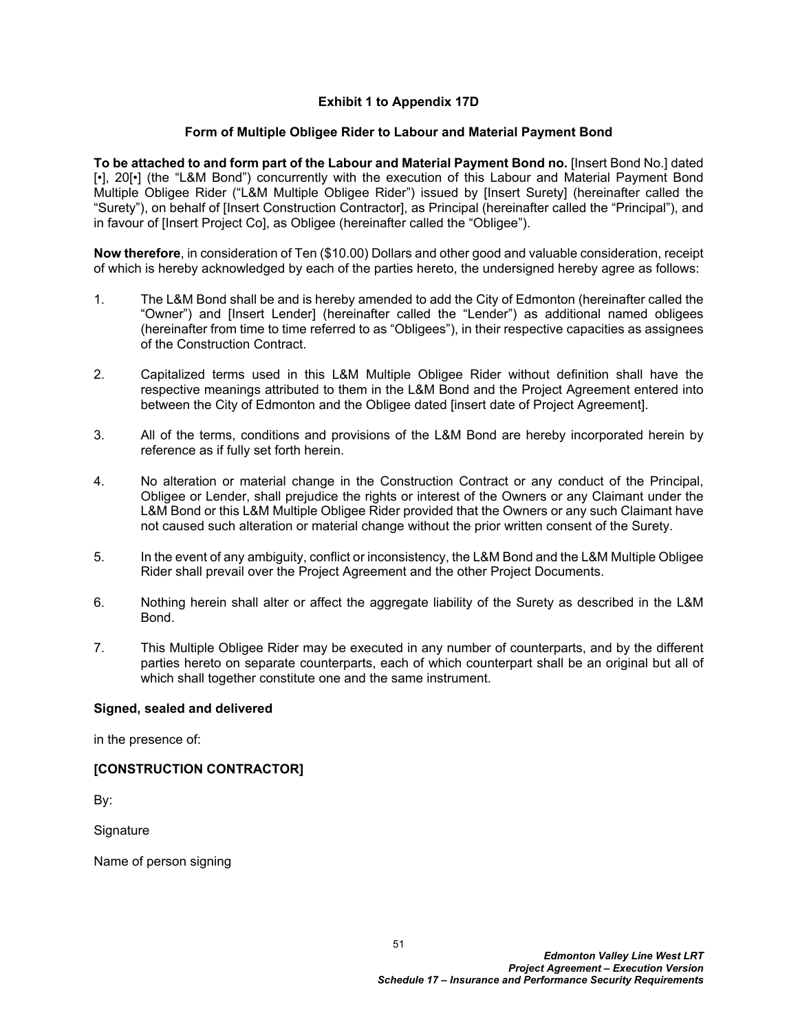**Exhibit 1 to Appendix 17D**

**Form of Multiple Obligee Rider to Labour and Material Payment Bond**

**To be attached to and form part of the Labour and Material Payment Bond no.** [Insert Bond No.] dated [•], 20[•] (the "L&M Bond") concurrently with the execution of this Labour and Material Payment Bond Multiple Obligee Rider ("L&M Multiple Obligee Rider") issued by [Insert Surety] (hereinafter called the "Surety"), on behalf of [Insert Construction Contractor], as Principal (hereinafter called the "Principal"), and in favour of [Insert Project Co], as Obligee (hereinafter called the "Obligee").

**Now therefore**, in consideration of Ten ($10.00) Dollars and other good and valuable consideration, receipt of which is hereby acknowledged by each of the parties hereto, the undersigned hereby agree as follows:

1. The L&M Bond shall be and is hereby amended to add the City of Edmonton (hereinafter called the "Owner") and [Insert Lender] (hereinafter called the "Lender") as additional named obligees (hereinafter from time to time referred to as "Obligees"), in their respective capacities as assignees of the Construction Contract.

2. Capitalized terms used in this L&M Multiple Obligee Rider without definition shall have the respective meanings attributed to them in the L&M Bond and the Project Agreement entered into between the City of Edmonton and the Obligee dated [insert date of Project Agreement].

3. All of the terms, conditions and provisions of the L&M Bond are hereby incorporated herein by reference as if fully set forth herein.

4. No alteration or material change in the Construction Contract or any conduct of the Principal, Obligee or Lender, shall prejudice the rights or interest of the Owners or any Claimant under the L&M Bond or this L&M Multiple Obligee Rider provided that the Owners or any such Claimant have not caused such alteration or material change without the prior written consent of the Surety.

5. In the event of any ambiguity, conflict or inconsistency, the L&M Bond and the L&M Multiple Obligee Rider shall prevail over the Project Agreement and the other Project Documents.

6. Nothing herein shall alter or affect the aggregate liability of the Surety as described in the L&M Bond.

7. This Multiple Obligee Rider may be executed in any number of counterparts, and by the different parties hereto on separate counterparts, each of which counterpart shall be an original but all of which shall together constitute one and the same instrument.

**Signed, sealed and delivered**

in the presence of:

**[CONSTRUCTION CONTRACTOR]**

By:

Signature

Name of person signing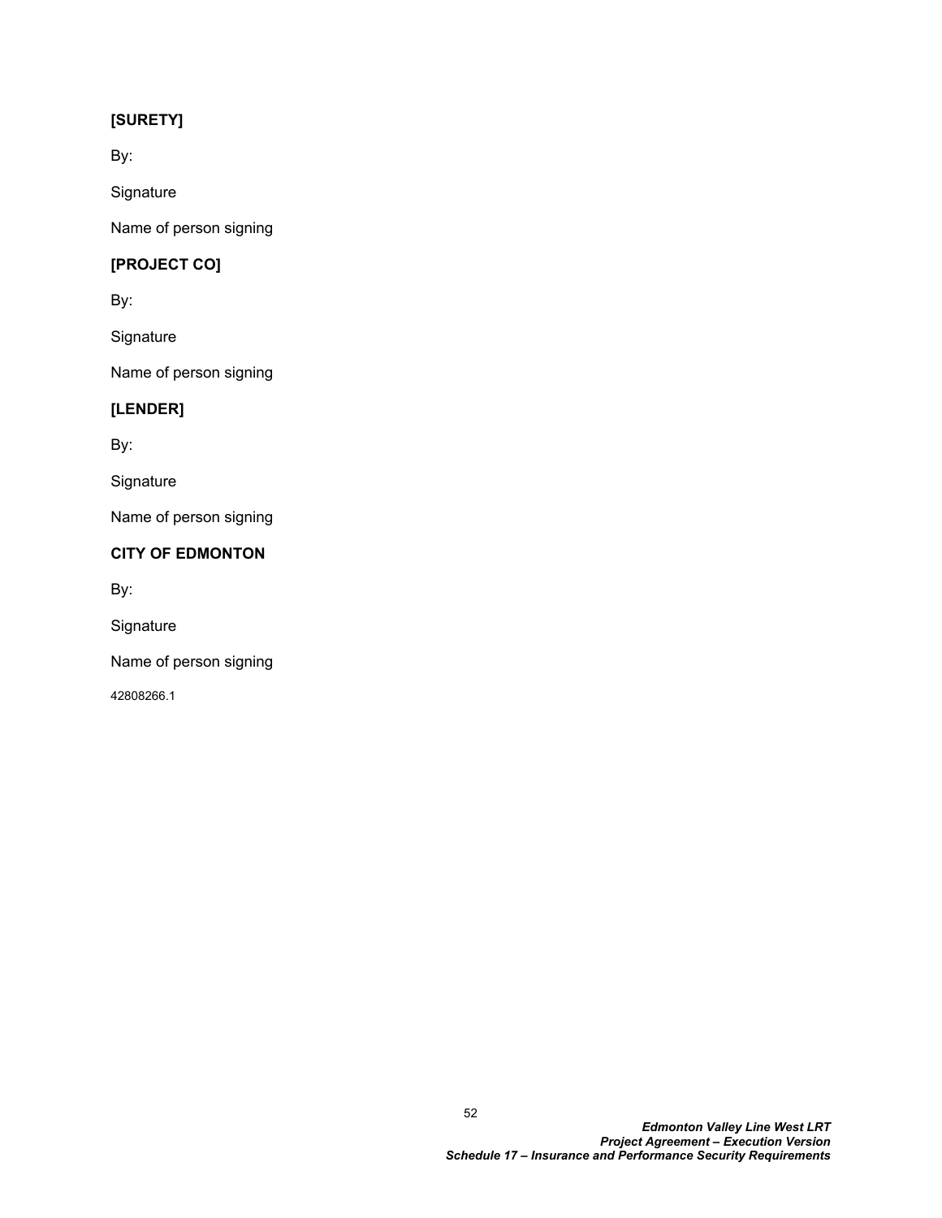**[SURETY]**

By:

Signature

Name of person signing

**[PROJECT CO]**

By:

Signature

Name of person signing

**[LENDER]**

By:

Signature

Name of person signing

**CITY OF EDMONTON**

By:

Signature

Name of person signing

42808266.1